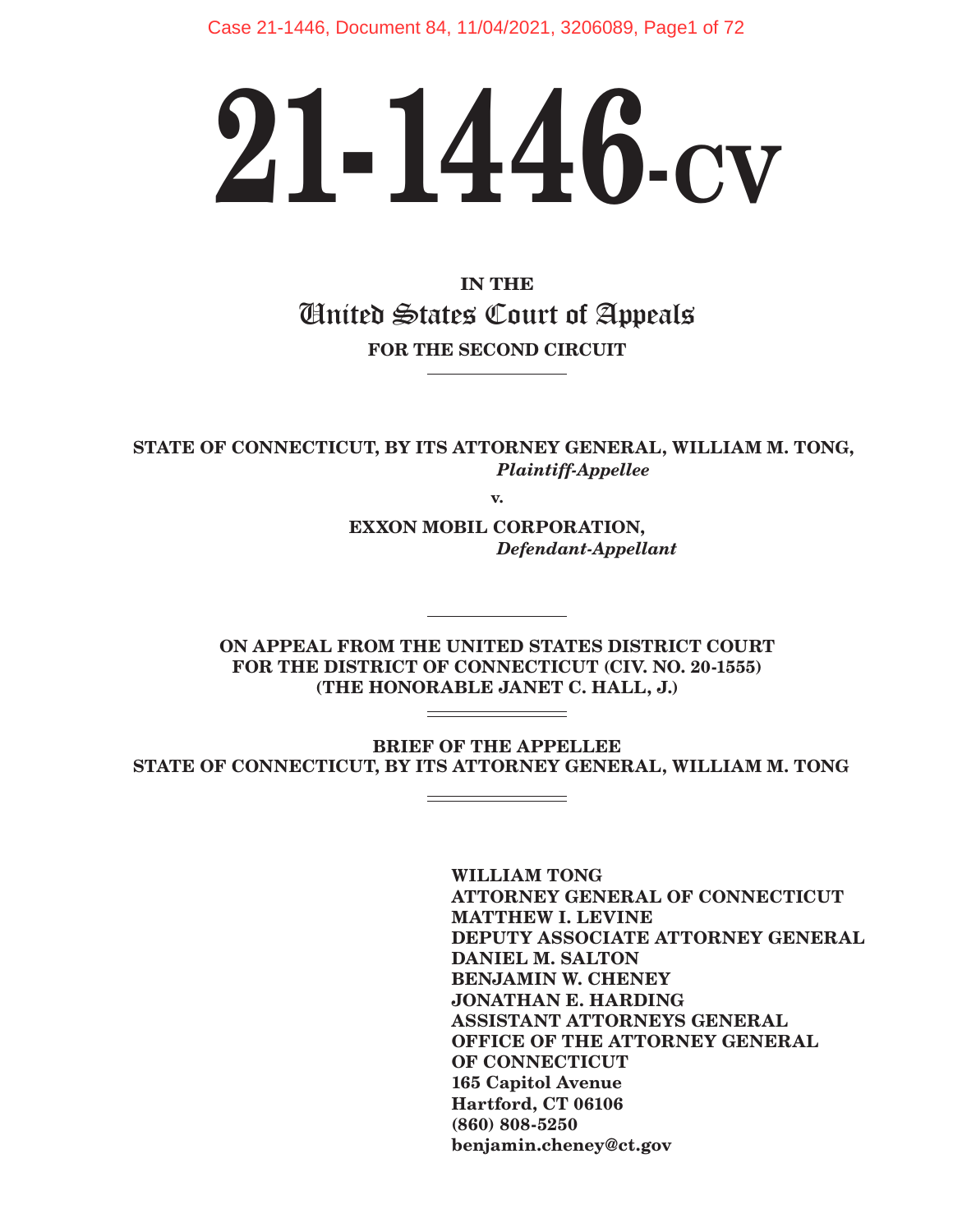# 21-1446-cv

IN THE

United States Court of Appeals

FOR THE SECOND CIRCUIT

---

STATE OF CONNECTICUT, BY ITS ATTORNEY GENERAL, WILLIAM M. TONG,
*Plaintiff-Appellee*

v.

EXXON MOBIL CORPORATION,
*Defendant-Appellant*

---

ON APPEAL FROM THE UNITED STATES DISTRICT COURT FOR THE DISTRICT OF CONNECTICUT (CIV. NO. 20-1555) (THE HONORABLE JANET C. HALL, J.)

---

BRIEF OF THE APPELLEE
STATE OF CONNECTICUT, BY ITS ATTORNEY GENERAL, WILLIAM M. TONG

---

WILLIAM TONG
ATTORNEY GENERAL OF CONNECTICUT
MATTHEW I. LEVINE
DEPUTY ASSOCIATE ATTORNEY GENERAL
DANIEL M. SALTON
BENJAMIN W. CHENEY
JONATHAN E. HARDING
ASSISTANT ATTORNEYS GENERAL
OFFICE OF THE ATTORNEY GENERAL
OF CONNECTICUT
165 Capitol Avenue
Hartford, CT 06106
(860) 808-5250
benjamin.cheney@ct.gov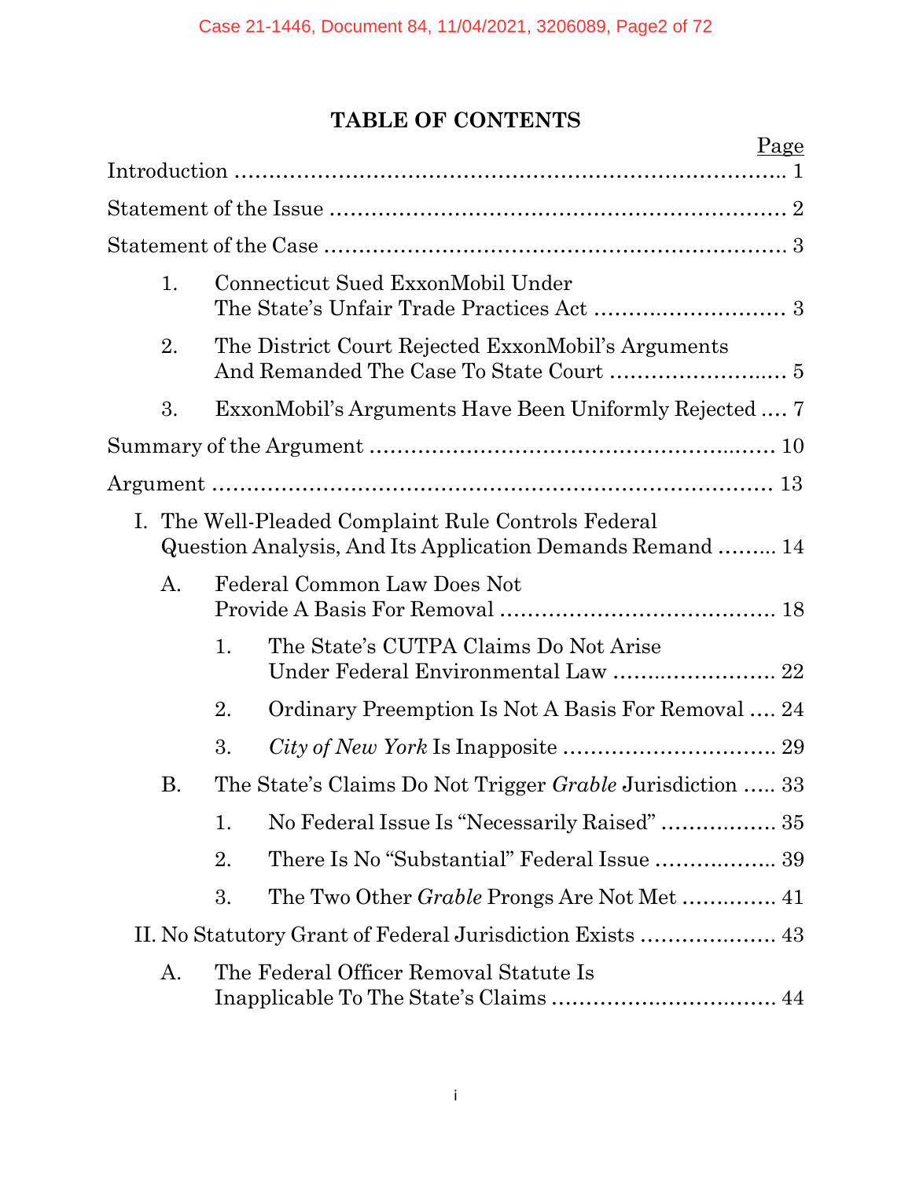# TABLE OF CONTENTS

| | Page |
|---|---|
| Introduction | 1 |
| Statement of the Issue | 2 |
| Statement of the Case | 3 |
| 1. Connecticut Sued ExxonMobil Under The State's Unfair Trade Practices Act | 3 |
| 2. The District Court Rejected ExxonMobil's Arguments And Remanded The Case To State Court | 5 |
| 3. ExxonMobil's Arguments Have Been Uniformly Rejected | 7 |
| Summary of the Argument | 10 |
| Argument | 13 |
| I. The Well-Pleaded Complaint Rule Controls Federal Question Analysis, And Its Application Demands Remand | 14 |
| A. Federal Common Law Does Not Provide A Basis For Removal | 18 |
| 1. The State's CUTPA Claims Do Not Arise Under Federal Environmental Law | 22 |
| 2. Ordinary Preemption Is Not A Basis For Removal | 24 |
| 3. *City of New York* Is Inapposite | 29 |
| B. The State's Claims Do Not Trigger *Grable* Jurisdiction | 33 |
| 1. No Federal Issue Is "Necessarily Raised" | 35 |
| 2. There Is No "Substantial" Federal Issue | 39 |
| 3. The Two Other *Grable* Prongs Are Not Met | 41 |
| II. No Statutory Grant of Federal Jurisdiction Exists | 43 |
| A. The Federal Officer Removal Statute Is Inapplicable To The State's Claims | 44 |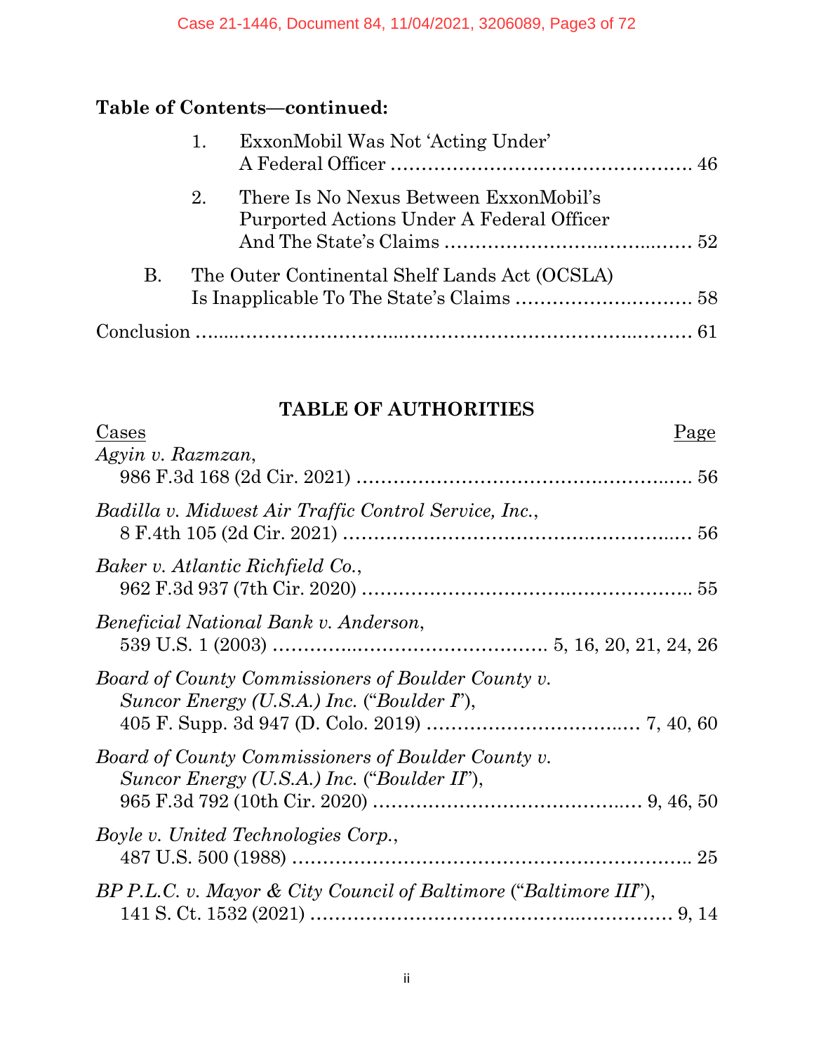**Table of Contents—continued:**

1. ExxonMobil Was Not 'Acting Under' A Federal Officer ........................................ 46

2. There Is No Nexus Between ExxonMobil's Purported Actions Under A Federal Officer And The State's Claims ........................................ 52

B. The Outer Continental Shelf Lands Act (OCSLA) Is Inapplicable To The State's Claims ........................................ 58

Conclusion ........................................ 61

## TABLE OF AUTHORITIES

Cases | Page

*Agyin v. Razmzan*,
986 F.3d 168 (2d Cir. 2021) ........................................ 56

*Badilla v. Midwest Air Traffic Control Service, Inc.*,
8 F.4th 105 (2d Cir. 2021) ........................................ 56

*Baker v. Atlantic Richfield Co.*,
962 F.3d 937 (7th Cir. 2020) ........................................ 55

*Beneficial National Bank v. Anderson*,
539 U.S. 1 (2003) ........................................ 5, 16, 20, 21, 24, 26

*Board of County Commissioners of Boulder County v. Suncor Energy (U.S.A.) Inc.* ("*Boulder I*"),
405 F. Supp. 3d 947 (D. Colo. 2019) ........................................ 7, 40, 60

*Board of County Commissioners of Boulder County v. Suncor Energy (U.S.A.) Inc.* ("*Boulder II*"),
965 F.3d 792 (10th Cir. 2020) ........................................ 9, 46, 50

*Boyle v. United Technologies Corp.*,
487 U.S. 500 (1988) ........................................ 25

*BP P.L.C. v. Mayor & City Council of Baltimore* ("*Baltimore III*"),
141 S. Ct. 1532 (2021) ........................................ 9, 14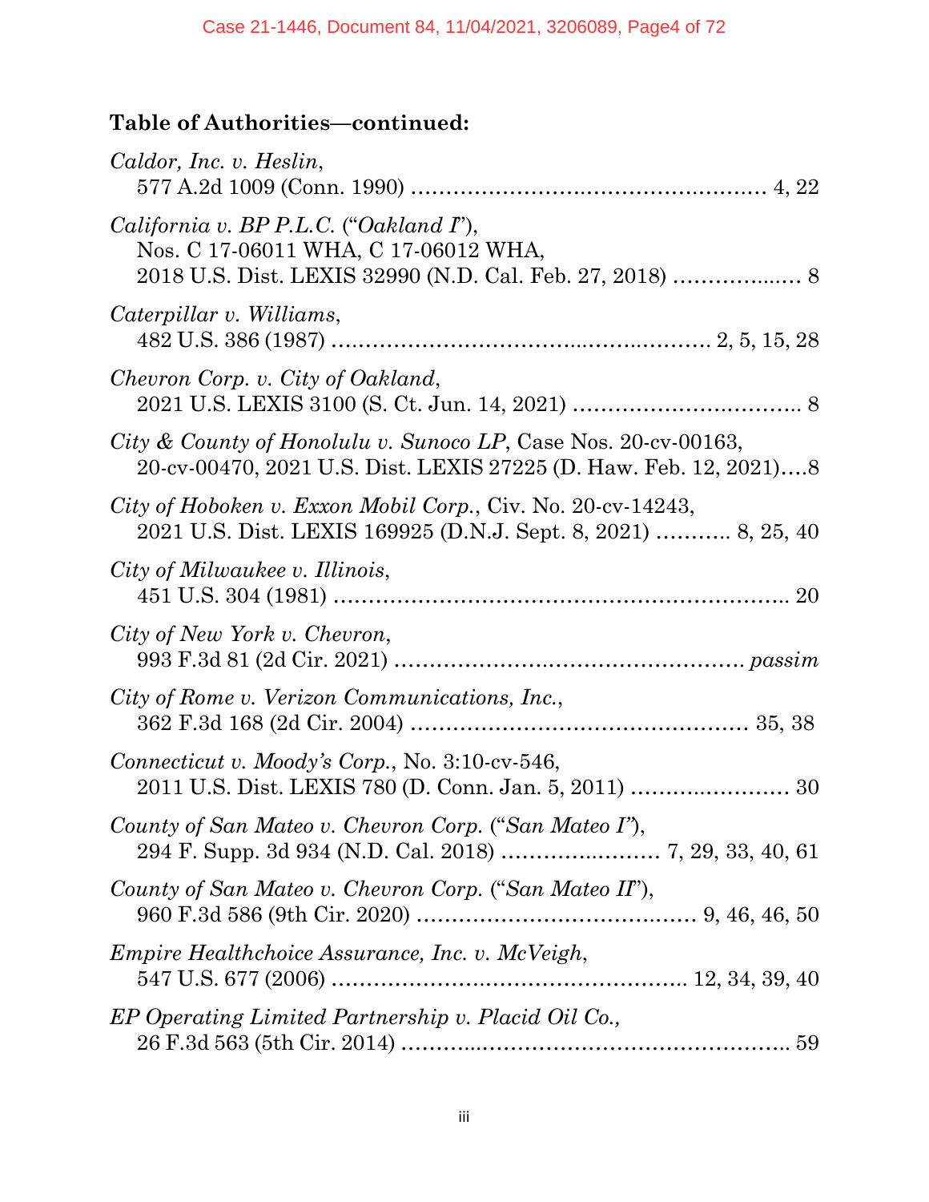**Table of Authorities—continued:**

*Caldor, Inc. v. Heslin*,
577 A.2d 1009 (Conn. 1990) ........................................................ 4, 22

*California v. BP P.L.C.* ("*Oakland I*"),
Nos. C 17-06011 WHA, C 17-06012 WHA,
2018 U.S. Dist. LEXIS 32990 (N.D. Cal. Feb. 27, 2018) .................... 8

*Caterpillar v. Williams*,
482 U.S. 386 (1987) ........................................................ 2, 5, 15, 28

*Chevron Corp. v. City of Oakland*,
2021 U.S. LEXIS 3100 (S. Ct. Jun. 14, 2021) ..................................... 8

*City & County of Honolulu v. Sunoco LP*, Case Nos. 20-cv-00163,
20-cv-00470, 2021 U.S. Dist. LEXIS 27225 (D. Haw. Feb. 12, 2021)....8

*City of Hoboken v. Exxon Mobil Corp.*, Civ. No. 20-cv-14243,
2021 U.S. Dist. LEXIS 169925 (D.N.J. Sept. 8, 2021) ........... 8, 25, 40

*City of Milwaukee v. Illinois*,
451 U.S. 304 (1981) ........................................................................ 20

*City of New York v. Chevron*,
993 F.3d 81 (2d Cir. 2021) ................................................... *passim*

*City of Rome v. Verizon Communications, Inc.*,
362 F.3d 168 (2d Cir. 2004) ..................................................... 35, 38

*Connecticut v. Moody's Corp.*, No. 3:10-cv-546,
2011 U.S. Dist. LEXIS 780 (D. Conn. Jan. 5, 2011) ........................ 30

*County of San Mateo v. Chevron Corp.* ("*San Mateo I*"),
294 F. Supp. 3d 934 (N.D. Cal. 2018) ......................... 7, 29, 33, 40, 61

*County of San Mateo v. Chevron Corp.* ("*San Mateo II*"),
960 F.3d 586 (9th Cir. 2020) ........................................... 9, 46, 46, 50

*Empire Healthchoice Assurance, Inc. v. McVeigh*,
547 U.S. 677 (2006) .................................................... 12, 34, 39, 40

*EP Operating Limited Partnership v. Placid Oil Co.*,
26 F.3d 563 (5th Cir. 2014) ............................................................ 59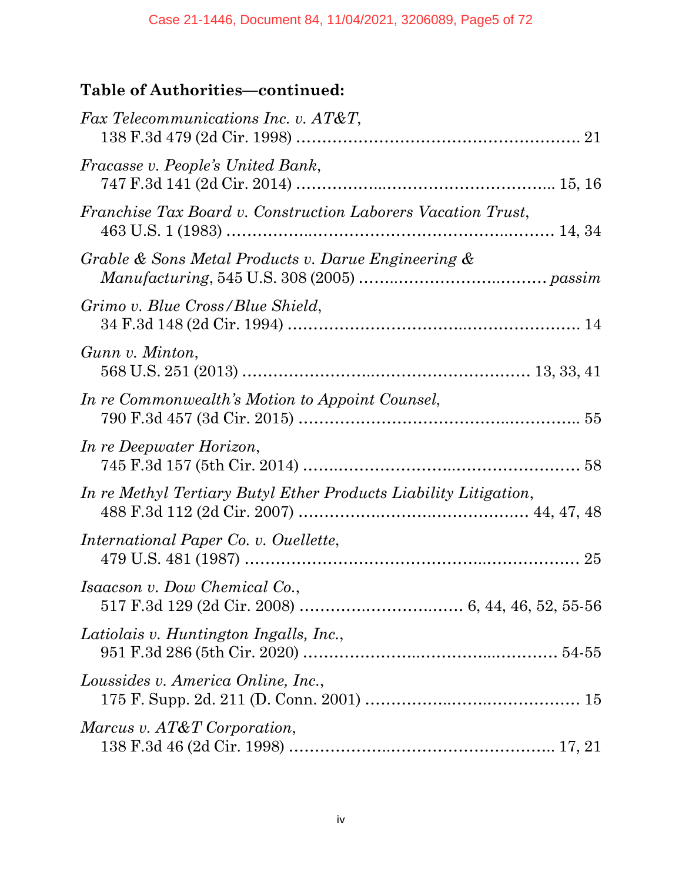**Table of Authorities—continued:**

*Fax Telecommunications Inc. v. AT&T*,
138 F.3d 479 (2d Cir. 1998) .......................................................... 21

*Fracasse v. People's United Bank*,
747 F.3d 141 (2d Cir. 2014) .................................................. 15, 16

*Franchise Tax Board v. Construction Laborers Vacation Trust*,
463 U.S. 1 (1983) ............................................................... 14, 34

*Grable & Sons Metal Products v. Darue Engineering & Manufacturing*, 545 U.S. 308 (2005) ...................................... *passim*

*Grimo v. Blue Cross/Blue Shield*,
34 F.3d 148 (2d Cir. 1994) ............................................................ 14

*Gunn v. Minton*,
568 U.S. 251 (2013) ........................................................ 13, 33, 41

*In re Commonwealth's Motion to Appoint Counsel*,
790 F.3d 457 (3d Cir. 2015) .......................................................... 55

*In re Deepwater Horizon*,
745 F.3d 157 (5th Cir. 2014) ......................................................... 58

*In re Methyl Tertiary Butyl Ether Products Liability Litigation*,
488 F.3d 112 (2d Cir. 2007) ........................................... 44, 47, 48

*International Paper Co. v. Ouellette*,
479 U.S. 481 (1987) ..................................................................... 25

*Isaacson v. Dow Chemical Co.*,
517 F.3d 129 (2d Cir. 2008) ............................... 6, 44, 46, 52, 55-56

*Latiolais v. Huntington Ingalls, Inc.*,
951 F.3d 286 (5th Cir. 2020) ..................................................... 54-55

*Loussides v. America Online, Inc.*,
175 F. Supp. 2d. 211 (D. Conn. 2001) ............................................ 15

*Marcus v. AT&T Corporation*,
138 F.3d 46 (2d Cir. 1998) ....................................................... 17, 21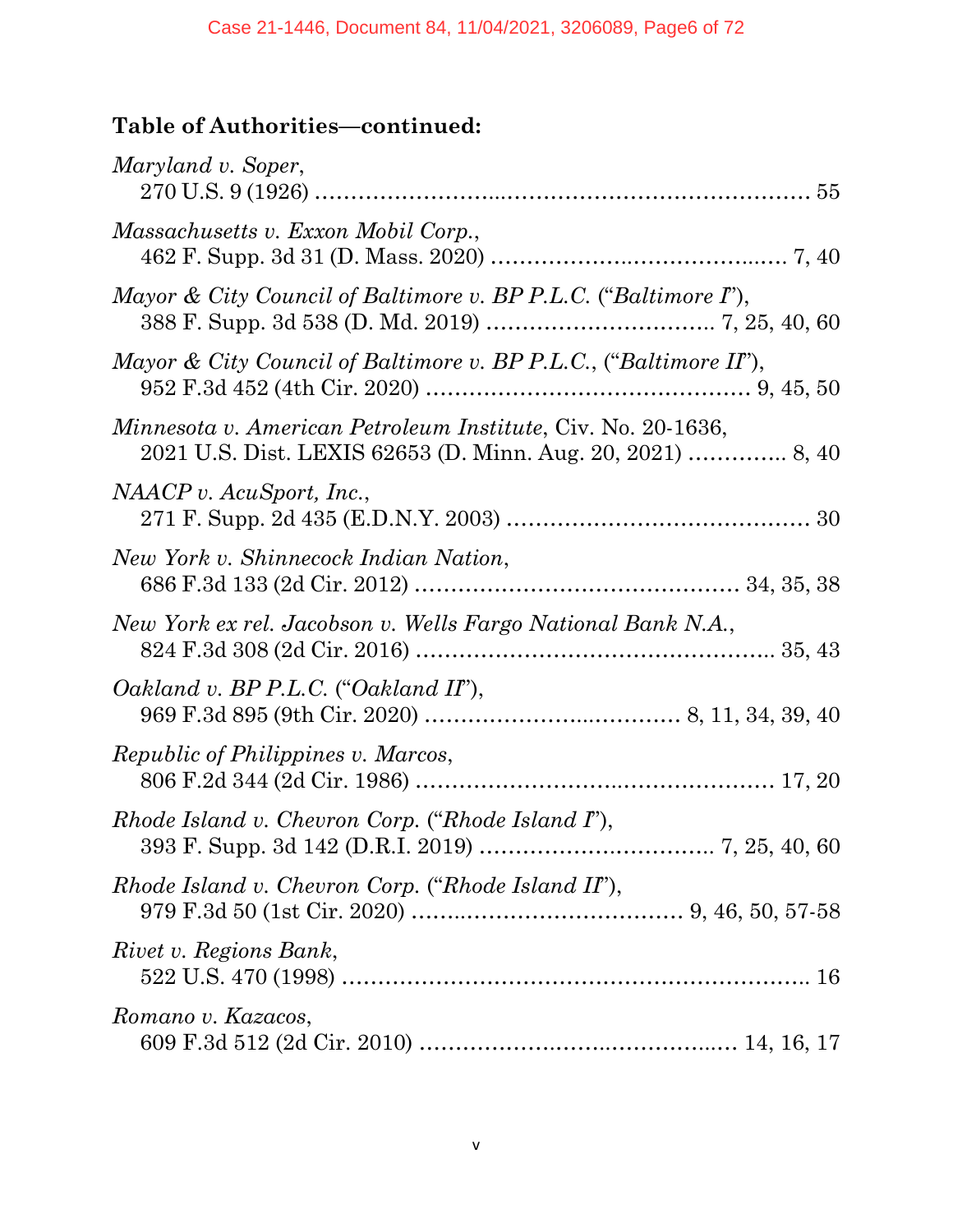**Table of Authorities—continued:**

*Maryland v. Soper*,
270 U.S. 9 (1926) .................................................................... 55

*Massachusetts v. Exxon Mobil Corp.*,
462 F. Supp. 3d 31 (D. Mass. 2020) ........................................ 7, 40

*Mayor & City Council of Baltimore v. BP P.L.C.* ("*Baltimore I*"),
388 F. Supp. 3d 538 (D. Md. 2019) ............................ 7, 25, 40, 60

*Mayor & City Council of Baltimore v. BP P.L.C.*, ("*Baltimore II*"),
952 F.3d 452 (4th Cir. 2020) ........................................... 9, 45, 50

*Minnesota v. American Petroleum Institute*, Civ. No. 20-1636,
2021 U.S. Dist. LEXIS 62653 (D. Minn. Aug. 20, 2021) ............. 8, 40

*NAACP v. AcuSport, Inc.*,
271 F. Supp. 2d 435 (E.D.N.Y. 2003) ........................................ 30

*New York v. Shinnecock Indian Nation*,
686 F.3d 133 (2d Cir. 2012) ........................................... 34, 35, 38

*New York ex rel. Jacobson v. Wells Fargo National Bank N.A.*,
824 F.3d 308 (2d Cir. 2016) ................................................ 35, 43

*Oakland v. BP P.L.C.* ("*Oakland II*"),
969 F.3d 895 (9th Cir. 2020) ................................ 8, 11, 34, 39, 40

*Republic of Philippines v. Marcos*,
806 F.2d 344 (2d Cir. 1986) ................................................ 17, 20

*Rhode Island v. Chevron Corp.* ("*Rhode Island I*"),
393 F. Supp. 3d 142 (D.R.I. 2019) ............................ 7, 25, 40, 60

*Rhode Island v. Chevron Corp.* ("*Rhode Island II*"),
979 F.3d 50 (1st Cir. 2020) .................................. 9, 46, 50, 57-58

*Rivet v. Regions Bank*,
522 U.S. 470 (1998) .................................................................. 16

*Romano v. Kazacos*,
609 F.3d 512 (2d Cir. 2010) ........................................... 14, 16, 17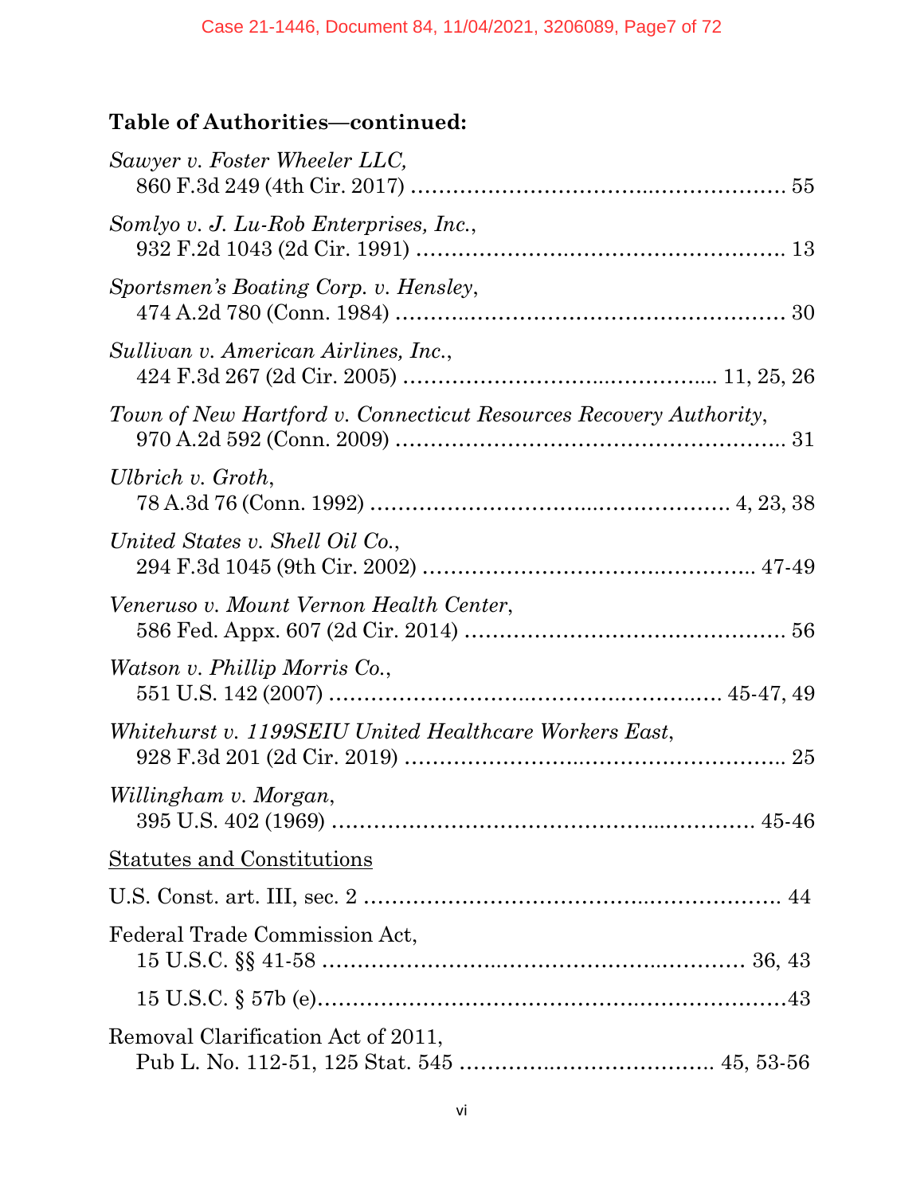**Table of Authorities—continued:**

*Sawyer v. Foster Wheeler LLC*,
860 F.3d 249 (4th Cir. 2017) ........................................................ 55

*Somlyo v. J. Lu-Rob Enterprises, Inc.*,
932 F.2d 1043 (2d Cir. 1991) ....................................................... 13

*Sportsmen's Boating Corp. v. Hensley*,
474 A.2d 780 (Conn. 1984) .......................................................... 30

*Sullivan v. American Airlines, Inc.*,
424 F.3d 267 (2d Cir. 2005) ............................................... 11, 25, 26

*Town of New Hartford v. Connecticut Resources Recovery Authority*,
970 A.2d 592 (Conn. 2009) .......................................................... 31

*Ulbrich v. Groth*,
78 A.3d 76 (Conn. 1992) ...................................................... 4, 23, 38

*United States v. Shell Oil Co.*,
294 F.3d 1045 (9th Cir. 2002) .................................................. 47-49

*Veneruso v. Mount Vernon Health Center*,
586 Fed. Appx. 607 (2d Cir. 2014) ............................................... 56

*Watson v. Phillip Morris Co.*,
551 U.S. 142 (2007) ............................................................ 45-47, 49

*Whitehurst v. 1199SEIU United Healthcare Workers East*,
928 F.3d 201 (2d Cir. 2019) ......................................................... 25

*Willingham v. Morgan*,
395 U.S. 402 (1969) ................................................................ 45-46

<u>Statutes and Constitutions</u>

U.S. Const. art. III, sec. 2 .............................................................. 44

Federal Trade Commission Act,
15 U.S.C. §§ 41-58 ................................................................ 36, 43

15 U.S.C. § 57b (e)........................................................................43

Removal Clarification Act of 2011,
Pub L. No. 112-51, 125 Stat. 545 ...................................... 45, 53-56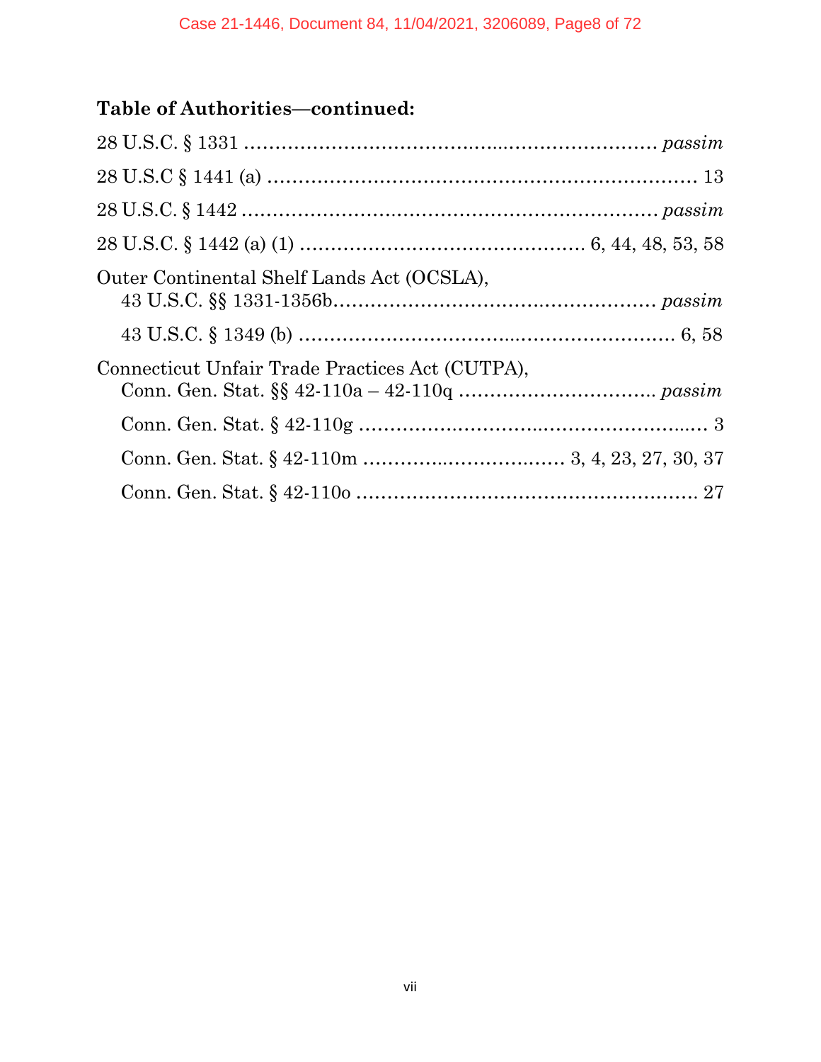**Table of Authorities—continued:**

28 U.S.C. § 1331 ........................................................................ *passim*

28 U.S.C § 1441 (a) ........................................................................ 13

28 U.S.C. § 1442 ........................................................................ *passim*

28 U.S.C. § 1442 (a) (1) ............................................ 6, 44, 48, 53, 58

Outer Continental Shelf Lands Act (OCSLA),
 43 U.S.C. §§ 1331-1356b.................................................... *passim*

 43 U.S.C. § 1349 (b) ........................................................... 6, 58

Connecticut Unfair Trade Practices Act (CUTPA),
 Conn. Gen. Stat. §§ 42-110a – 42-110q ................................ *passim*

 Conn. Gen. Stat. § 42-110g ........................................................ 3

 Conn. Gen. Stat. § 42-110m ................................ 3, 4, 23, 27, 30, 37

 Conn. Gen. Stat. § 42-110o ........................................................ 27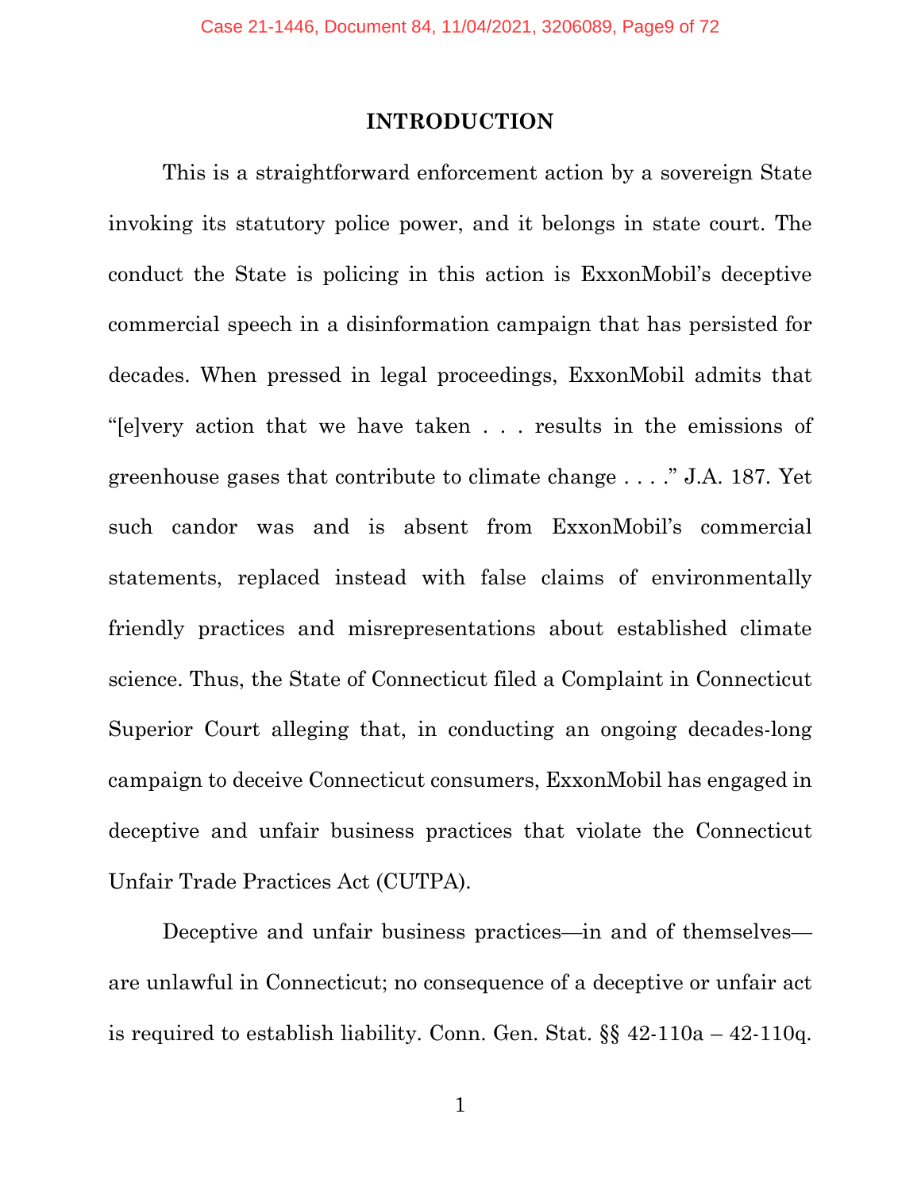# INTRODUCTION

This is a straightforward enforcement action by a sovereign State invoking its statutory police power, and it belongs in state court. The conduct the State is policing in this action is ExxonMobil's deceptive commercial speech in a disinformation campaign that has persisted for decades. When pressed in legal proceedings, ExxonMobil admits that "[e]very action that we have taken . . . results in the emissions of greenhouse gases that contribute to climate change . . . ." J.A. 187. Yet such candor was and is absent from ExxonMobil's commercial statements, replaced instead with false claims of environmentally friendly practices and misrepresentations about established climate science. Thus, the State of Connecticut filed a Complaint in Connecticut Superior Court alleging that, in conducting an ongoing decades-long campaign to deceive Connecticut consumers, ExxonMobil has engaged in deceptive and unfair business practices that violate the Connecticut Unfair Trade Practices Act (CUTPA).

Deceptive and unfair business practices—in and of themselves—are unlawful in Connecticut; no consequence of a deceptive or unfair act is required to establish liability. Conn. Gen. Stat. §§ 42-110a – 42-110q.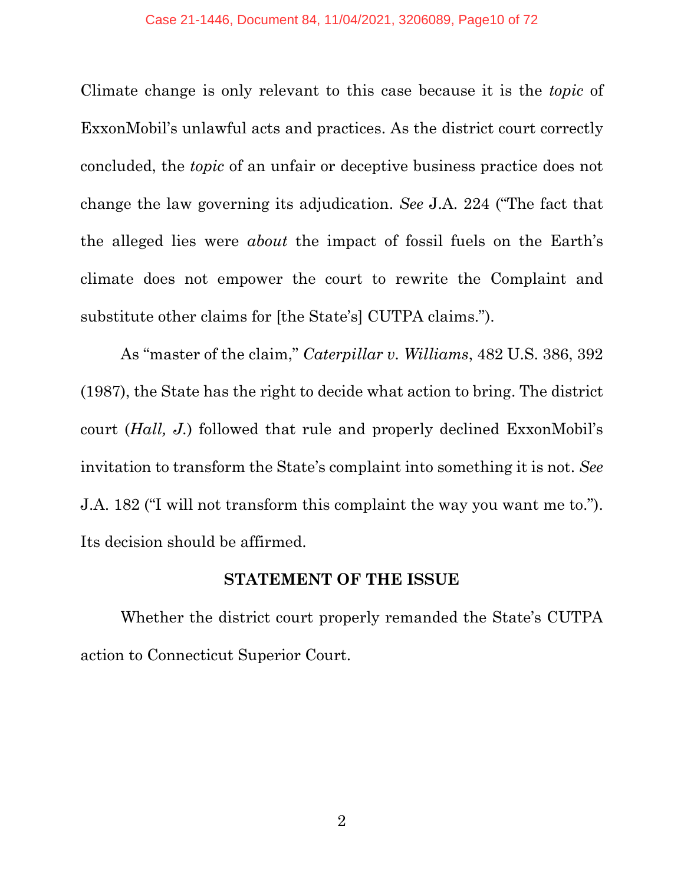Climate change is only relevant to this case because it is the *topic* of ExxonMobil's unlawful acts and practices. As the district court correctly concluded, the *topic* of an unfair or deceptive business practice does not change the law governing its adjudication. *See* J.A. 224 ("The fact that the alleged lies were *about* the impact of fossil fuels on the Earth's climate does not empower the court to rewrite the Complaint and substitute other claims for [the State's] CUTPA claims.").

As "master of the claim," *Caterpillar v. Williams*, 482 U.S. 386, 392 (1987), the State has the right to decide what action to bring. The district court (*Hall, J.*) followed that rule and properly declined ExxonMobil's invitation to transform the State's complaint into something it is not. *See* J.A. 182 ("I will not transform this complaint the way you want me to."). Its decision should be affirmed.

## STATEMENT OF THE ISSUE

Whether the district court properly remanded the State's CUTPA action to Connecticut Superior Court.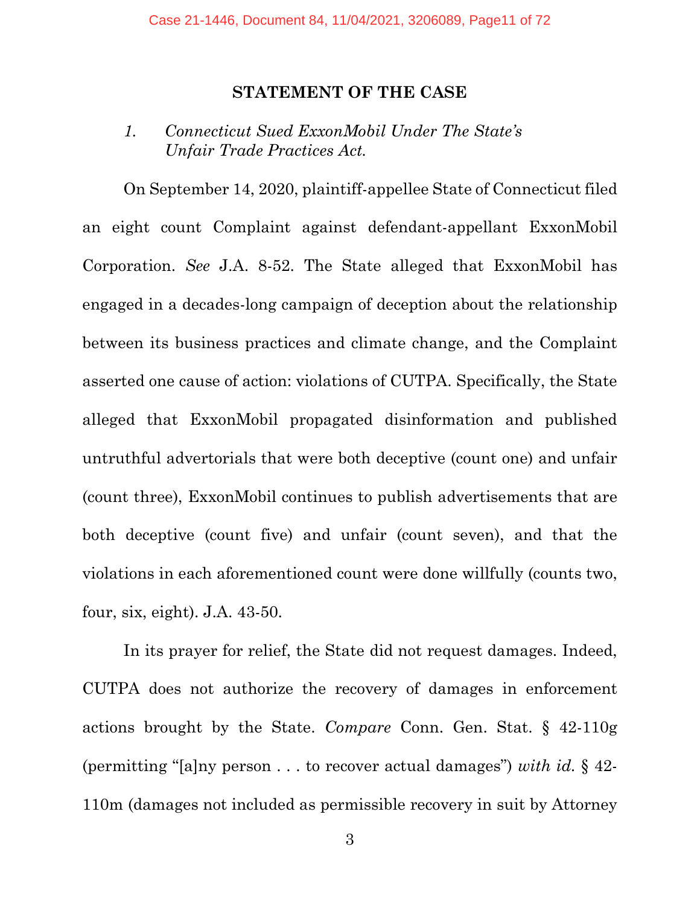## STATEMENT OF THE CASE

### *1. Connecticut Sued ExxonMobil Under The State's Unfair Trade Practices Act.*

On September 14, 2020, plaintiff-appellee State of Connecticut filed an eight count Complaint against defendant-appellant ExxonMobil Corporation. *See* J.A. 8-52. The State alleged that ExxonMobil has engaged in a decades-long campaign of deception about the relationship between its business practices and climate change, and the Complaint asserted one cause of action: violations of CUTPA. Specifically, the State alleged that ExxonMobil propagated disinformation and published untruthful advertorials that were both deceptive (count one) and unfair (count three), ExxonMobil continues to publish advertisements that are both deceptive (count five) and unfair (count seven), and that the violations in each aforementioned count were done willfully (counts two, four, six, eight). J.A. 43-50.

In its prayer for relief, the State did not request damages. Indeed, CUTPA does not authorize the recovery of damages in enforcement actions brought by the State. *Compare* Conn. Gen. Stat. § 42-110g (permitting "[a]ny person . . . to recover actual damages") *with id.* § 42-110m (damages not included as permissible recovery in suit by Attorney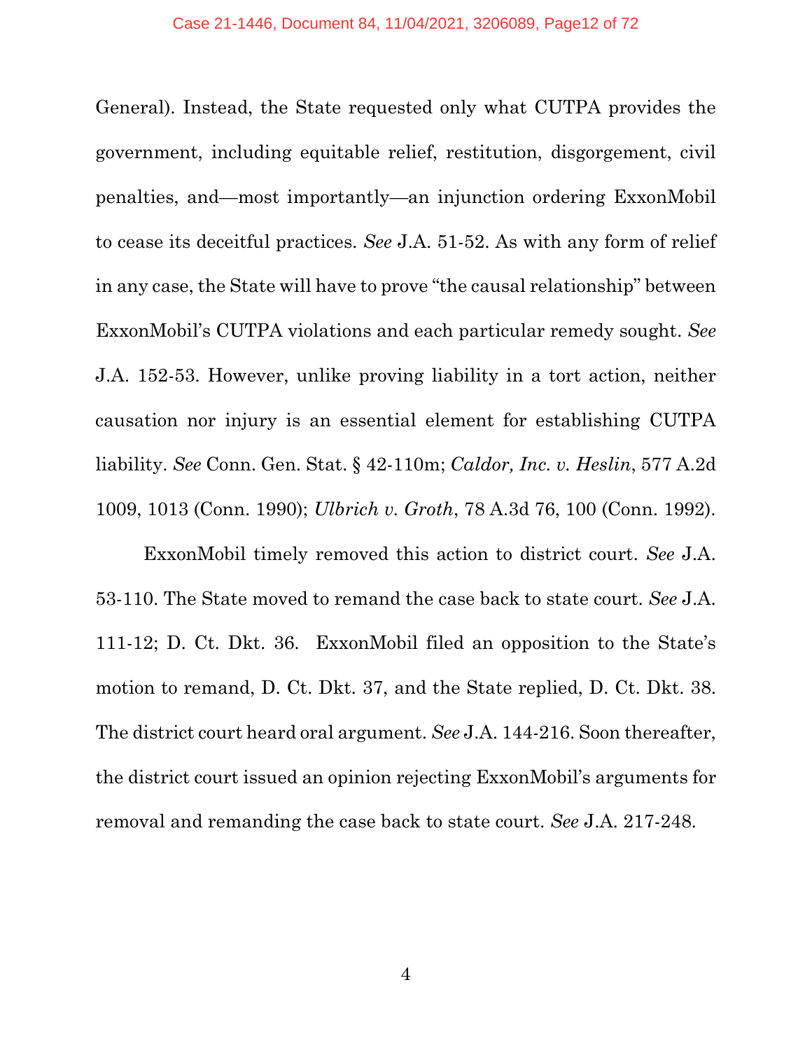General). Instead, the State requested only what CUTPA provides the government, including equitable relief, restitution, disgorgement, civil penalties, and—most importantly—an injunction ordering ExxonMobil to cease its deceitful practices. *See* J.A. 51-52. As with any form of relief in any case, the State will have to prove "the causal relationship" between ExxonMobil's CUTPA violations and each particular remedy sought. *See* J.A. 152-53. However, unlike proving liability in a tort action, neither causation nor injury is an essential element for establishing CUTPA liability. *See* Conn. Gen. Stat. § 42-110m; *Caldor, Inc. v. Heslin*, 577 A.2d 1009, 1013 (Conn. 1990); *Ulbrich v. Groth*, 78 A.3d 76, 100 (Conn. 1992).

ExxonMobil timely removed this action to district court. *See* J.A. 53-110. The State moved to remand the case back to state court. *See* J.A. 111-12; D. Ct. Dkt. 36. ExxonMobil filed an opposition to the State's motion to remand, D. Ct. Dkt. 37, and the State replied, D. Ct. Dkt. 38. The district court heard oral argument. *See* J.A. 144-216. Soon thereafter, the district court issued an opinion rejecting ExxonMobil's arguments for removal and remanding the case back to state court. *See* J.A. 217-248.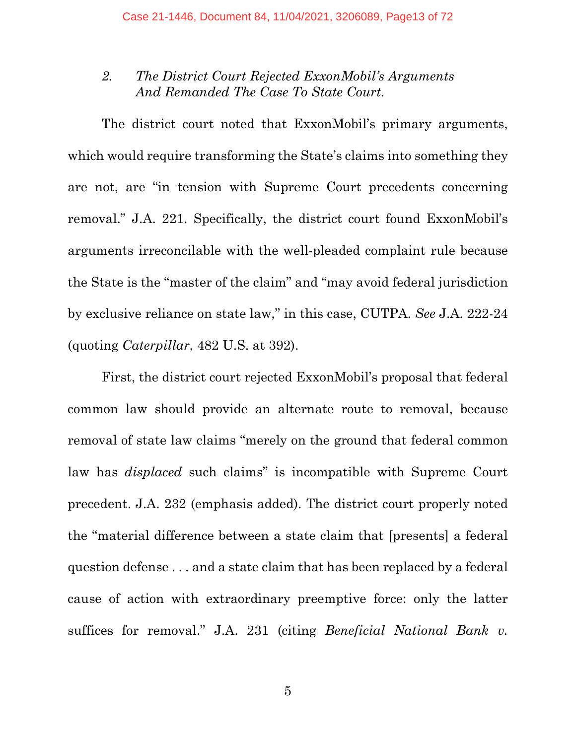### 2. *The District Court Rejected ExxonMobil's Arguments And Remanded The Case To State Court.*

The district court noted that ExxonMobil's primary arguments, which would require transforming the State's claims into something they are not, are "in tension with Supreme Court precedents concerning removal." J.A. 221. Specifically, the district court found ExxonMobil's arguments irreconcilable with the well-pleaded complaint rule because the State is the "master of the claim" and "may avoid federal jurisdiction by exclusive reliance on state law," in this case, CUTPA. *See* J.A. 222-24 (quoting *Caterpillar*, 482 U.S. at 392).

First, the district court rejected ExxonMobil's proposal that federal common law should provide an alternate route to removal, because removal of state law claims "merely on the ground that federal common law has *displaced* such claims" is incompatible with Supreme Court precedent. J.A. 232 (emphasis added). The district court properly noted the "material difference between a state claim that [presents] a federal question defense . . . and a state claim that has been replaced by a federal cause of action with extraordinary preemptive force: only the latter suffices for removal." J.A. 231 (citing *Beneficial National Bank v.*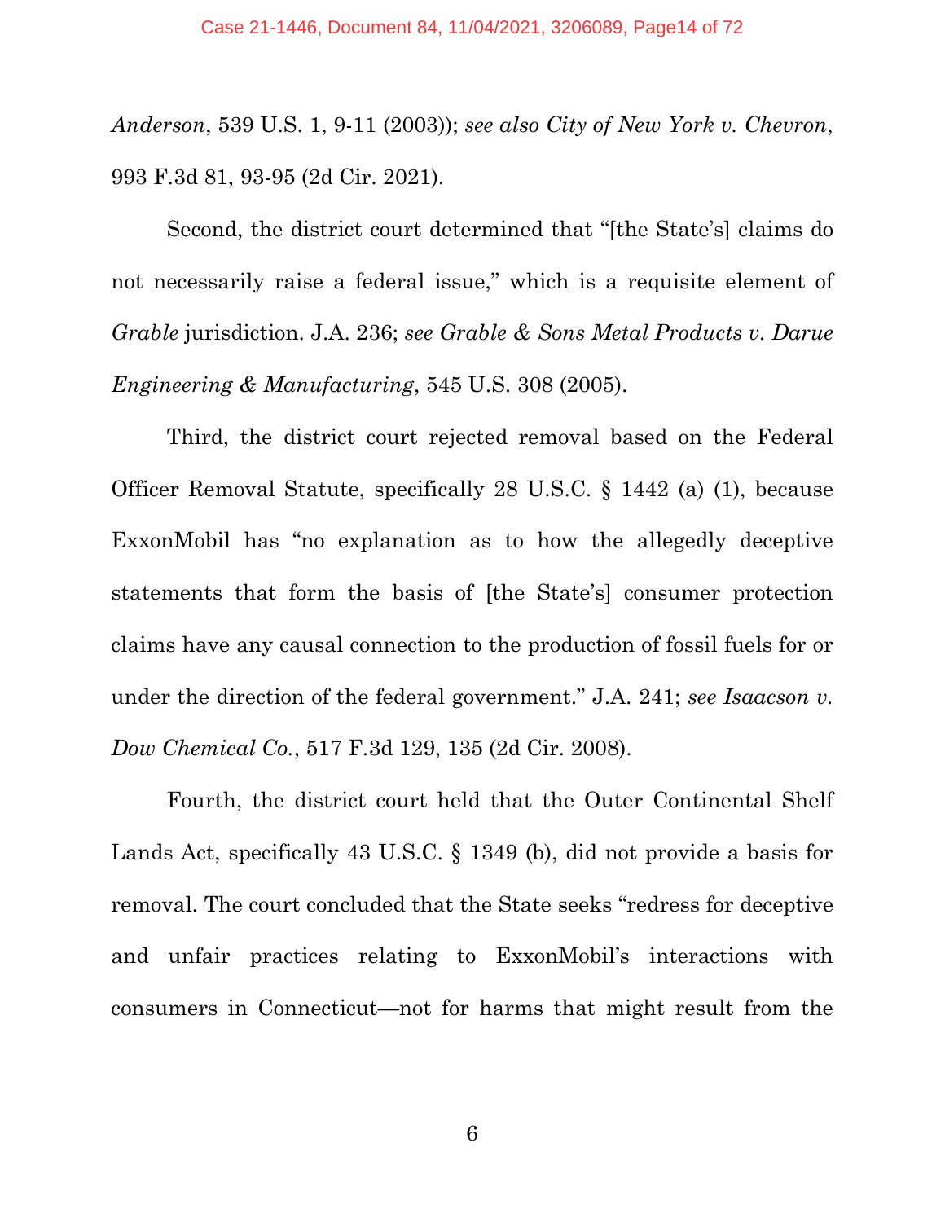*Anderson*, 539 U.S. 1, 9-11 (2003)); *see also City of New York v. Chevron*, 993 F.3d 81, 93-95 (2d Cir. 2021).

Second, the district court determined that "[the State's] claims do not necessarily raise a federal issue," which is a requisite element of *Grable* jurisdiction. J.A. 236; *see Grable & Sons Metal Products v. Darue Engineering & Manufacturing*, 545 U.S. 308 (2005).

Third, the district court rejected removal based on the Federal Officer Removal Statute, specifically 28 U.S.C. § 1442 (a) (1), because ExxonMobil has "no explanation as to how the allegedly deceptive statements that form the basis of [the State's] consumer protection claims have any causal connection to the production of fossil fuels for or under the direction of the federal government." J.A. 241; *see Isaacson v. Dow Chemical Co.*, 517 F.3d 129, 135 (2d Cir. 2008).

Fourth, the district court held that the Outer Continental Shelf Lands Act, specifically 43 U.S.C. § 1349 (b), did not provide a basis for removal. The court concluded that the State seeks "redress for deceptive and unfair practices relating to ExxonMobil's interactions with consumers in Connecticut—not for harms that might result from the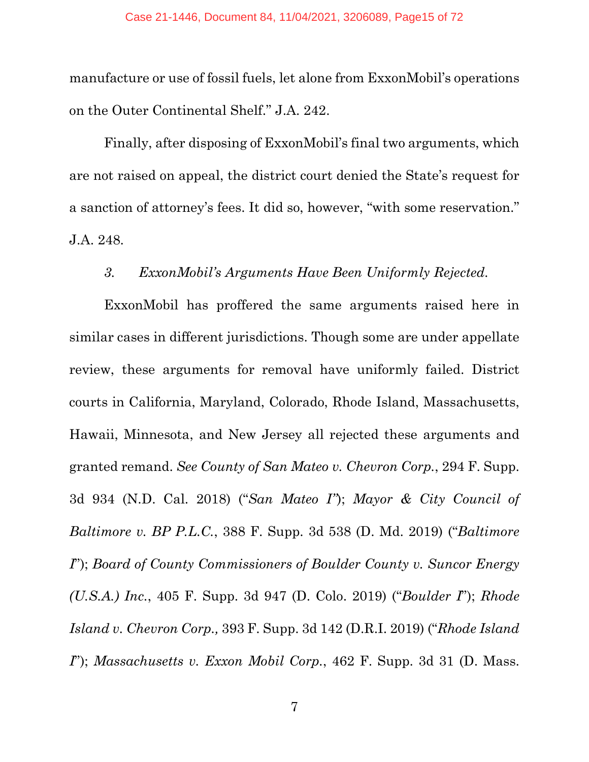manufacture or use of fossil fuels, let alone from ExxonMobil's operations on the Outer Continental Shelf." J.A. 242.

Finally, after disposing of ExxonMobil's final two arguments, which are not raised on appeal, the district court denied the State's request for a sanction of attorney's fees. It did so, however, "with some reservation." J.A. 248.

### *3. ExxonMobil's Arguments Have Been Uniformly Rejected.*

ExxonMobil has proffered the same arguments raised here in similar cases in different jurisdictions. Though some are under appellate review, these arguments for removal have uniformly failed. District courts in California, Maryland, Colorado, Rhode Island, Massachusetts, Hawaii, Minnesota, and New Jersey all rejected these arguments and granted remand. *See County of San Mateo v. Chevron Corp.*, 294 F. Supp. 3d 934 (N.D. Cal. 2018) ("*San Mateo I*"); *Mayor & City Council of Baltimore v. BP P.L.C.*, 388 F. Supp. 3d 538 (D. Md. 2019) ("*Baltimore I*"); *Board of County Commissioners of Boulder County v. Suncor Energy (U.S.A.) Inc.*, 405 F. Supp. 3d 947 (D. Colo. 2019) ("*Boulder I*"); *Rhode Island v. Chevron Corp.,* 393 F. Supp. 3d 142 (D.R.I. 2019) ("*Rhode Island I*"); *Massachusetts v. Exxon Mobil Corp.*, 462 F. Supp. 3d 31 (D. Mass.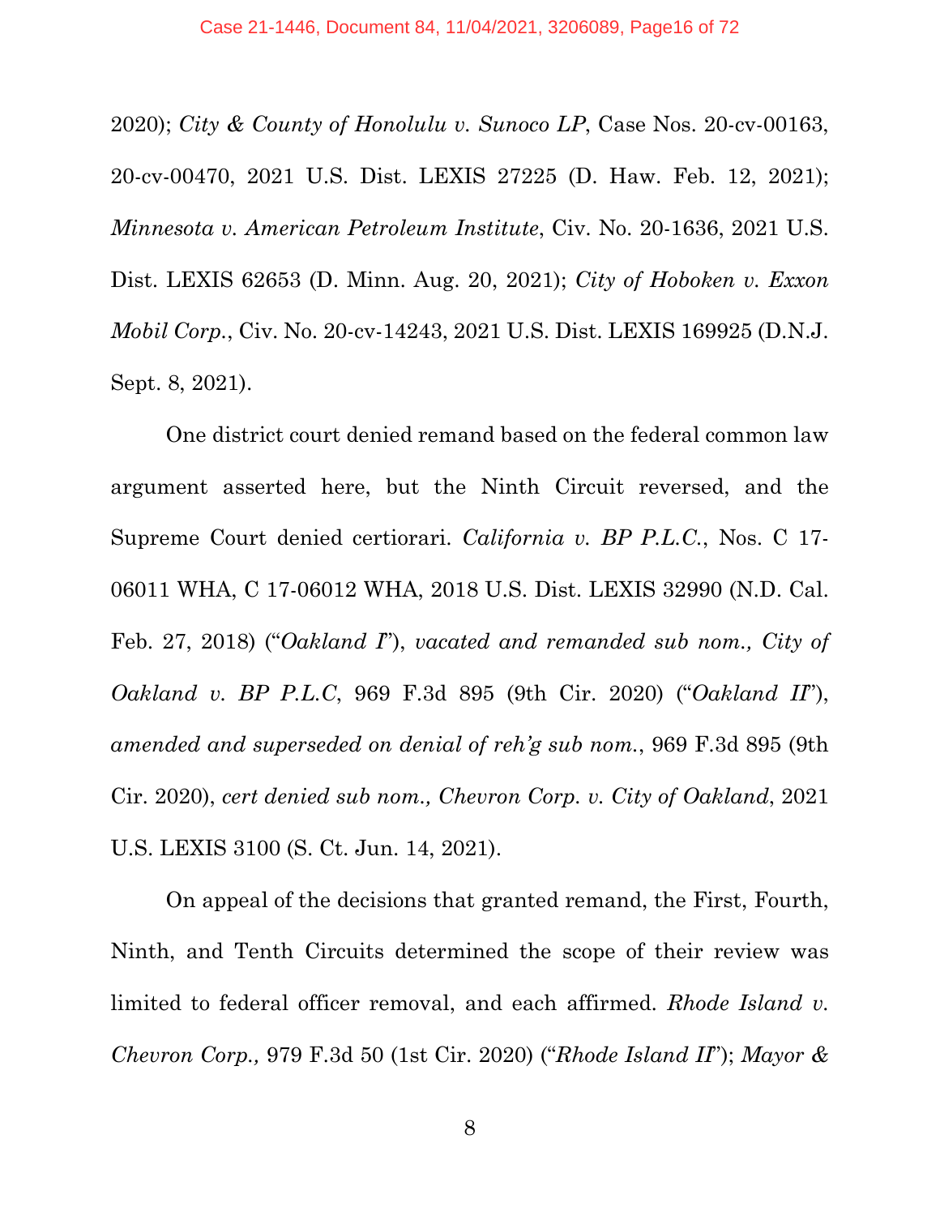2020); *City & County of Honolulu v. Sunoco LP*, Case Nos. 20-cv-00163, 20-cv-00470, 2021 U.S. Dist. LEXIS 27225 (D. Haw. Feb. 12, 2021); *Minnesota v. American Petroleum Institute*, Civ. No. 20-1636, 2021 U.S. Dist. LEXIS 62653 (D. Minn. Aug. 20, 2021); *City of Hoboken v. Exxon Mobil Corp.*, Civ. No. 20-cv-14243, 2021 U.S. Dist. LEXIS 169925 (D.N.J. Sept. 8, 2021).

One district court denied remand based on the federal common law argument asserted here, but the Ninth Circuit reversed, and the Supreme Court denied certiorari. *California v. BP P.L.C.*, Nos. C 17-06011 WHA, C 17-06012 WHA, 2018 U.S. Dist. LEXIS 32990 (N.D. Cal. Feb. 27, 2018) ("*Oakland I*"), *vacated and remanded sub nom., City of Oakland v. BP P.L.C*, 969 F.3d 895 (9th Cir. 2020) ("*Oakland II*"), *amended and superseded on denial of reh'g sub nom.*, 969 F.3d 895 (9th Cir. 2020), *cert denied sub nom., Chevron Corp. v. City of Oakland*, 2021 U.S. LEXIS 3100 (S. Ct. Jun. 14, 2021).

On appeal of the decisions that granted remand, the First, Fourth, Ninth, and Tenth Circuits determined the scope of their review was limited to federal officer removal, and each affirmed. *Rhode Island v. Chevron Corp.,* 979 F.3d 50 (1st Cir. 2020) ("*Rhode Island II*"); *Mayor &*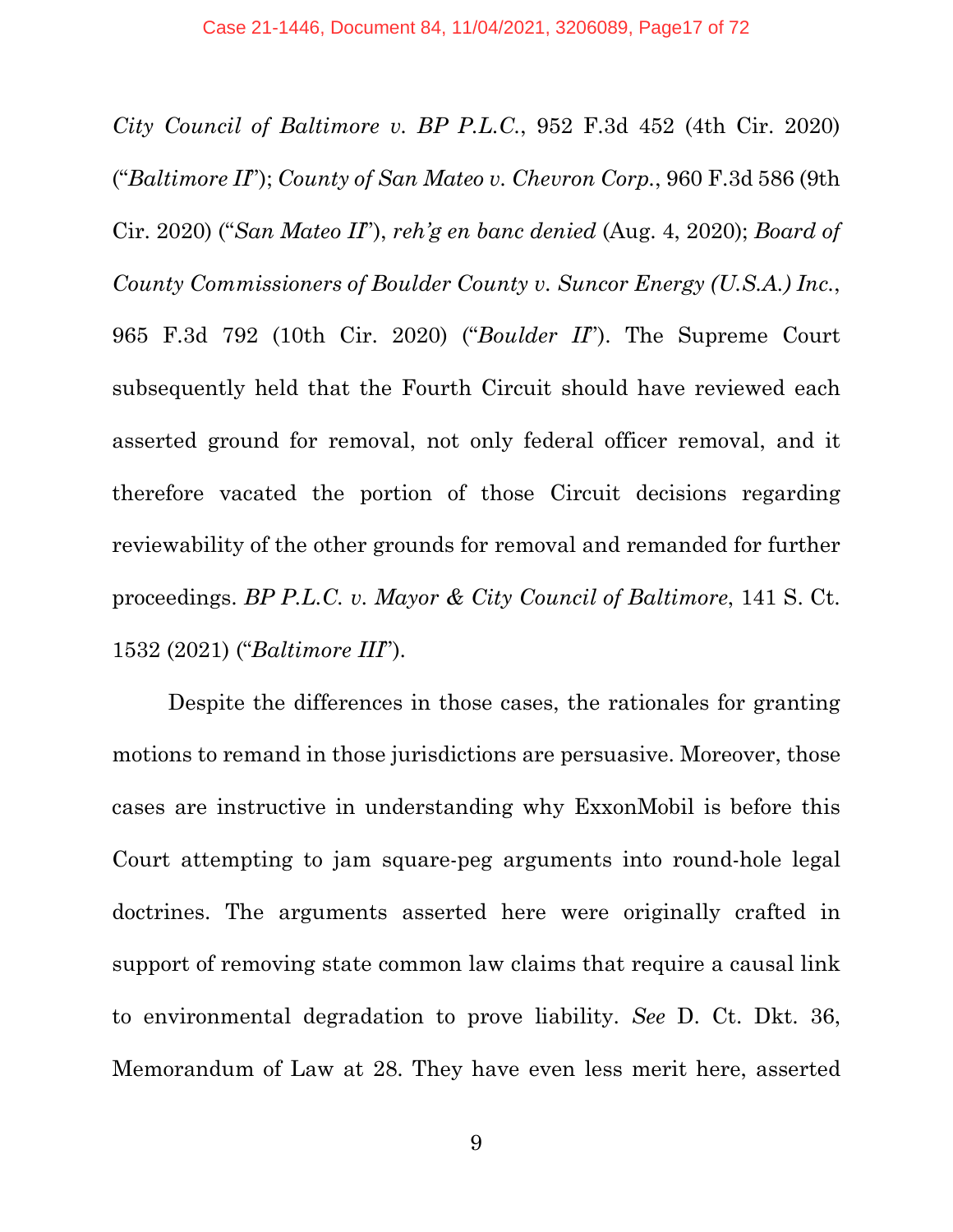*City Council of Baltimore v. BP P.L.C.*, 952 F.3d 452 (4th Cir. 2020) ("*Baltimore II*"); *County of San Mateo v. Chevron Corp.*, 960 F.3d 586 (9th Cir. 2020) ("*San Mateo II*"), *reh'g en banc denied* (Aug. 4, 2020); *Board of County Commissioners of Boulder County v. Suncor Energy (U.S.A.) Inc.*, 965 F.3d 792 (10th Cir. 2020) ("*Boulder II*"). The Supreme Court subsequently held that the Fourth Circuit should have reviewed each asserted ground for removal, not only federal officer removal, and it therefore vacated the portion of those Circuit decisions regarding reviewability of the other grounds for removal and remanded for further proceedings. *BP P.L.C. v. Mayor & City Council of Baltimore*, 141 S. Ct. 1532 (2021) ("*Baltimore III*").

Despite the differences in those cases, the rationales for granting motions to remand in those jurisdictions are persuasive. Moreover, those cases are instructive in understanding why ExxonMobil is before this Court attempting to jam square-peg arguments into round-hole legal doctrines. The arguments asserted here were originally crafted in support of removing state common law claims that require a causal link to environmental degradation to prove liability. *See* D. Ct. Dkt. 36, Memorandum of Law at 28. They have even less merit here, asserted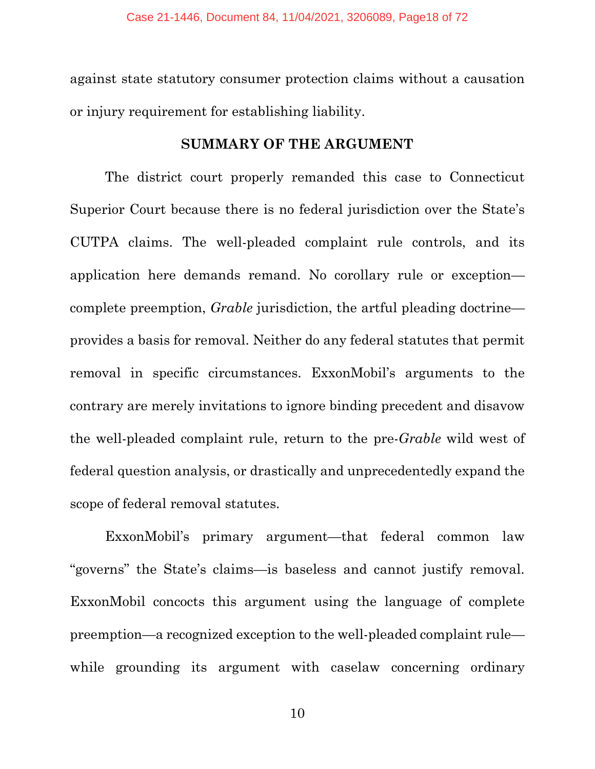against state statutory consumer protection claims without a causation or injury requirement for establishing liability.

## SUMMARY OF THE ARGUMENT

The district court properly remanded this case to Connecticut Superior Court because there is no federal jurisdiction over the State's CUTPA claims. The well-pleaded complaint rule controls, and its application here demands remand. No corollary rule or exception—complete preemption, *Grable* jurisdiction, the artful pleading doctrine—provides a basis for removal. Neither do any federal statutes that permit removal in specific circumstances. ExxonMobil's arguments to the contrary are merely invitations to ignore binding precedent and disavow the well-pleaded complaint rule, return to the pre-*Grable* wild west of federal question analysis, or drastically and unprecedentedly expand the scope of federal removal statutes.

ExxonMobil's primary argument—that federal common law "governs" the State's claims—is baseless and cannot justify removal. ExxonMobil concocts this argument using the language of complete preemption—a recognized exception to the well-pleaded complaint rule—while grounding its argument with caselaw concerning ordinary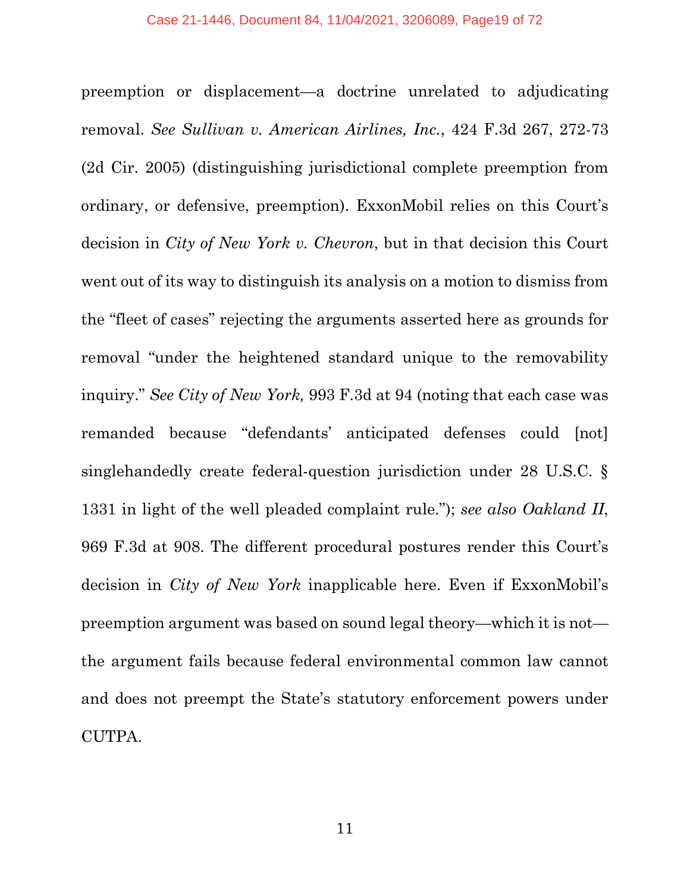preemption or displacement—a doctrine unrelated to adjudicating removal. *See Sullivan v. American Airlines, Inc.*, 424 F.3d 267, 272-73 (2d Cir. 2005) (distinguishing jurisdictional complete preemption from ordinary, or defensive, preemption). ExxonMobil relies on this Court's decision in *City of New York v. Chevron*, but in that decision this Court went out of its way to distinguish its analysis on a motion to dismiss from the "fleet of cases" rejecting the arguments asserted here as grounds for removal "under the heightened standard unique to the removability inquiry." *See City of New York,* 993 F.3d at 94 (noting that each case was remanded because "defendants' anticipated defenses could [not] singlehandedly create federal-question jurisdiction under 28 U.S.C. § 1331 in light of the well pleaded complaint rule."); *see also Oakland II*, 969 F.3d at 908. The different procedural postures render this Court's decision in *City of New York* inapplicable here. Even if ExxonMobil's preemption argument was based on sound legal theory—which it is not—the argument fails because federal environmental common law cannot and does not preempt the State's statutory enforcement powers under CUTPA.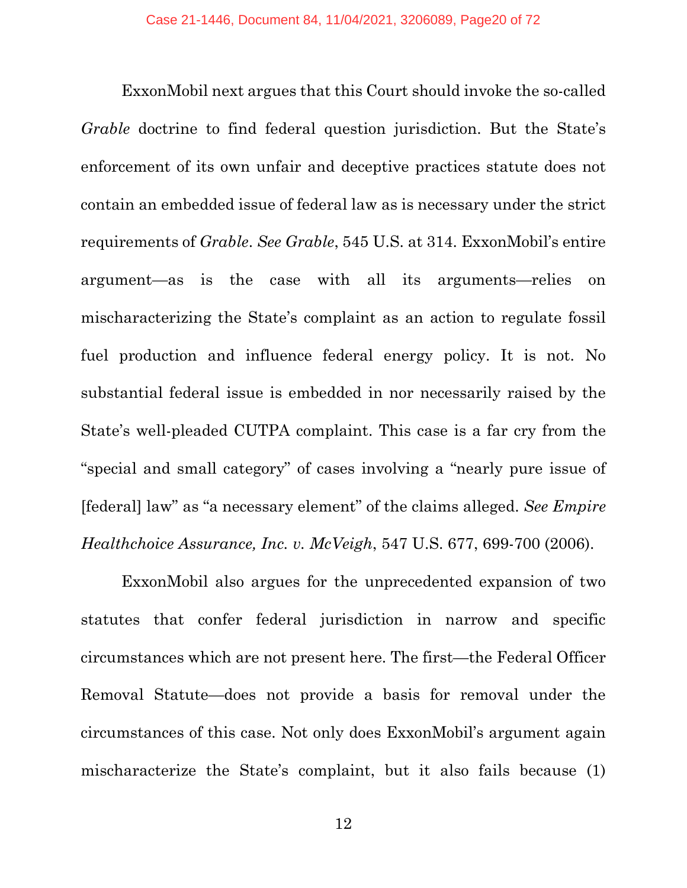ExxonMobil next argues that this Court should invoke the so-called *Grable* doctrine to find federal question jurisdiction. But the State's enforcement of its own unfair and deceptive practices statute does not contain an embedded issue of federal law as is necessary under the strict requirements of *Grable*. *See Grable*, 545 U.S. at 314. ExxonMobil's entire argument—as is the case with all its arguments—relies on mischaracterizing the State's complaint as an action to regulate fossil fuel production and influence federal energy policy. It is not. No substantial federal issue is embedded in nor necessarily raised by the State's well-pleaded CUTPA complaint. This case is a far cry from the "special and small category" of cases involving a "nearly pure issue of [federal] law" as "a necessary element" of the claims alleged. *See Empire Healthchoice Assurance, Inc. v. McVeigh*, 547 U.S. 677, 699-700 (2006).

ExxonMobil also argues for the unprecedented expansion of two statutes that confer federal jurisdiction in narrow and specific circumstances which are not present here. The first—the Federal Officer Removal Statute—does not provide a basis for removal under the circumstances of this case. Not only does ExxonMobil's argument again mischaracterize the State's complaint, but it also fails because (1)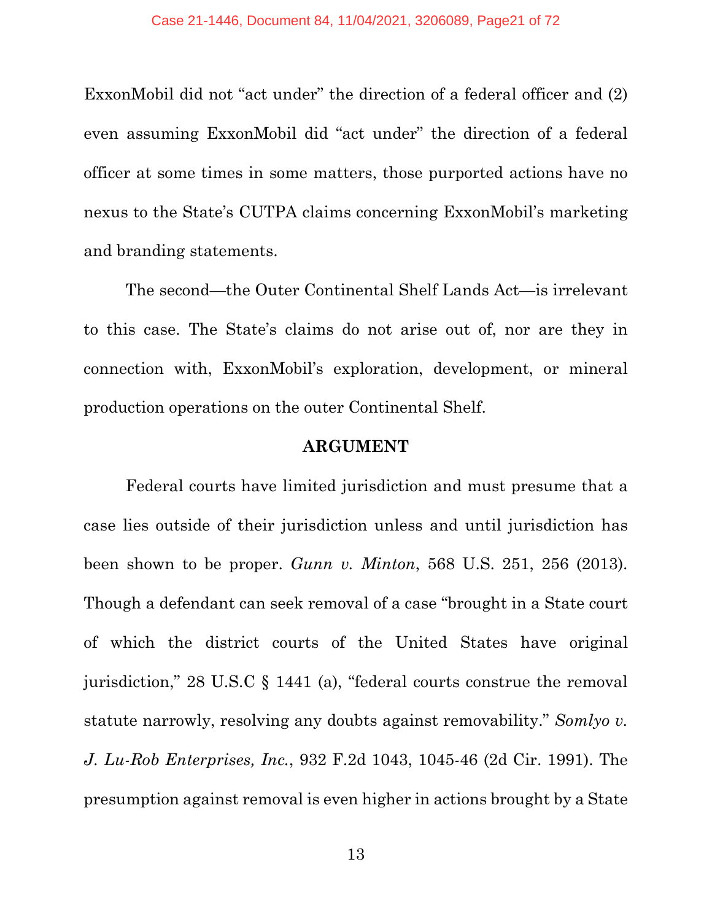ExxonMobil did not "act under" the direction of a federal officer and (2) even assuming ExxonMobil did "act under" the direction of a federal officer at some times in some matters, those purported actions have no nexus to the State's CUTPA claims concerning ExxonMobil's marketing and branding statements.

The second—the Outer Continental Shelf Lands Act—is irrelevant to this case. The State's claims do not arise out of, nor are they in connection with, ExxonMobil's exploration, development, or mineral production operations on the outer Continental Shelf.

## ARGUMENT

Federal courts have limited jurisdiction and must presume that a case lies outside of their jurisdiction unless and until jurisdiction has been shown to be proper. *Gunn v. Minton*, 568 U.S. 251, 256 (2013). Though a defendant can seek removal of a case "brought in a State court of which the district courts of the United States have original jurisdiction," 28 U.S.C § 1441 (a), "federal courts construe the removal statute narrowly, resolving any doubts against removability." *Somlyo v. J. Lu-Rob Enterprises, Inc.*, 932 F.2d 1043, 1045-46 (2d Cir. 1991). The presumption against removal is even higher in actions brought by a State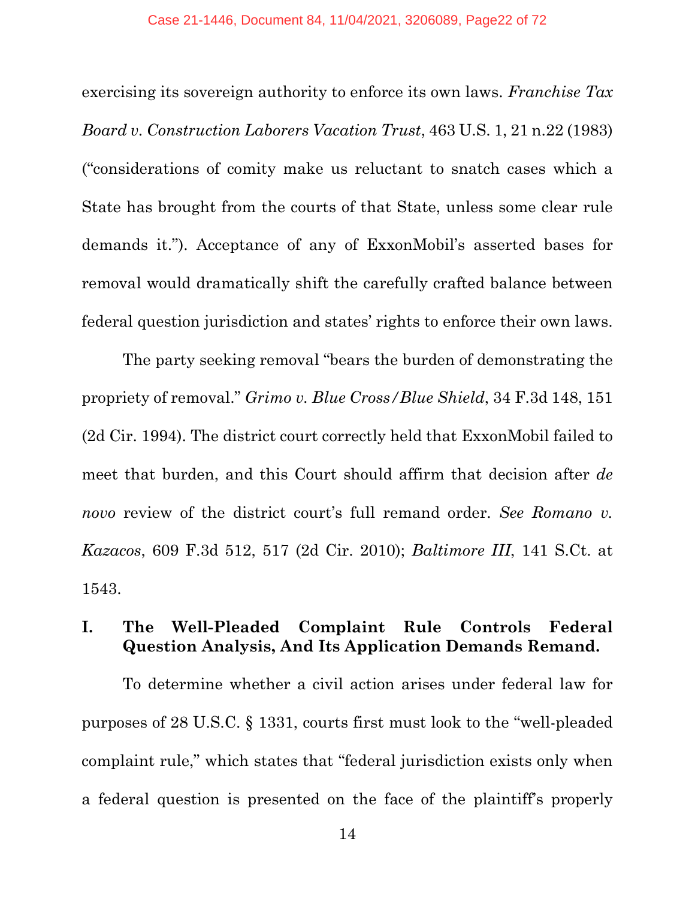exercising its sovereign authority to enforce its own laws. *Franchise Tax Board v. Construction Laborers Vacation Trust*, 463 U.S. 1, 21 n.22 (1983) ("considerations of comity make us reluctant to snatch cases which a State has brought from the courts of that State, unless some clear rule demands it."). Acceptance of any of ExxonMobil's asserted bases for removal would dramatically shift the carefully crafted balance between federal question jurisdiction and states' rights to enforce their own laws.

The party seeking removal "bears the burden of demonstrating the propriety of removal." *Grimo v. Blue Cross/Blue Shield*, 34 F.3d 148, 151 (2d Cir. 1994). The district court correctly held that ExxonMobil failed to meet that burden, and this Court should affirm that decision after *de novo* review of the district court's full remand order. *See Romano v. Kazacos*, 609 F.3d 512, 517 (2d Cir. 2010); *Baltimore III*, 141 S.Ct. at 1543.

## I. The Well-Pleaded Complaint Rule Controls Federal Question Analysis, And Its Application Demands Remand.

To determine whether a civil action arises under federal law for purposes of 28 U.S.C. § 1331, courts first must look to the "well-pleaded complaint rule," which states that "federal jurisdiction exists only when a federal question is presented on the face of the plaintiff's properly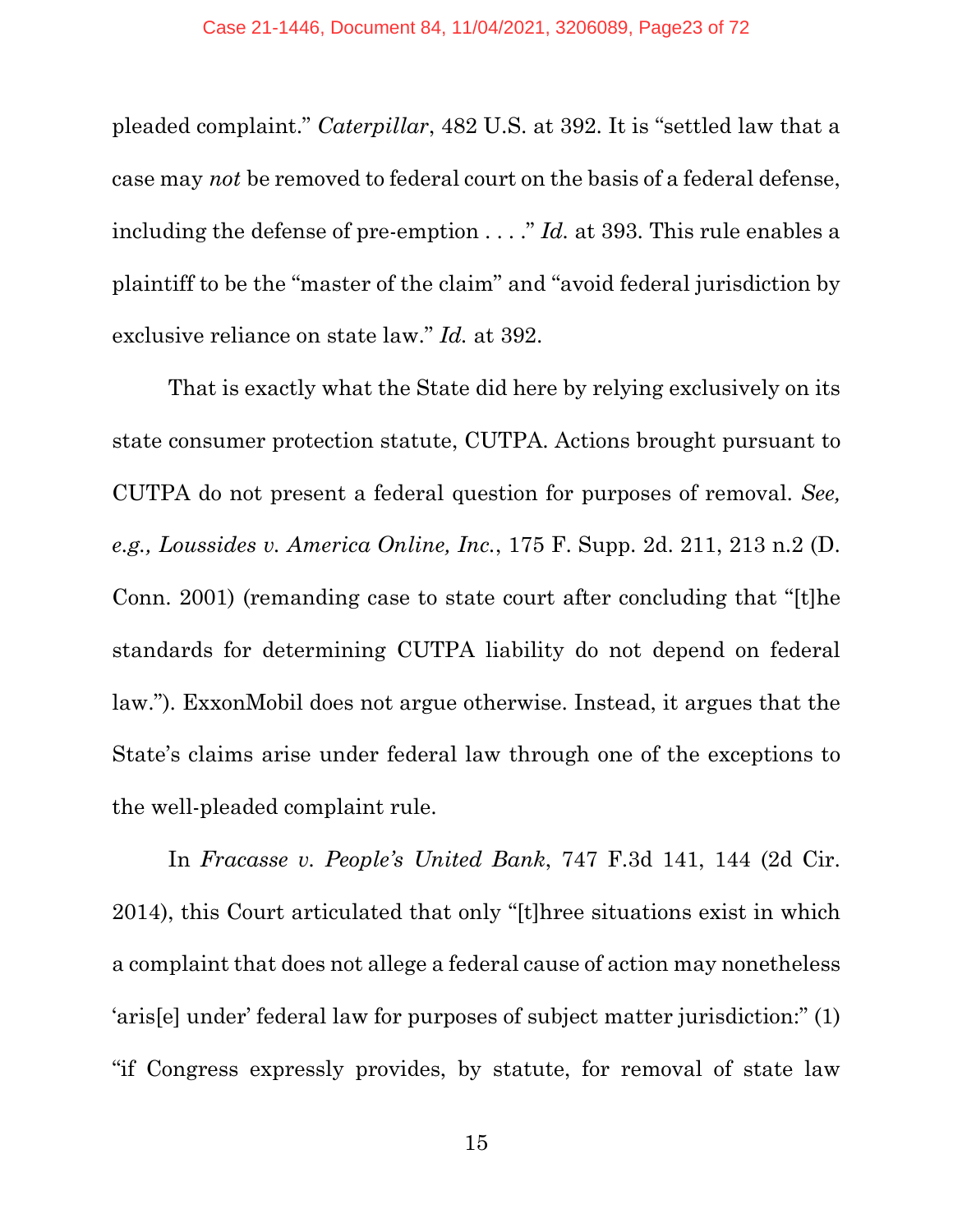pleaded complaint." *Caterpillar*, 482 U.S. at 392. It is "settled law that a case may *not* be removed to federal court on the basis of a federal defense, including the defense of pre-emption . . . ." *Id.* at 393. This rule enables a plaintiff to be the "master of the claim" and "avoid federal jurisdiction by exclusive reliance on state law." *Id.* at 392.

That is exactly what the State did here by relying exclusively on its state consumer protection statute, CUTPA. Actions brought pursuant to CUTPA do not present a federal question for purposes of removal. *See, e.g., Loussides v. America Online, Inc.*, 175 F. Supp. 2d. 211, 213 n.2 (D. Conn. 2001) (remanding case to state court after concluding that "[t]he standards for determining CUTPA liability do not depend on federal law."). ExxonMobil does not argue otherwise. Instead, it argues that the State's claims arise under federal law through one of the exceptions to the well-pleaded complaint rule.

In *Fracasse v. People's United Bank*, 747 F.3d 141, 144 (2d Cir. 2014), this Court articulated that only "[t]hree situations exist in which a complaint that does not allege a federal cause of action may nonetheless 'aris[e] under' federal law for purposes of subject matter jurisdiction:" (1) "if Congress expressly provides, by statute, for removal of state law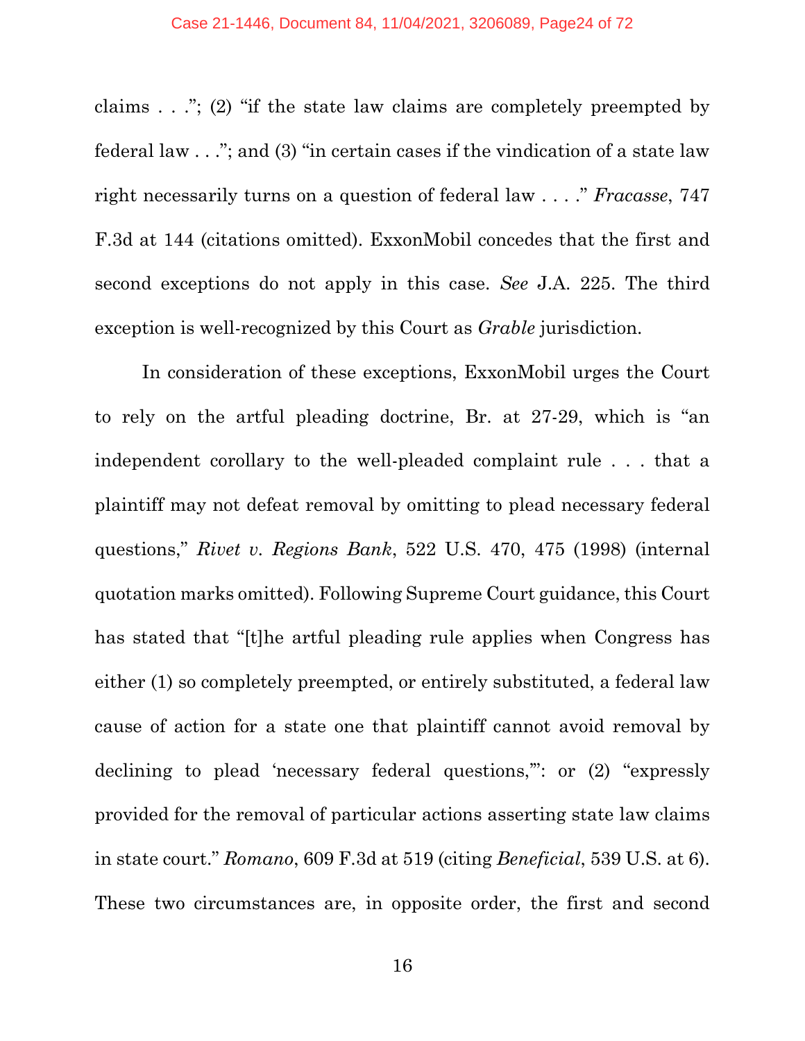claims . . ."; (2) "if the state law claims are completely preempted by federal law . . ."; and (3) "in certain cases if the vindication of a state law right necessarily turns on a question of federal law . . . ." *Fracasse*, 747 F.3d at 144 (citations omitted). ExxonMobil concedes that the first and second exceptions do not apply in this case. *See* J.A. 225. The third exception is well-recognized by this Court as *Grable* jurisdiction.

In consideration of these exceptions, ExxonMobil urges the Court to rely on the artful pleading doctrine, Br. at 27-29, which is "an independent corollary to the well-pleaded complaint rule . . . that a plaintiff may not defeat removal by omitting to plead necessary federal questions," *Rivet v. Regions Bank*, 522 U.S. 470, 475 (1998) (internal quotation marks omitted). Following Supreme Court guidance, this Court has stated that "[t]he artful pleading rule applies when Congress has either (1) so completely preempted, or entirely substituted, a federal law cause of action for a state one that plaintiff cannot avoid removal by declining to plead 'necessary federal questions,'": or (2) "expressly provided for the removal of particular actions asserting state law claims in state court." *Romano*, 609 F.3d at 519 (citing *Beneficial*, 539 U.S. at 6). These two circumstances are, in opposite order, the first and second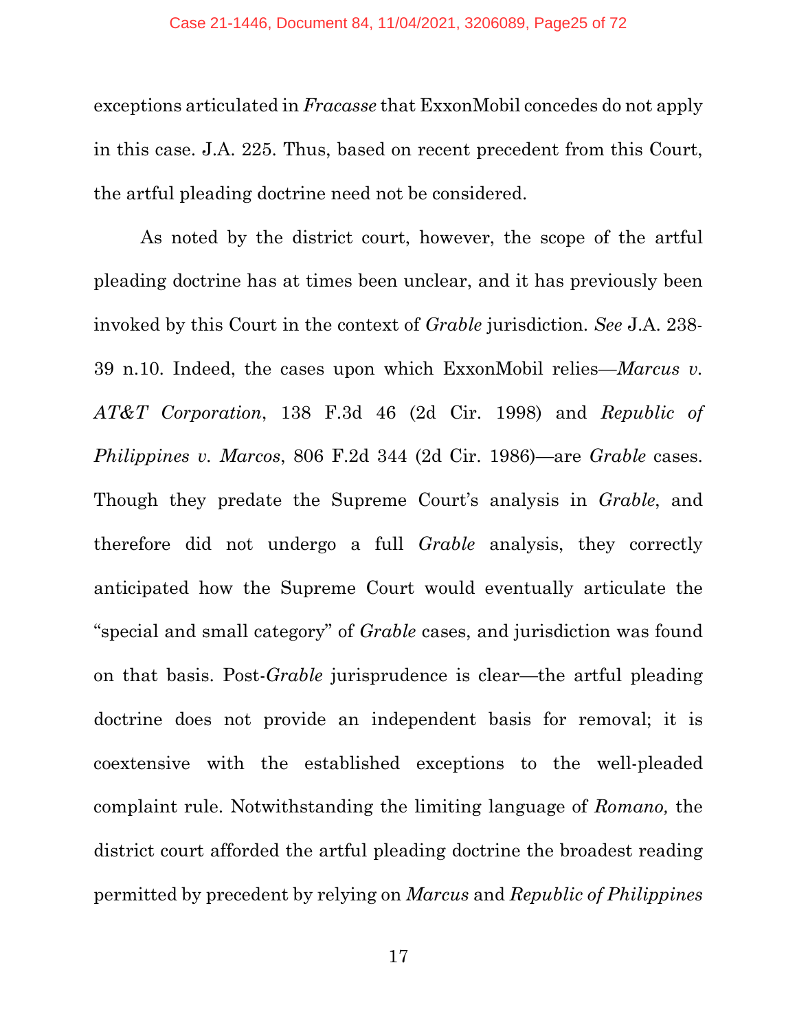exceptions articulated in *Fracasse* that ExxonMobil concedes do not apply in this case. J.A. 225. Thus, based on recent precedent from this Court, the artful pleading doctrine need not be considered.

As noted by the district court, however, the scope of the artful pleading doctrine has at times been unclear, and it has previously been invoked by this Court in the context of *Grable* jurisdiction. *See* J.A. 238-39 n.10. Indeed, the cases upon which ExxonMobil relies—*Marcus v. AT&T Corporation*, 138 F.3d 46 (2d Cir. 1998) and *Republic of Philippines v. Marcos*, 806 F.2d 344 (2d Cir. 1986)—are *Grable* cases. Though they predate the Supreme Court's analysis in *Grable*, and therefore did not undergo a full *Grable* analysis, they correctly anticipated how the Supreme Court would eventually articulate the "special and small category" of *Grable* cases, and jurisdiction was found on that basis. Post-*Grable* jurisprudence is clear—the artful pleading doctrine does not provide an independent basis for removal; it is coextensive with the established exceptions to the well-pleaded complaint rule. Notwithstanding the limiting language of *Romano,* the district court afforded the artful pleading doctrine the broadest reading permitted by precedent by relying on *Marcus* and *Republic of Philippines*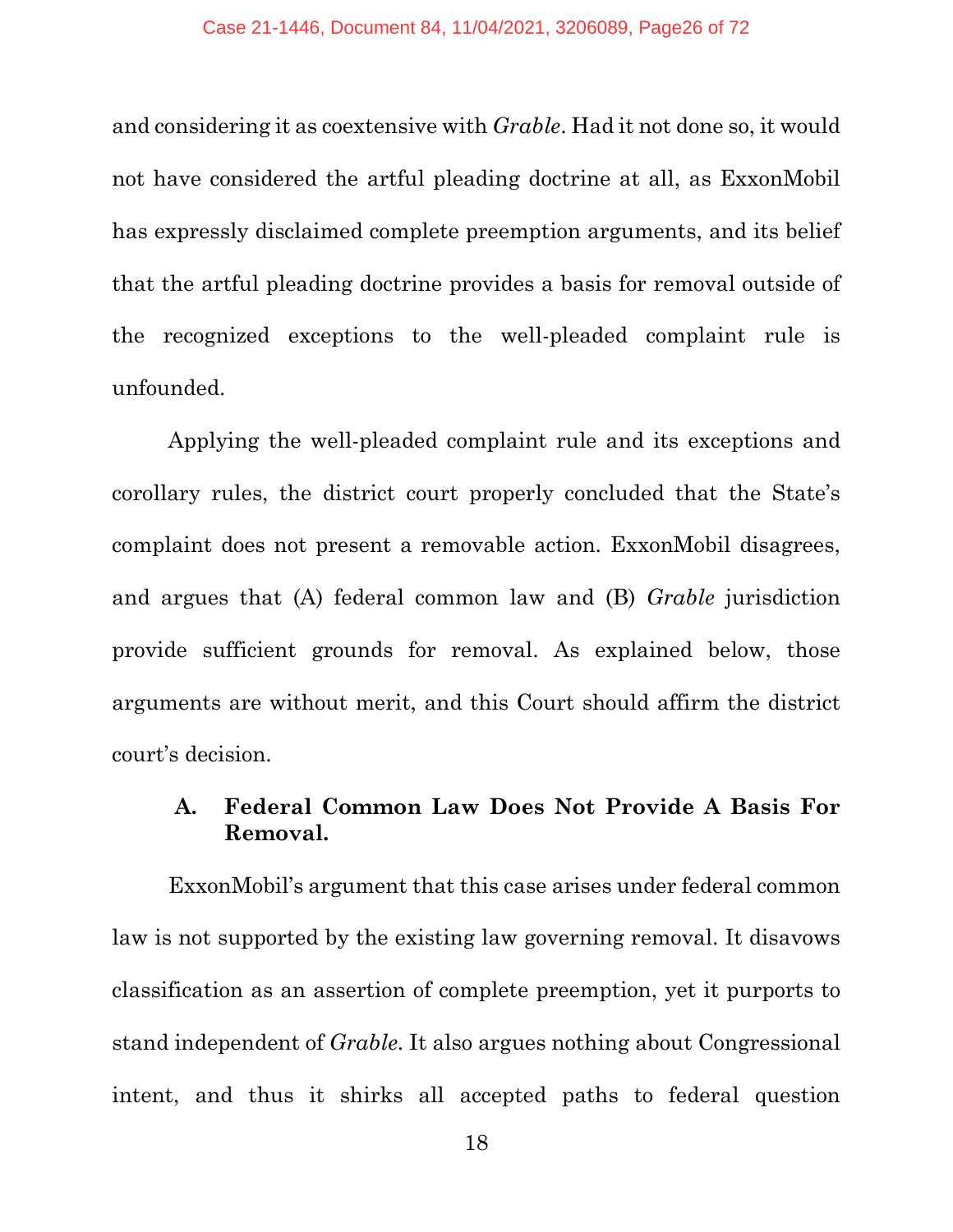and considering it as coextensive with *Grable*. Had it not done so, it would not have considered the artful pleading doctrine at all, as ExxonMobil has expressly disclaimed complete preemption arguments, and its belief that the artful pleading doctrine provides a basis for removal outside of the recognized exceptions to the well-pleaded complaint rule is unfounded.

Applying the well-pleaded complaint rule and its exceptions and corollary rules, the district court properly concluded that the State's complaint does not present a removable action. ExxonMobil disagrees, and argues that (A) federal common law and (B) *Grable* jurisdiction provide sufficient grounds for removal. As explained below, those arguments are without merit, and this Court should affirm the district court's decision.

### A. Federal Common Law Does Not Provide A Basis For Removal.

ExxonMobil's argument that this case arises under federal common law is not supported by the existing law governing removal. It disavows classification as an assertion of complete preemption, yet it purports to stand independent of *Grable*. It also argues nothing about Congressional intent, and thus it shirks all accepted paths to federal question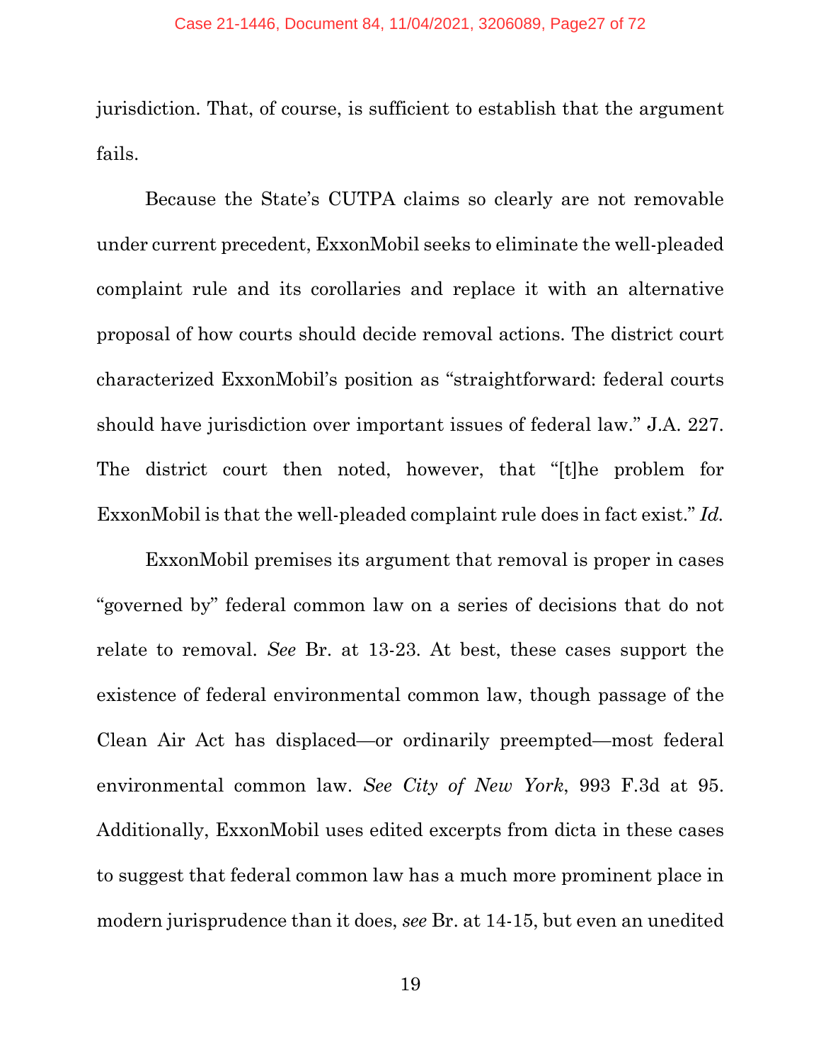jurisdiction. That, of course, is sufficient to establish that the argument fails.

Because the State's CUTPA claims so clearly are not removable under current precedent, ExxonMobil seeks to eliminate the well-pleaded complaint rule and its corollaries and replace it with an alternative proposal of how courts should decide removal actions. The district court characterized ExxonMobil's position as "straightforward: federal courts should have jurisdiction over important issues of federal law." J.A. 227. The district court then noted, however, that "[t]he problem for ExxonMobil is that the well-pleaded complaint rule does in fact exist." *Id.*

ExxonMobil premises its argument that removal is proper in cases "governed by" federal common law on a series of decisions that do not relate to removal. *See* Br. at 13-23. At best, these cases support the existence of federal environmental common law, though passage of the Clean Air Act has displaced—or ordinarily preempted—most federal environmental common law. *See City of New York*, 993 F.3d at 95. Additionally, ExxonMobil uses edited excerpts from dicta in these cases to suggest that federal common law has a much more prominent place in modern jurisprudence than it does, *see* Br. at 14-15, but even an unedited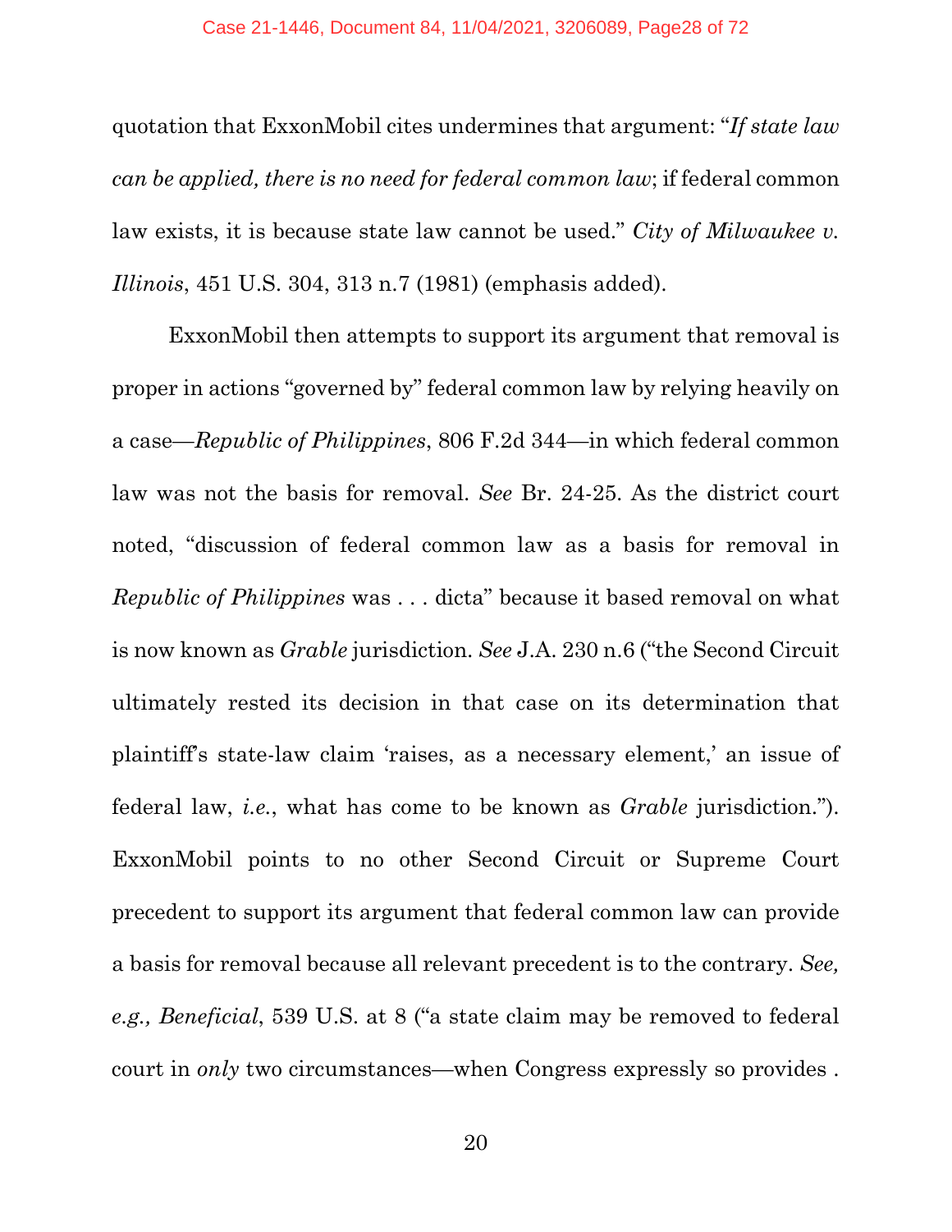quotation that ExxonMobil cites undermines that argument: "*If state law can be applied, there is no need for federal common law*; if federal common law exists, it is because state law cannot be used." *City of Milwaukee v. Illinois*, 451 U.S. 304, 313 n.7 (1981) (emphasis added).

ExxonMobil then attempts to support its argument that removal is proper in actions "governed by" federal common law by relying heavily on a case—*Republic of Philippines*, 806 F.2d 344—in which federal common law was not the basis for removal. *See* Br. 24-25. As the district court noted, "discussion of federal common law as a basis for removal in *Republic of Philippines* was . . . dicta" because it based removal on what is now known as *Grable* jurisdiction. *See* J.A. 230 n.6 ("the Second Circuit ultimately rested its decision in that case on its determination that plaintiff's state-law claim 'raises, as a necessary element,' an issue of federal law, *i.e.*, what has come to be known as *Grable* jurisdiction."). ExxonMobil points to no other Second Circuit or Supreme Court precedent to support its argument that federal common law can provide a basis for removal because all relevant precedent is to the contrary. *See, e.g., Beneficial*, 539 U.S. at 8 ("a state claim may be removed to federal court in *only* two circumstances—when Congress expressly so provides .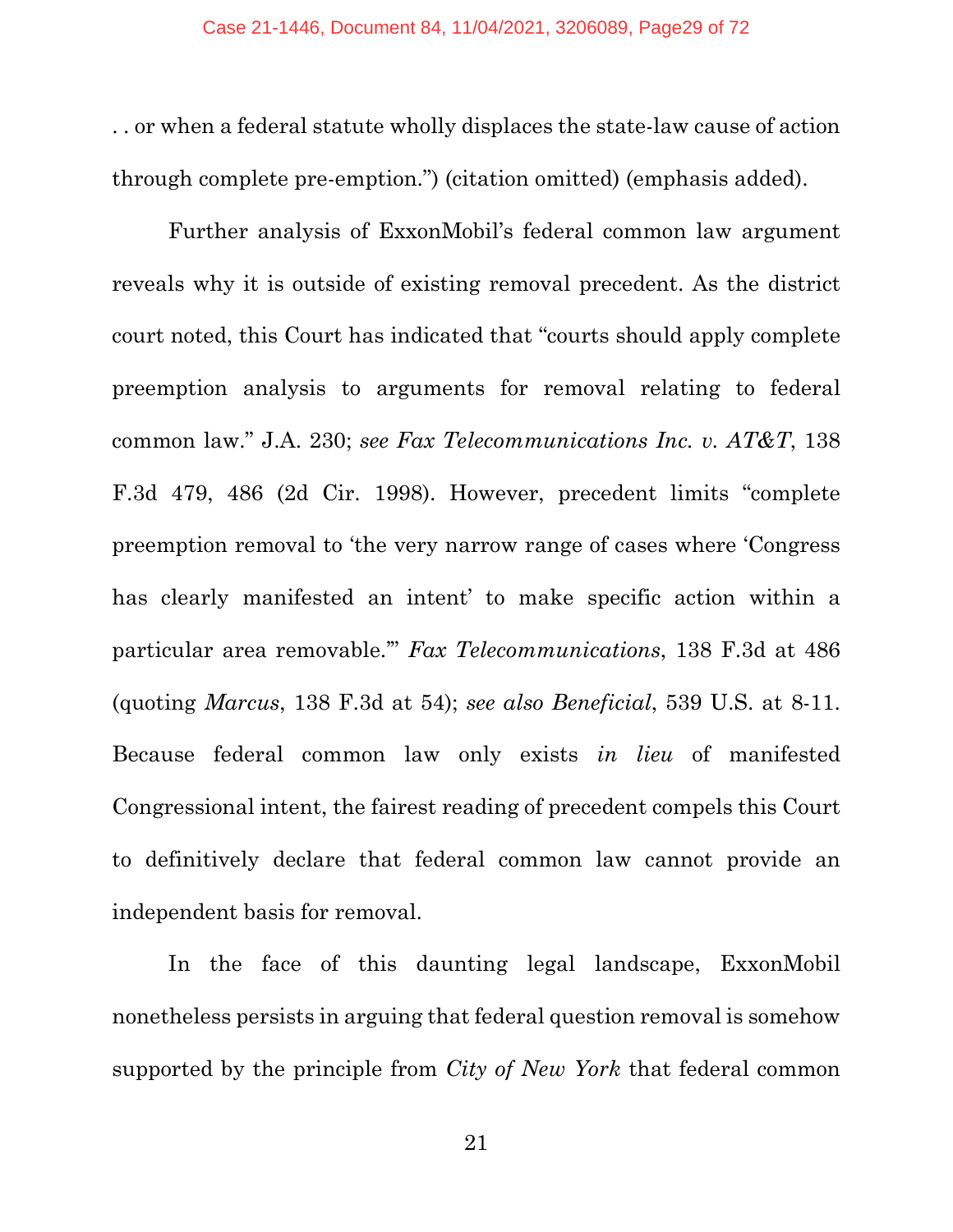. . or when a federal statute wholly displaces the state-law cause of action through complete pre-emption.") (citation omitted) (emphasis added).

Further analysis of ExxonMobil's federal common law argument reveals why it is outside of existing removal precedent. As the district court noted, this Court has indicated that "courts should apply complete preemption analysis to arguments for removal relating to federal common law." J.A. 230; *see Fax Telecommunications Inc. v. AT&T*, 138 F.3d 479, 486 (2d Cir. 1998). However, precedent limits "complete preemption removal to 'the very narrow range of cases where 'Congress has clearly manifested an intent' to make specific action within a particular area removable.'" *Fax Telecommunications*, 138 F.3d at 486 (quoting *Marcus*, 138 F.3d at 54); *see also Beneficial*, 539 U.S. at 8-11. Because federal common law only exists *in lieu* of manifested Congressional intent, the fairest reading of precedent compels this Court to definitively declare that federal common law cannot provide an independent basis for removal.

In the face of this daunting legal landscape, ExxonMobil nonetheless persists in arguing that federal question removal is somehow supported by the principle from *City of New York* that federal common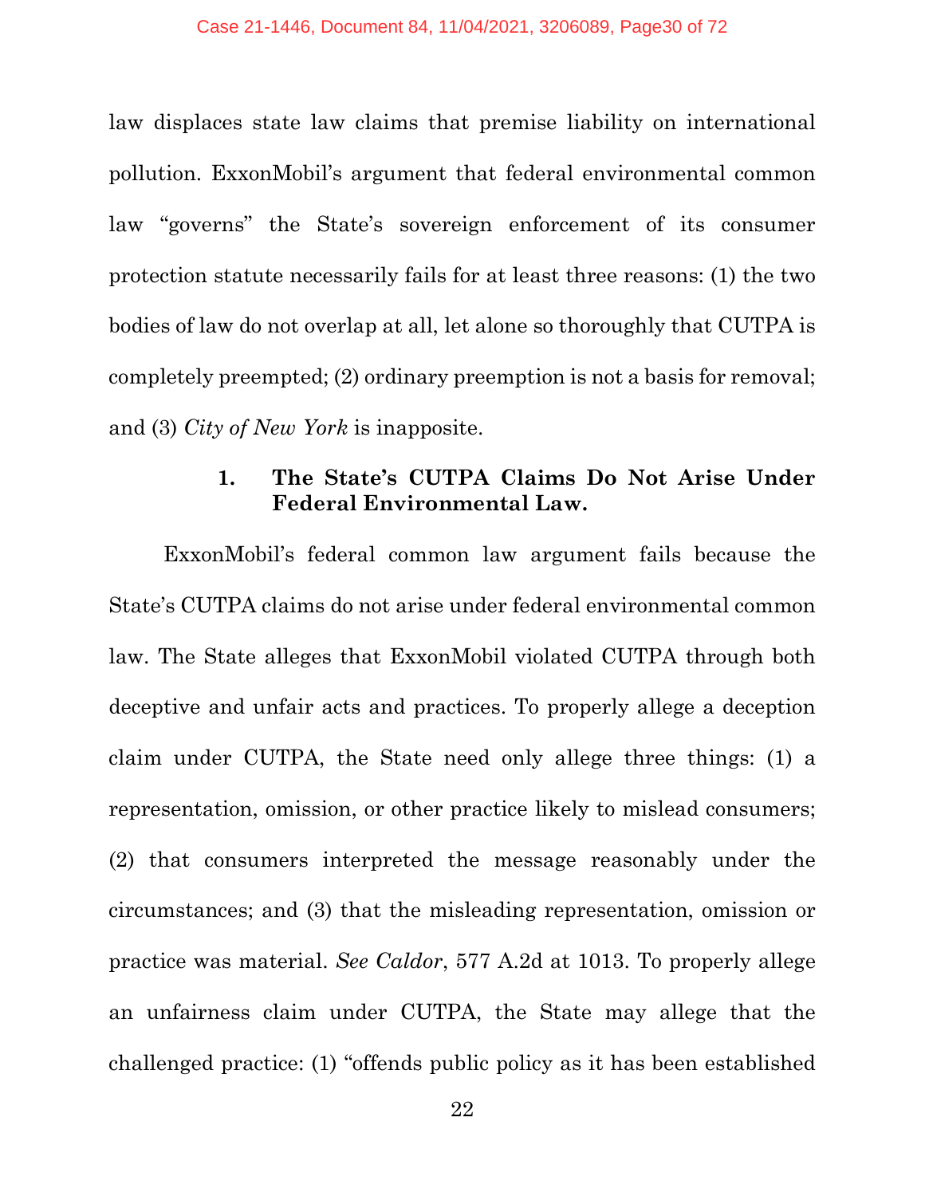law displaces state law claims that premise liability on international pollution. ExxonMobil's argument that federal environmental common law "governs" the State's sovereign enforcement of its consumer protection statute necessarily fails for at least three reasons: (1) the two bodies of law do not overlap at all, let alone so thoroughly that CUTPA is completely preempted; (2) ordinary preemption is not a basis for removal; and (3) *City of New York* is inapposite.

### 1. The State's CUTPA Claims Do Not Arise Under Federal Environmental Law.

ExxonMobil's federal common law argument fails because the State's CUTPA claims do not arise under federal environmental common law. The State alleges that ExxonMobil violated CUTPA through both deceptive and unfair acts and practices. To properly allege a deception claim under CUTPA, the State need only allege three things: (1) a representation, omission, or other practice likely to mislead consumers; (2) that consumers interpreted the message reasonably under the circumstances; and (3) that the misleading representation, omission or practice was material. *See Caldor*, 577 A.2d at 1013. To properly allege an unfairness claim under CUTPA, the State may allege that the challenged practice: (1) "offends public policy as it has been established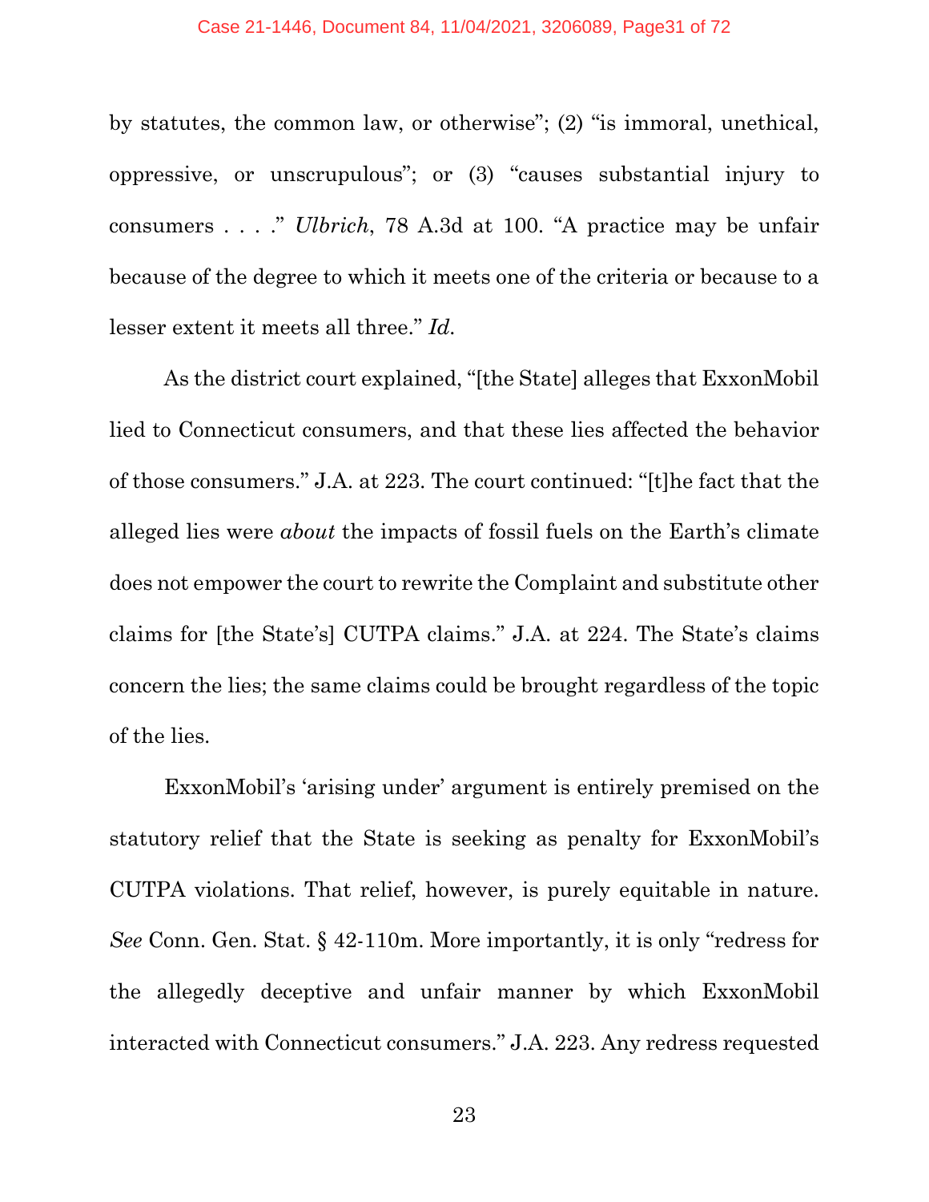by statutes, the common law, or otherwise"; (2) "is immoral, unethical, oppressive, or unscrupulous"; or (3) "causes substantial injury to consumers . . . ." *Ulbrich*, 78 A.3d at 100. "A practice may be unfair because of the degree to which it meets one of the criteria or because to a lesser extent it meets all three." *Id.*

As the district court explained, "[the State] alleges that ExxonMobil lied to Connecticut consumers, and that these lies affected the behavior of those consumers." J.A. at 223. The court continued: "[t]he fact that the alleged lies were *about* the impacts of fossil fuels on the Earth's climate does not empower the court to rewrite the Complaint and substitute other claims for [the State's] CUTPA claims." J.A. at 224. The State's claims concern the lies; the same claims could be brought regardless of the topic of the lies.

ExxonMobil's 'arising under' argument is entirely premised on the statutory relief that the State is seeking as penalty for ExxonMobil's CUTPA violations. That relief, however, is purely equitable in nature. *See* Conn. Gen. Stat. § 42-110m. More importantly, it is only "redress for the allegedly deceptive and unfair manner by which ExxonMobil interacted with Connecticut consumers." J.A. 223. Any redress requested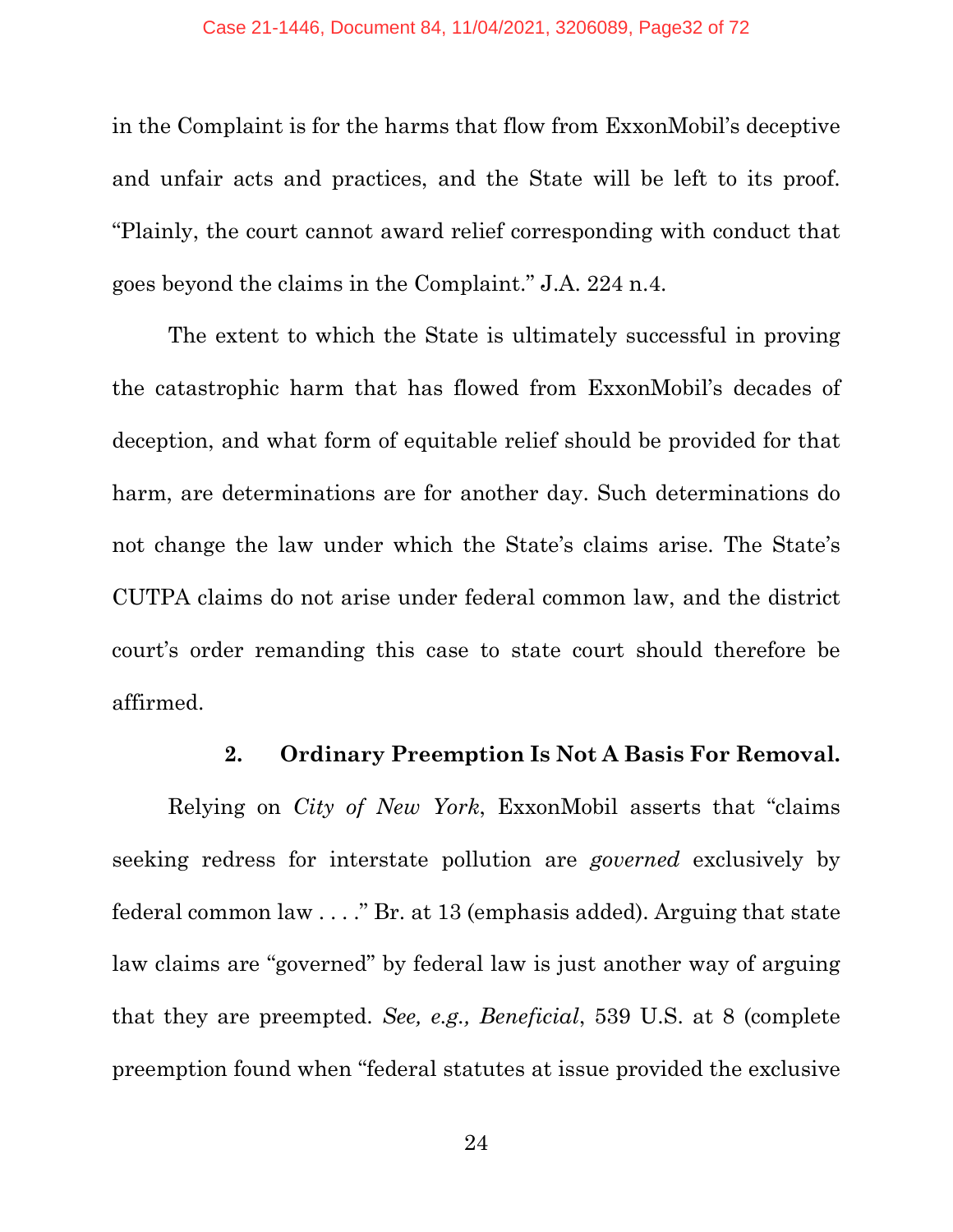in the Complaint is for the harms that flow from ExxonMobil's deceptive and unfair acts and practices, and the State will be left to its proof. "Plainly, the court cannot award relief corresponding with conduct that goes beyond the claims in the Complaint." J.A. 224 n.4.

The extent to which the State is ultimately successful in proving the catastrophic harm that has flowed from ExxonMobil's decades of deception, and what form of equitable relief should be provided for that harm, are determinations are for another day. Such determinations do not change the law under which the State's claims arise. The State's CUTPA claims do not arise under federal common law, and the district court's order remanding this case to state court should therefore be affirmed.

### 2. Ordinary Preemption Is Not A Basis For Removal.

Relying on *City of New York*, ExxonMobil asserts that "claims seeking redress for interstate pollution are *governed* exclusively by federal common law . . . ." Br. at 13 (emphasis added). Arguing that state law claims are "governed" by federal law is just another way of arguing that they are preempted. *See, e.g., Beneficial*, 539 U.S. at 8 (complete preemption found when "federal statutes at issue provided the exclusive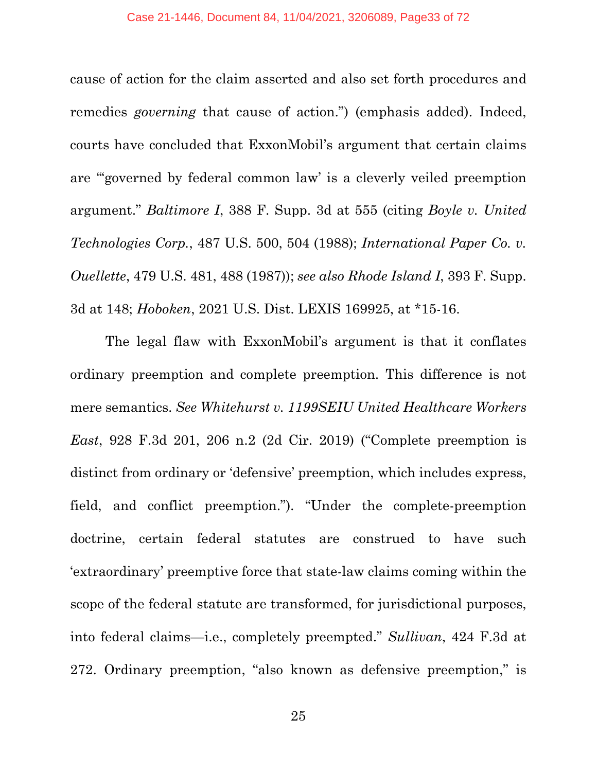cause of action for the claim asserted and also set forth procedures and remedies *governing* that cause of action.") (emphasis added). Indeed, courts have concluded that ExxonMobil's argument that certain claims are "'governed by federal common law' is a cleverly veiled preemption argument." *Baltimore I*, 388 F. Supp. 3d at 555 (citing *Boyle v. United Technologies Corp.*, 487 U.S. 500, 504 (1988); *International Paper Co. v. Ouellette*, 479 U.S. 481, 488 (1987)); *see also Rhode Island I*, 393 F. Supp. 3d at 148; *Hoboken*, 2021 U.S. Dist. LEXIS 169925, at *15-16.

The legal flaw with ExxonMobil's argument is that it conflates ordinary preemption and complete preemption. This difference is not mere semantics. *See Whitehurst v. 1199SEIU United Healthcare Workers East*, 928 F.3d 201, 206 n.2 (2d Cir. 2019) ("Complete preemption is distinct from ordinary or 'defensive' preemption, which includes express, field, and conflict preemption."). "Under the complete-preemption doctrine, certain federal statutes are construed to have such 'extraordinary' preemptive force that state-law claims coming within the scope of the federal statute are transformed, for jurisdictional purposes, into federal claims—i.e., completely preempted." *Sullivan*, 424 F.3d at 272. Ordinary preemption, "also known as defensive preemption," is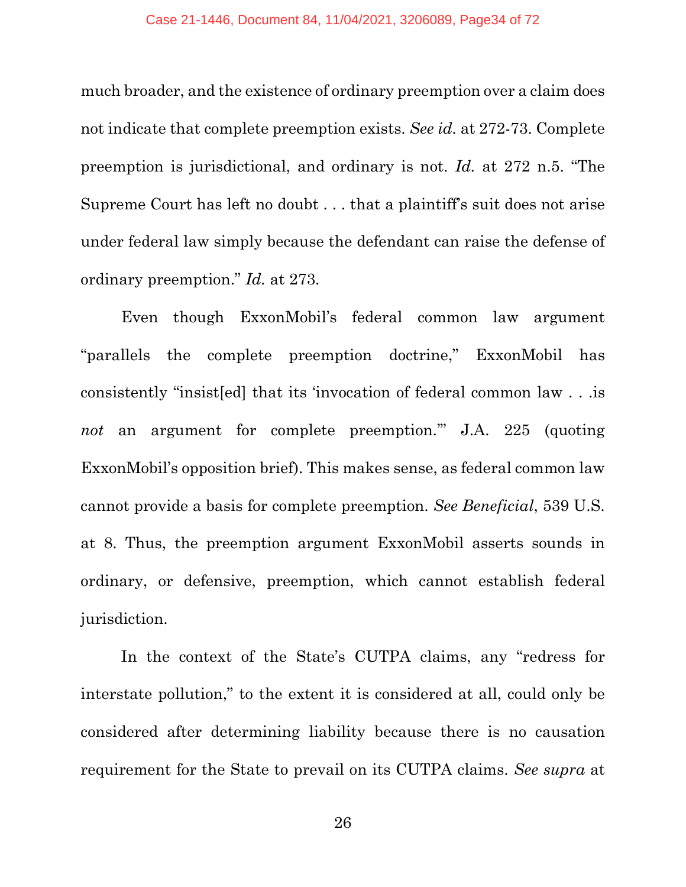much broader, and the existence of ordinary preemption over a claim does not indicate that complete preemption exists. *See id.* at 272-73. Complete preemption is jurisdictional, and ordinary is not. *Id.* at 272 n.5. "The Supreme Court has left no doubt . . . that a plaintiff's suit does not arise under federal law simply because the defendant can raise the defense of ordinary preemption." *Id.* at 273.

Even though ExxonMobil's federal common law argument "parallels the complete preemption doctrine," ExxonMobil has consistently "insist[ed] that its 'invocation of federal common law . . .is *not* an argument for complete preemption.'" J.A. 225 (quoting ExxonMobil's opposition brief). This makes sense, as federal common law cannot provide a basis for complete preemption. *See Beneficial*, 539 U.S. at 8. Thus, the preemption argument ExxonMobil asserts sounds in ordinary, or defensive, preemption, which cannot establish federal jurisdiction.

In the context of the State's CUTPA claims, any "redress for interstate pollution," to the extent it is considered at all, could only be considered after determining liability because there is no causation requirement for the State to prevail on its CUTPA claims. *See supra* at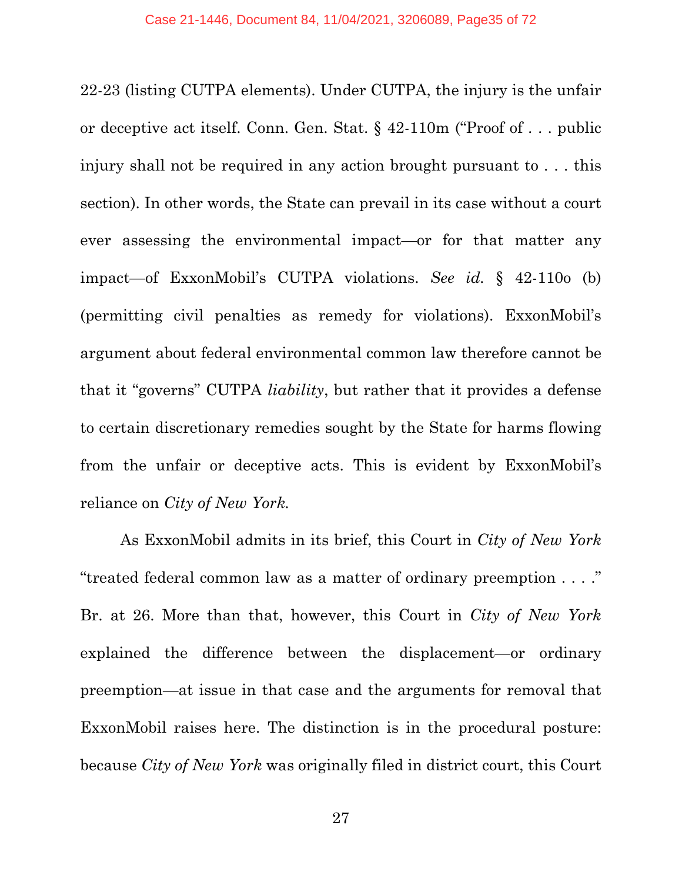22-23 (listing CUTPA elements). Under CUTPA, the injury is the unfair or deceptive act itself. Conn. Gen. Stat. § 42-110m ("Proof of . . . public injury shall not be required in any action brought pursuant to . . . this section). In other words, the State can prevail in its case without a court ever assessing the environmental impact—or for that matter any impact—of ExxonMobil's CUTPA violations. *See id.* § 42-110o (b) (permitting civil penalties as remedy for violations). ExxonMobil's argument about federal environmental common law therefore cannot be that it "governs" CUTPA *liability*, but rather that it provides a defense to certain discretionary remedies sought by the State for harms flowing from the unfair or deceptive acts. This is evident by ExxonMobil's reliance on *City of New York.*

As ExxonMobil admits in its brief, this Court in *City of New York* "treated federal common law as a matter of ordinary preemption . . . ." Br. at 26. More than that, however, this Court in *City of New York* explained the difference between the displacement—or ordinary preemption—at issue in that case and the arguments for removal that ExxonMobil raises here. The distinction is in the procedural posture: because *City of New York* was originally filed in district court, this Court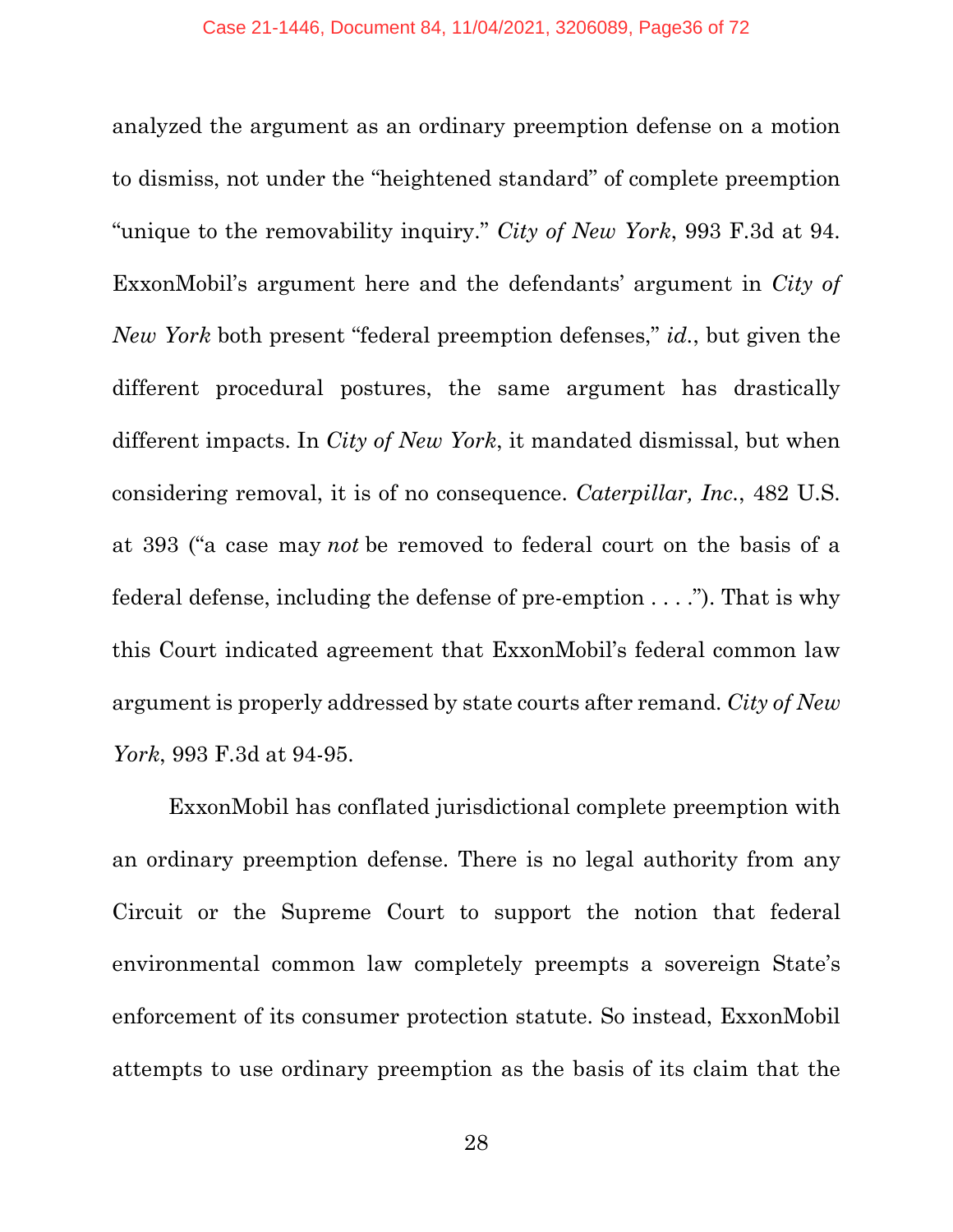analyzed the argument as an ordinary preemption defense on a motion to dismiss, not under the "heightened standard" of complete preemption "unique to the removability inquiry." *City of New York*, 993 F.3d at 94. ExxonMobil's argument here and the defendants' argument in *City of New York* both present "federal preemption defenses," *id.*, but given the different procedural postures, the same argument has drastically different impacts. In *City of New York*, it mandated dismissal, but when considering removal, it is of no consequence. *Caterpillar, Inc.*, 482 U.S. at 393 ("a case may *not* be removed to federal court on the basis of a federal defense, including the defense of pre-emption . . . ."). That is why this Court indicated agreement that ExxonMobil's federal common law argument is properly addressed by state courts after remand. *City of New York*, 993 F.3d at 94-95.

ExxonMobil has conflated jurisdictional complete preemption with an ordinary preemption defense. There is no legal authority from any Circuit or the Supreme Court to support the notion that federal environmental common law completely preempts a sovereign State's enforcement of its consumer protection statute. So instead, ExxonMobil attempts to use ordinary preemption as the basis of its claim that the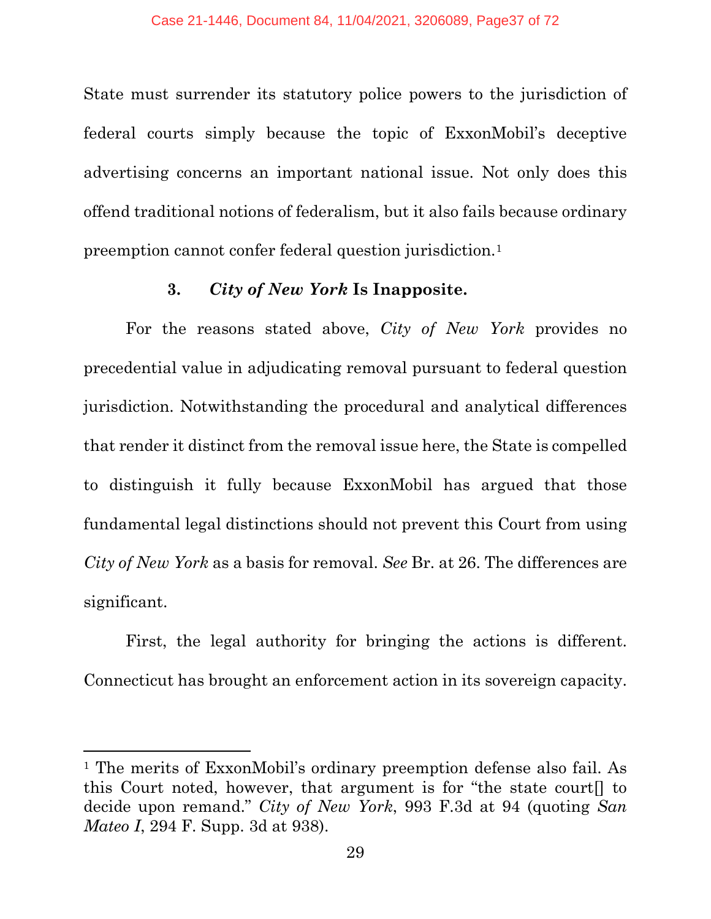State must surrender its statutory police powers to the jurisdiction of federal courts simply because the topic of ExxonMobil's deceptive advertising concerns an important national issue. Not only does this offend traditional notions of federalism, but it also fails because ordinary preemption cannot confer federal question jurisdiction.[1]

### 3. *City of New York* Is Inapposite.

For the reasons stated above, *City of New York* provides no precedential value in adjudicating removal pursuant to federal question jurisdiction. Notwithstanding the procedural and analytical differences that render it distinct from the removal issue here, the State is compelled to distinguish it fully because ExxonMobil has argued that those fundamental legal distinctions should not prevent this Court from using *City of New York* as a basis for removal. *See* Br. at 26. The differences are significant.

First, the legal authority for bringing the actions is different. Connecticut has brought an enforcement action in its sovereign capacity.

---

[1] The merits of ExxonMobil's ordinary preemption defense also fail. As this Court noted, however, that argument is for "the state court[] to decide upon remand." *City of New York*, 993 F.3d at 94 (quoting *San Mateo I*, 294 F. Supp. 3d at 938).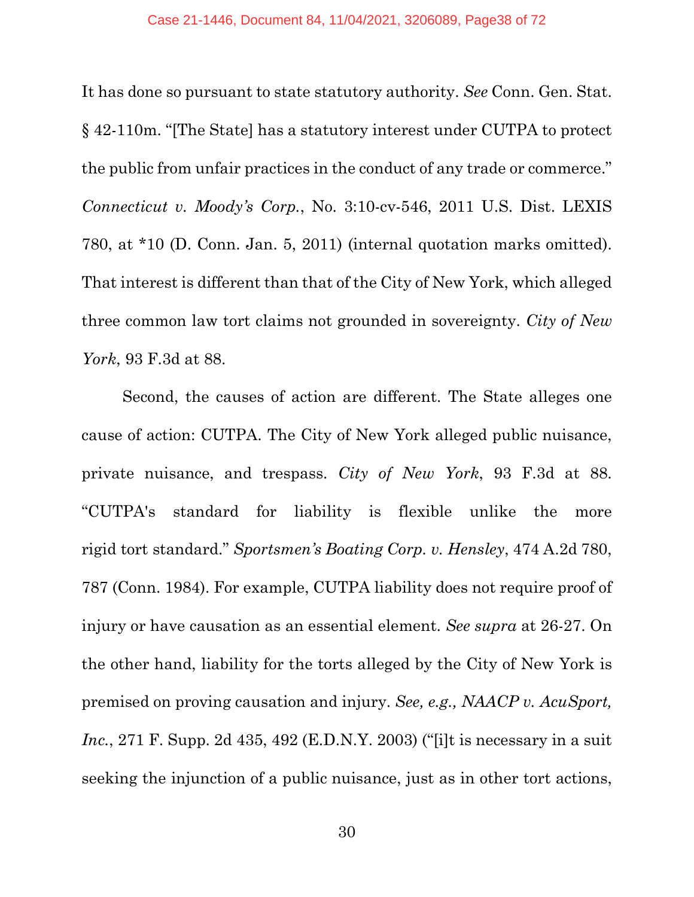It has done so pursuant to state statutory authority. *See* Conn. Gen. Stat. § 42-110m. "[The State] has a statutory interest under CUTPA to protect the public from unfair practices in the conduct of any trade or commerce." *Connecticut v. Moody's Corp.*, No. 3:10-cv-546, 2011 U.S. Dist. LEXIS 780, at *10 (D. Conn. Jan. 5, 2011) (internal quotation marks omitted). That interest is different than that of the City of New York, which alleged three common law tort claims not grounded in sovereignty. *City of New York*, 93 F.3d at 88.

Second, the causes of action are different. The State alleges one cause of action: CUTPA. The City of New York alleged public nuisance, private nuisance, and trespass. *City of New York*, 93 F.3d at 88. "CUTPA's standard for liability is flexible unlike the more rigid tort standard." *Sportsmen's Boating Corp. v. Hensley*, 474 A.2d 780, 787 (Conn. 1984). For example, CUTPA liability does not require proof of injury or have causation as an essential element. *See supra* at 26-27. On the other hand, liability for the torts alleged by the City of New York is premised on proving causation and injury. *See, e.g., NAACP v. AcuSport, Inc.*, 271 F. Supp. 2d 435, 492 (E.D.N.Y. 2003) ("[i]t is necessary in a suit seeking the injunction of a public nuisance, just as in other tort actions,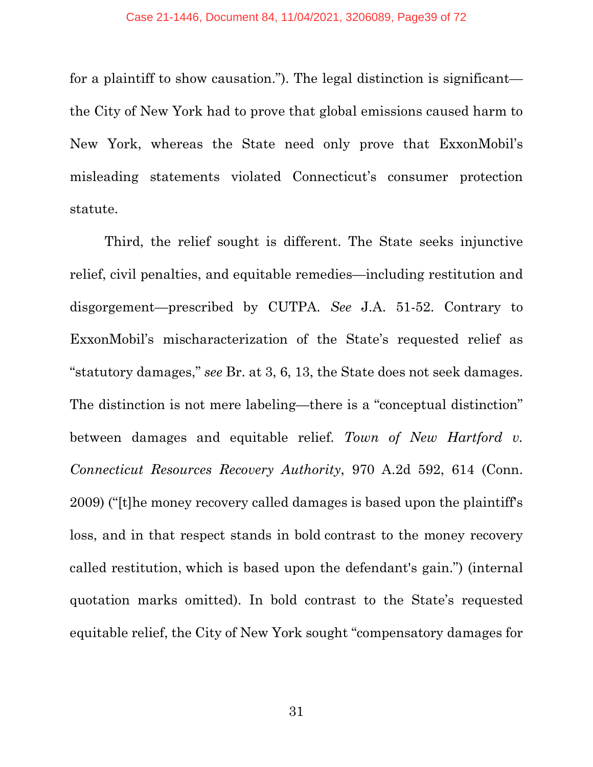for a plaintiff to show causation."). The legal distinction is significant—the City of New York had to prove that global emissions caused harm to New York, whereas the State need only prove that ExxonMobil's misleading statements violated Connecticut's consumer protection statute.

Third, the relief sought is different. The State seeks injunctive relief, civil penalties, and equitable remedies—including restitution and disgorgement—prescribed by CUTPA. *See* J.A. 51-52. Contrary to ExxonMobil's mischaracterization of the State's requested relief as "statutory damages," *see* Br. at 3, 6, 13, the State does not seek damages. The distinction is not mere labeling—there is a "conceptual distinction" between damages and equitable relief. *Town of New Hartford v. Connecticut Resources Recovery Authority*, 970 A.2d 592, 614 (Conn. 2009) ("[t]he money recovery called damages is based upon the plaintiff's loss, and in that respect stands in bold contrast to the money recovery called restitution, which is based upon the defendant's gain.") (internal quotation marks omitted). In bold contrast to the State's requested equitable relief, the City of New York sought "compensatory damages for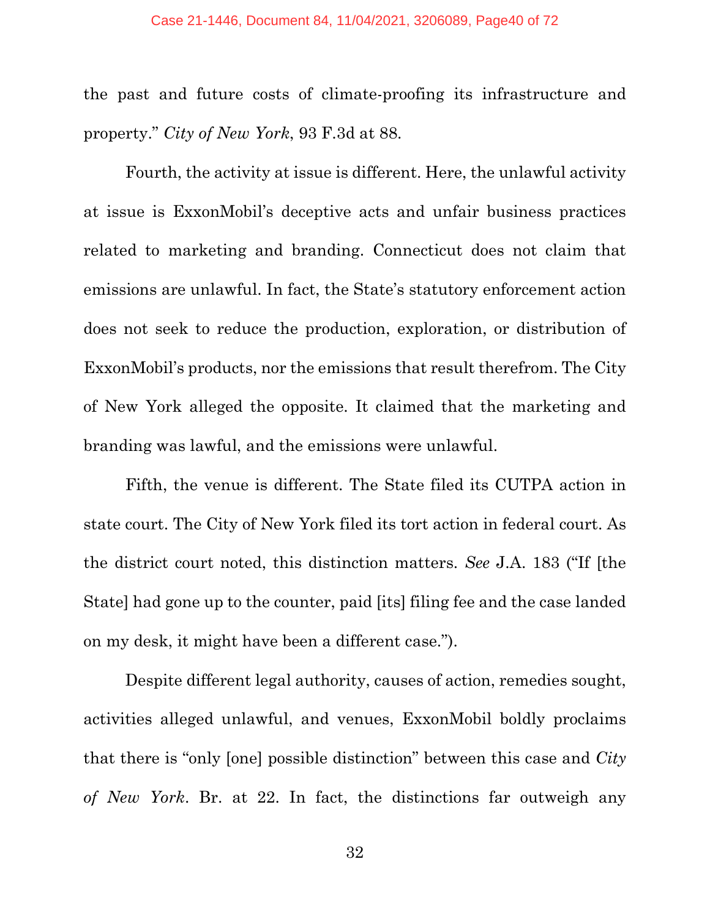the past and future costs of climate-proofing its infrastructure and property." *City of New York*, 93 F.3d at 88.

Fourth, the activity at issue is different. Here, the unlawful activity at issue is ExxonMobil's deceptive acts and unfair business practices related to marketing and branding. Connecticut does not claim that emissions are unlawful. In fact, the State's statutory enforcement action does not seek to reduce the production, exploration, or distribution of ExxonMobil's products, nor the emissions that result therefrom. The City of New York alleged the opposite. It claimed that the marketing and branding was lawful, and the emissions were unlawful.

Fifth, the venue is different. The State filed its CUTPA action in state court. The City of New York filed its tort action in federal court. As the district court noted, this distinction matters. *See* J.A. 183 ("If [the State] had gone up to the counter, paid [its] filing fee and the case landed on my desk, it might have been a different case.").

Despite different legal authority, causes of action, remedies sought, activities alleged unlawful, and venues, ExxonMobil boldly proclaims that there is "only [one] possible distinction" between this case and *City of New York*. Br. at 22. In fact, the distinctions far outweigh any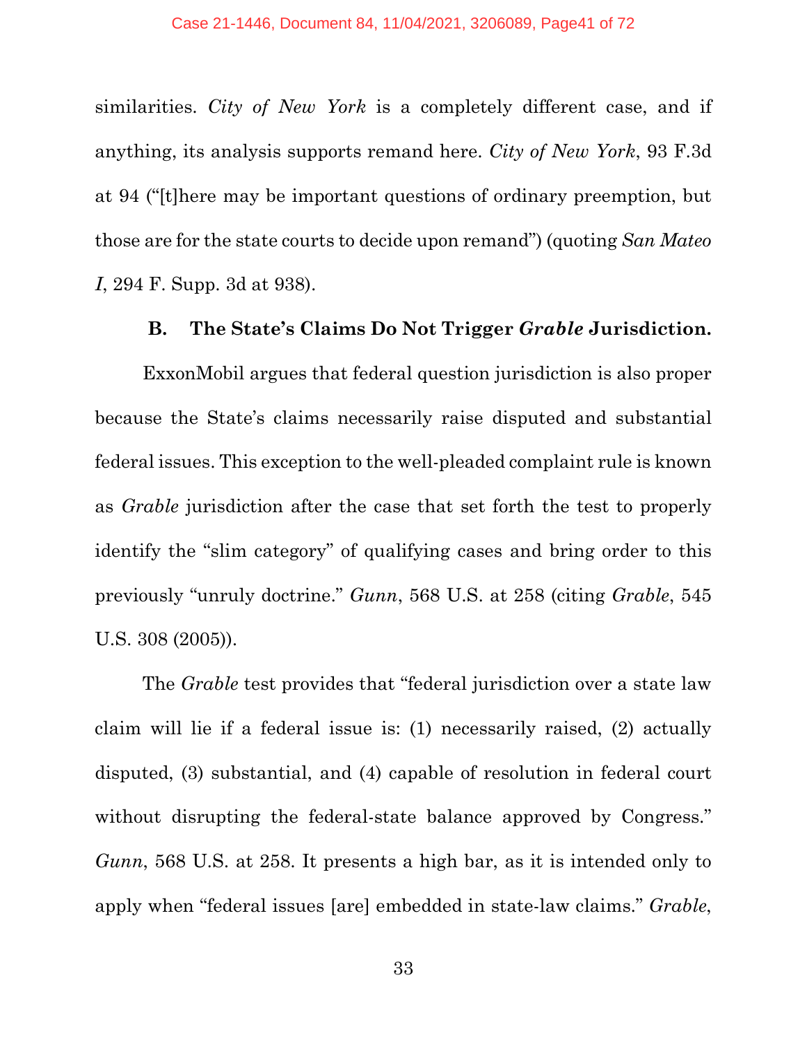similarities. *City of New York* is a completely different case, and if anything, its analysis supports remand here. *City of New York*, 93 F.3d at 94 ("[t]here may be important questions of ordinary preemption, but those are for the state courts to decide upon remand") (quoting *San Mateo I*, 294 F. Supp. 3d at 938).

### B. The State's Claims Do Not Trigger *Grable* Jurisdiction.

ExxonMobil argues that federal question jurisdiction is also proper because the State's claims necessarily raise disputed and substantial federal issues. This exception to the well-pleaded complaint rule is known as *Grable* jurisdiction after the case that set forth the test to properly identify the "slim category" of qualifying cases and bring order to this previously "unruly doctrine." *Gunn*, 568 U.S. at 258 (citing *Grable*, 545 U.S. 308 (2005)).

The *Grable* test provides that "federal jurisdiction over a state law claim will lie if a federal issue is: (1) necessarily raised, (2) actually disputed, (3) substantial, and (4) capable of resolution in federal court without disrupting the federal-state balance approved by Congress." *Gunn*, 568 U.S. at 258. It presents a high bar, as it is intended only to apply when "federal issues [are] embedded in state-law claims." *Grable*,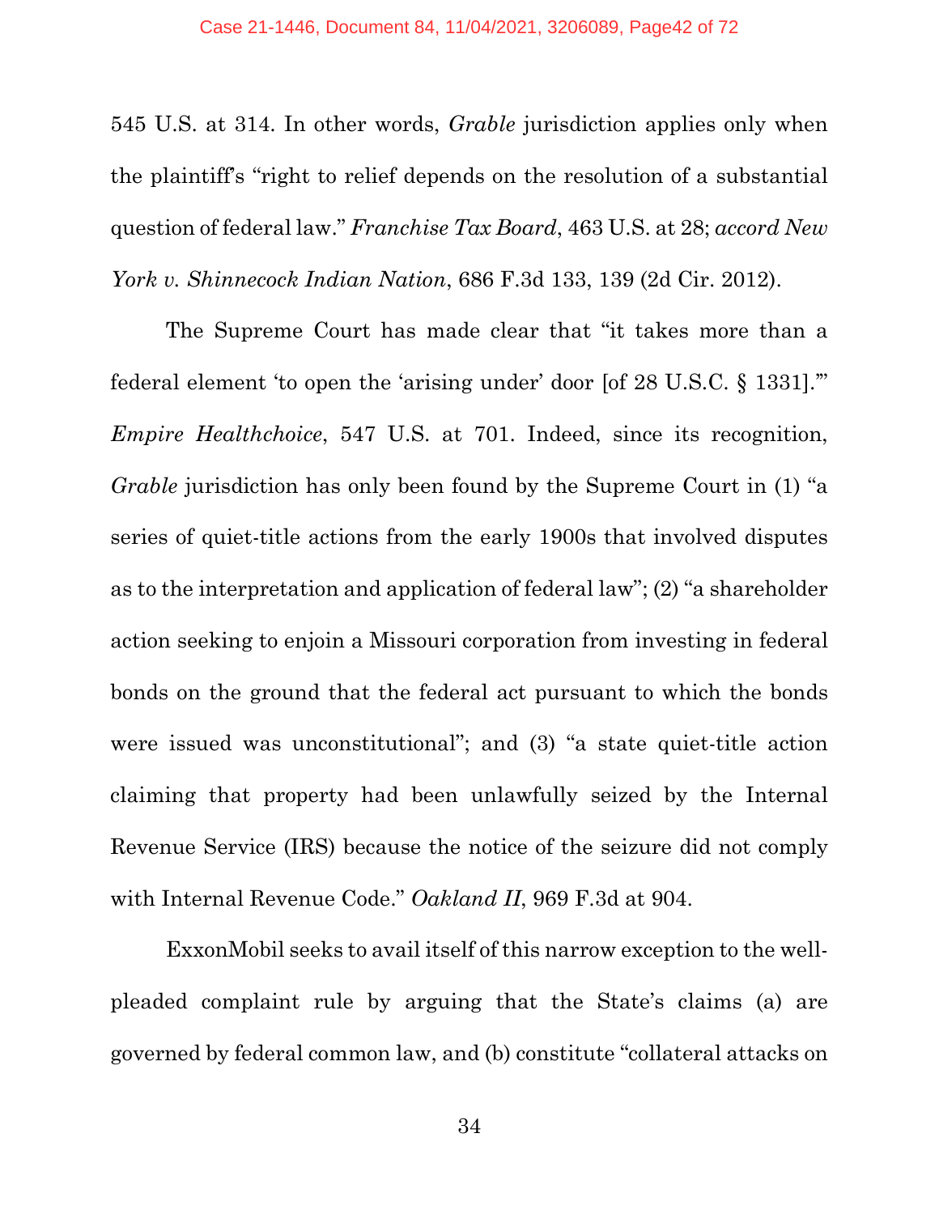545 U.S. at 314. In other words, *Grable* jurisdiction applies only when the plaintiff's "right to relief depends on the resolution of a substantial question of federal law." *Franchise Tax Board*, 463 U.S. at 28; *accord New York v. Shinnecock Indian Nation*, 686 F.3d 133, 139 (2d Cir. 2012).

The Supreme Court has made clear that "it takes more than a federal element 'to open the 'arising under' door [of 28 U.S.C. § 1331].'" *Empire Healthchoice*, 547 U.S. at 701. Indeed, since its recognition, *Grable* jurisdiction has only been found by the Supreme Court in (1) "a series of quiet-title actions from the early 1900s that involved disputes as to the interpretation and application of federal law"; (2) "a shareholder action seeking to enjoin a Missouri corporation from investing in federal bonds on the ground that the federal act pursuant to which the bonds were issued was unconstitutional"; and (3) "a state quiet-title action claiming that property had been unlawfully seized by the Internal Revenue Service (IRS) because the notice of the seizure did not comply with Internal Revenue Code." *Oakland II*, 969 F.3d at 904.

ExxonMobil seeks to avail itself of this narrow exception to the well-pleaded complaint rule by arguing that the State's claims (a) are governed by federal common law, and (b) constitute "collateral attacks on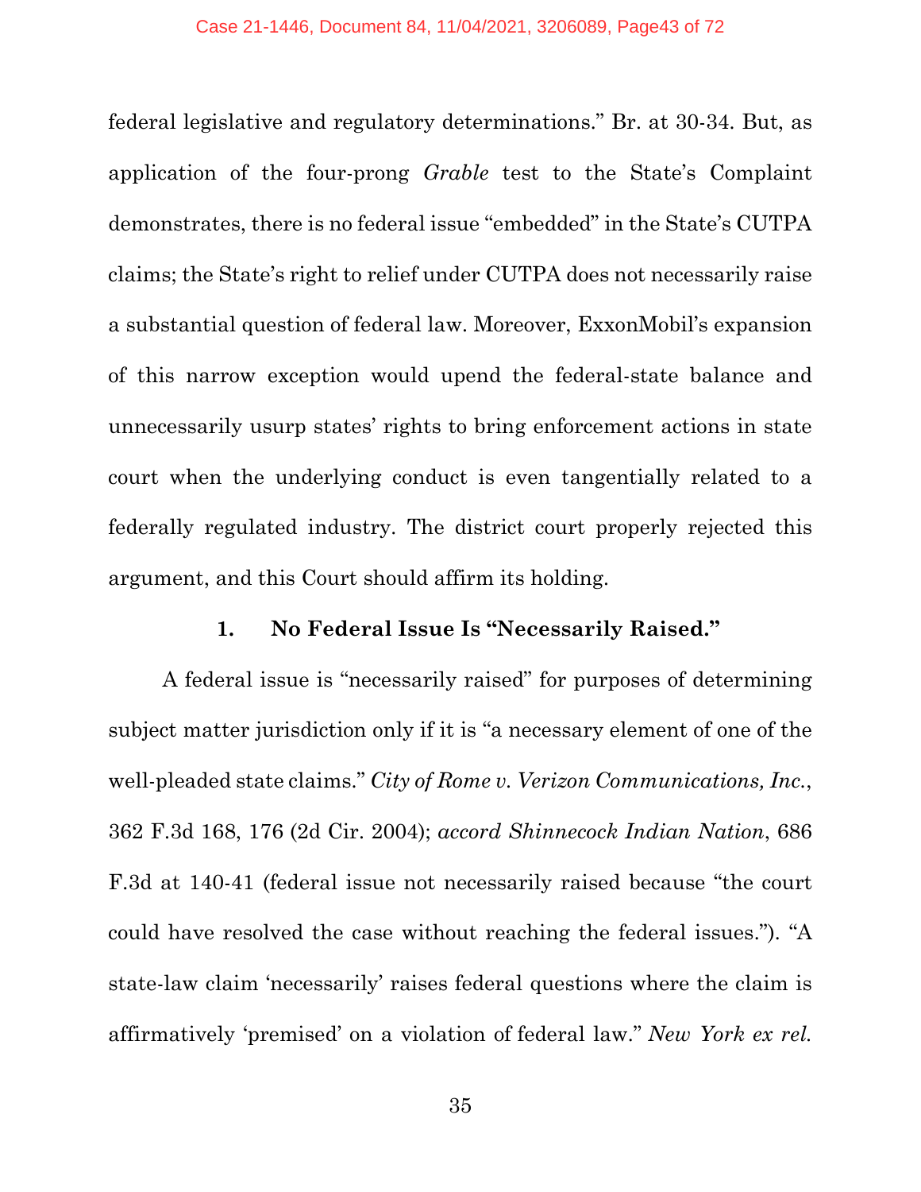federal legislative and regulatory determinations." Br. at 30-34. But, as application of the four-prong *Grable* test to the State's Complaint demonstrates, there is no federal issue "embedded" in the State's CUTPA claims; the State's right to relief under CUTPA does not necessarily raise a substantial question of federal law. Moreover, ExxonMobil's expansion of this narrow exception would upend the federal-state balance and unnecessarily usurp states' rights to bring enforcement actions in state court when the underlying conduct is even tangentially related to a federally regulated industry. The district court properly rejected this argument, and this Court should affirm its holding.

### 1. No Federal Issue Is "Necessarily Raised."

A federal issue is "necessarily raised" for purposes of determining subject matter jurisdiction only if it is "a necessary element of one of the well-pleaded state claims." *City of Rome v. Verizon Communications, Inc.*, 362 F.3d 168, 176 (2d Cir. 2004); *accord Shinnecock Indian Nation*, 686 F.3d at 140-41 (federal issue not necessarily raised because "the court could have resolved the case without reaching the federal issues."). "A state-law claim 'necessarily' raises federal questions where the claim is affirmatively 'premised' on a violation of federal law." *New York ex rel.*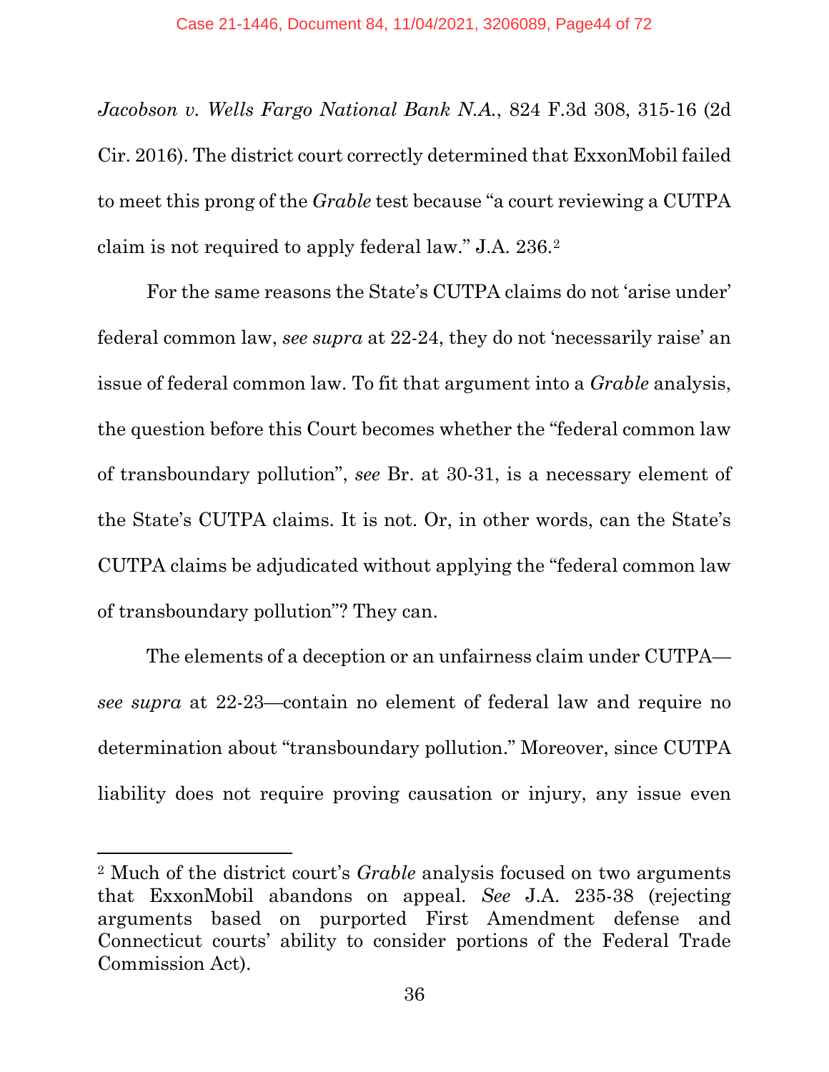*Jacobson v. Wells Fargo National Bank N.A.*, 824 F.3d 308, 315-16 (2d Cir. 2016). The district court correctly determined that ExxonMobil failed to meet this prong of the *Grable* test because "a court reviewing a CUTPA claim is not required to apply federal law." J.A. 236.[2]

For the same reasons the State's CUTPA claims do not 'arise under' federal common law, *see supra* at 22-24, they do not 'necessarily raise' an issue of federal common law. To fit that argument into a *Grable* analysis, the question before this Court becomes whether the "federal common law of transboundary pollution", *see* Br. at 30-31, is a necessary element of the State's CUTPA claims. It is not. Or, in other words, can the State's CUTPA claims be adjudicated without applying the "federal common law of transboundary pollution"? They can.

The elements of a deception or an unfairness claim under CUTPA—*see supra* at 22-23—contain no element of federal law and require no determination about "transboundary pollution." Moreover, since CUTPA liability does not require proving causation or injury, any issue even

---

[2] Much of the district court's *Grable* analysis focused on two arguments that ExxonMobil abandons on appeal. *See* J.A. 235-38 (rejecting arguments based on purported First Amendment defense and Connecticut courts' ability to consider portions of the Federal Trade Commission Act).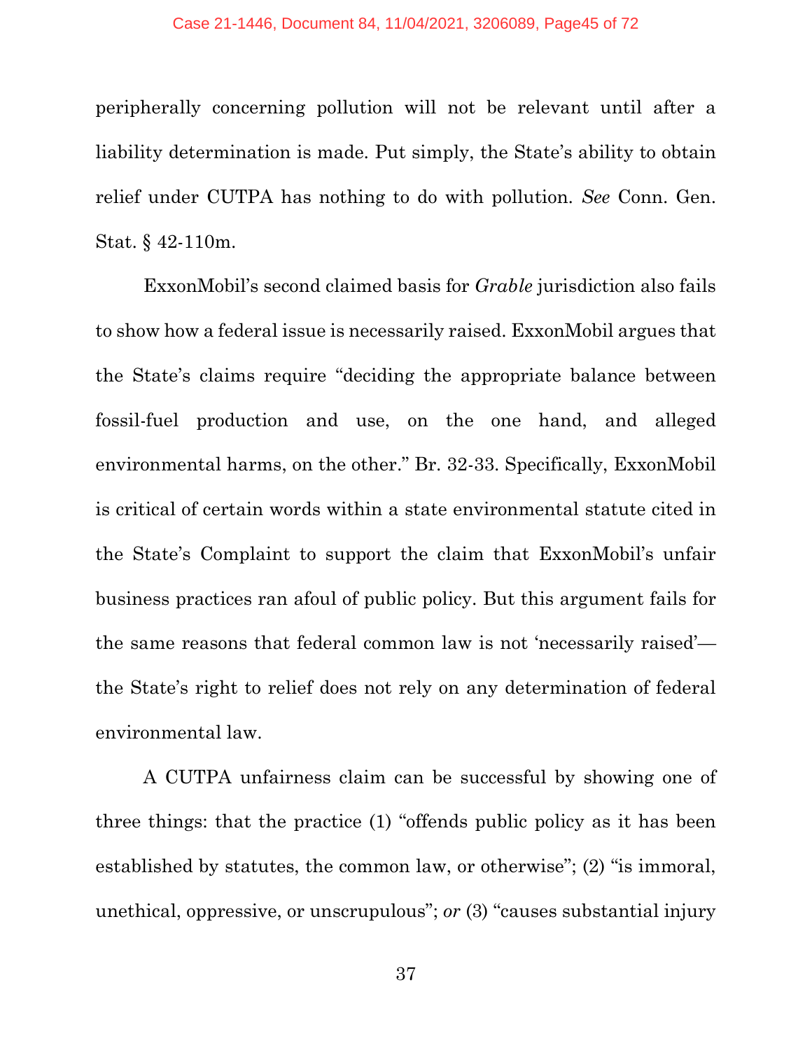peripherally concerning pollution will not be relevant until after a liability determination is made. Put simply, the State's ability to obtain relief under CUTPA has nothing to do with pollution. *See* Conn. Gen. Stat. § 42-110m.

ExxonMobil's second claimed basis for *Grable* jurisdiction also fails to show how a federal issue is necessarily raised. ExxonMobil argues that the State's claims require "deciding the appropriate balance between fossil-fuel production and use, on the one hand, and alleged environmental harms, on the other." Br. 32-33. Specifically, ExxonMobil is critical of certain words within a state environmental statute cited in the State's Complaint to support the claim that ExxonMobil's unfair business practices ran afoul of public policy. But this argument fails for the same reasons that federal common law is not 'necessarily raised'—the State's right to relief does not rely on any determination of federal environmental law.

A CUTPA unfairness claim can be successful by showing one of three things: that the practice (1) "offends public policy as it has been established by statutes, the common law, or otherwise"; (2) "is immoral, unethical, oppressive, or unscrupulous"; *or* (3) "causes substantial injury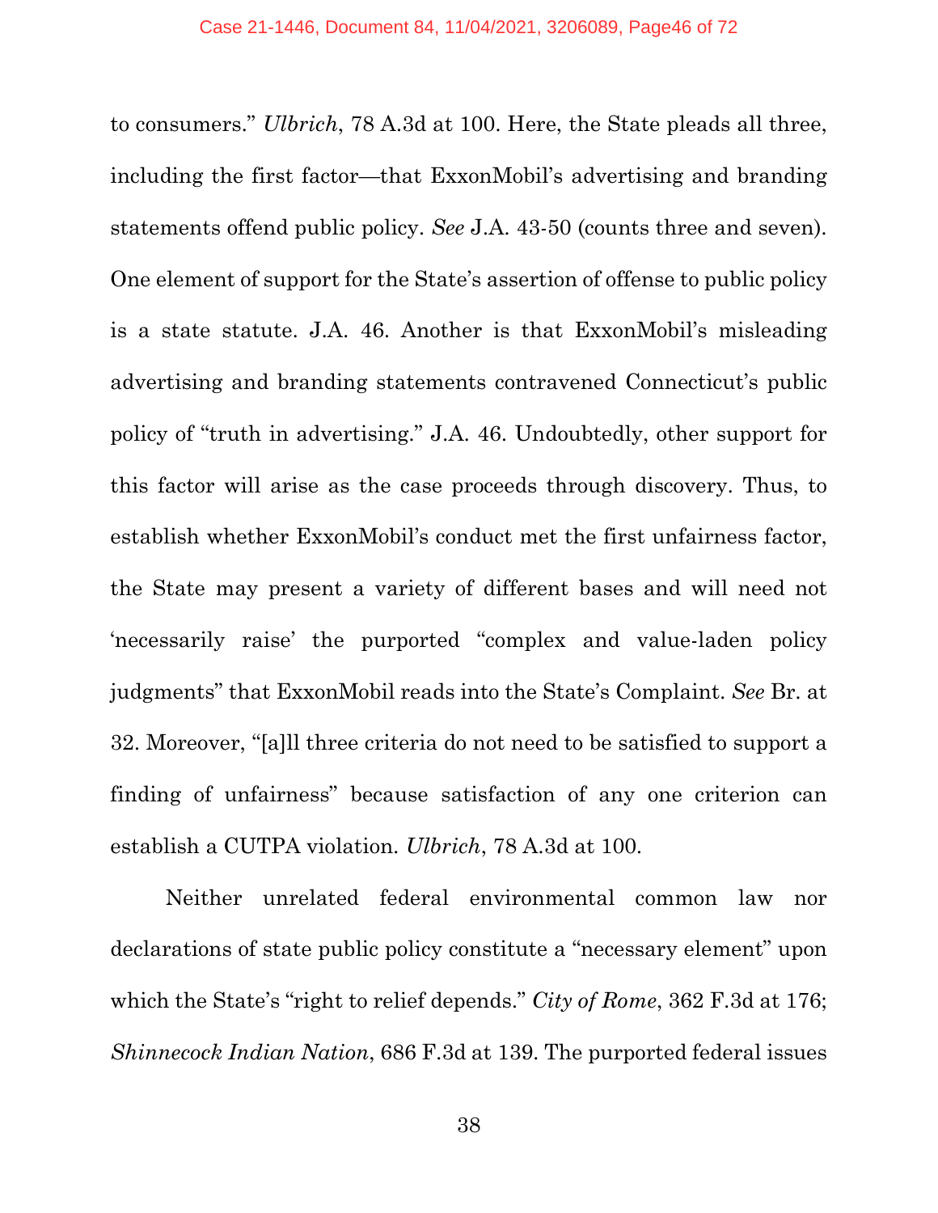to consumers." *Ulbrich*, 78 A.3d at 100. Here, the State pleads all three, including the first factor—that ExxonMobil's advertising and branding statements offend public policy. *See* J.A. 43-50 (counts three and seven). One element of support for the State's assertion of offense to public policy is a state statute. J.A. 46. Another is that ExxonMobil's misleading advertising and branding statements contravened Connecticut's public policy of "truth in advertising." J.A. 46. Undoubtedly, other support for this factor will arise as the case proceeds through discovery. Thus, to establish whether ExxonMobil's conduct met the first unfairness factor, the State may present a variety of different bases and will need not 'necessarily raise' the purported "complex and value-laden policy judgments" that ExxonMobil reads into the State's Complaint. *See* Br. at 32. Moreover, "[a]ll three criteria do not need to be satisfied to support a finding of unfairness" because satisfaction of any one criterion can establish a CUTPA violation. *Ulbrich*, 78 A.3d at 100.

Neither unrelated federal environmental common law nor declarations of state public policy constitute a "necessary element" upon which the State's "right to relief depends." *City of Rome*, 362 F.3d at 176; *Shinnecock Indian Nation*, 686 F.3d at 139. The purported federal issues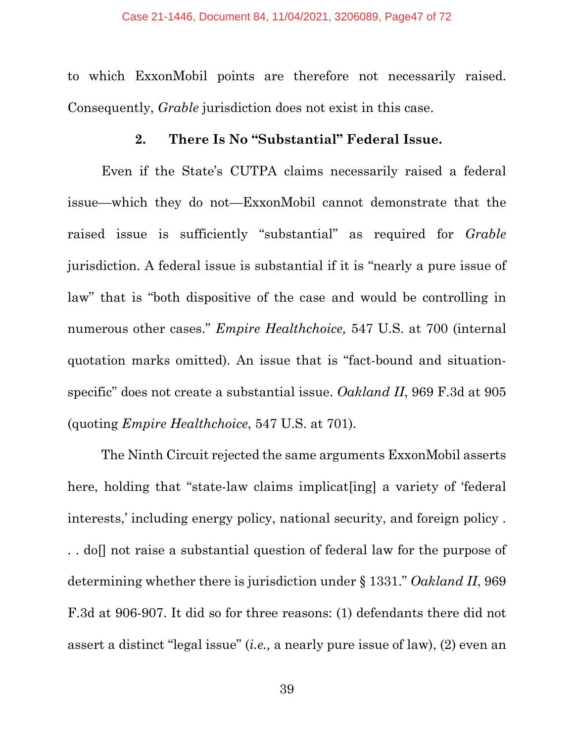to which ExxonMobil points are therefore not necessarily raised. Consequently, *Grable* jurisdiction does not exist in this case.

### 2. There Is No "Substantial" Federal Issue.

Even if the State's CUTPA claims necessarily raised a federal issue—which they do not—ExxonMobil cannot demonstrate that the raised issue is sufficiently "substantial" as required for *Grable* jurisdiction. A federal issue is substantial if it is "nearly a pure issue of law" that is "both dispositive of the case and would be controlling in numerous other cases." *Empire Healthchoice,* 547 U.S. at 700 (internal quotation marks omitted). An issue that is "fact-bound and situation-specific" does not create a substantial issue. *Oakland II*, 969 F.3d at 905 (quoting *Empire Healthchoice*, 547 U.S. at 701).

The Ninth Circuit rejected the same arguments ExxonMobil asserts here, holding that "state-law claims implicat[ing] a variety of 'federal interests,' including energy policy, national security, and foreign policy . . . do[] not raise a substantial question of federal law for the purpose of determining whether there is jurisdiction under § 1331." *Oakland II*, 969 F.3d at 906-907. It did so for three reasons: (1) defendants there did not assert a distinct "legal issue" (*i.e.,* a nearly pure issue of law), (2) even an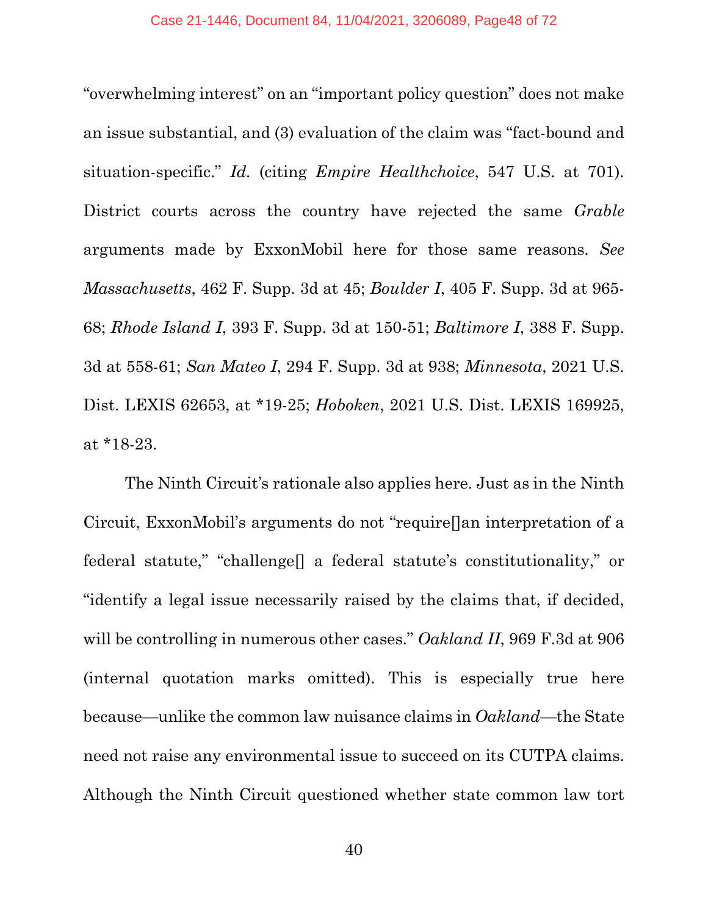"overwhelming interest" on an "important policy question" does not make an issue substantial, and (3) evaluation of the claim was "fact-bound and situation-specific." *Id.* (citing *Empire Healthchoice*, 547 U.S. at 701). District courts across the country have rejected the same *Grable* arguments made by ExxonMobil here for those same reasons. *See Massachusetts*, 462 F. Supp. 3d at 45; *Boulder I*, 405 F. Supp. 3d at 965-68; *Rhode Island I*, 393 F. Supp. 3d at 150-51; *Baltimore I*, 388 F. Supp. 3d at 558-61; *San Mateo I*, 294 F. Supp. 3d at 938; *Minnesota*, 2021 U.S. Dist. LEXIS 62653, at *19-25; *Hoboken*, 2021 U.S. Dist. LEXIS 169925, at *18-23.

The Ninth Circuit's rationale also applies here. Just as in the Ninth Circuit, ExxonMobil's arguments do not "require[]an interpretation of a federal statute," "challenge[] a federal statute's constitutionality," or "identify a legal issue necessarily raised by the claims that, if decided, will be controlling in numerous other cases." *Oakland II*, 969 F.3d at 906 (internal quotation marks omitted). This is especially true here because—unlike the common law nuisance claims in *Oakland*—the State need not raise any environmental issue to succeed on its CUTPA claims. Although the Ninth Circuit questioned whether state common law tort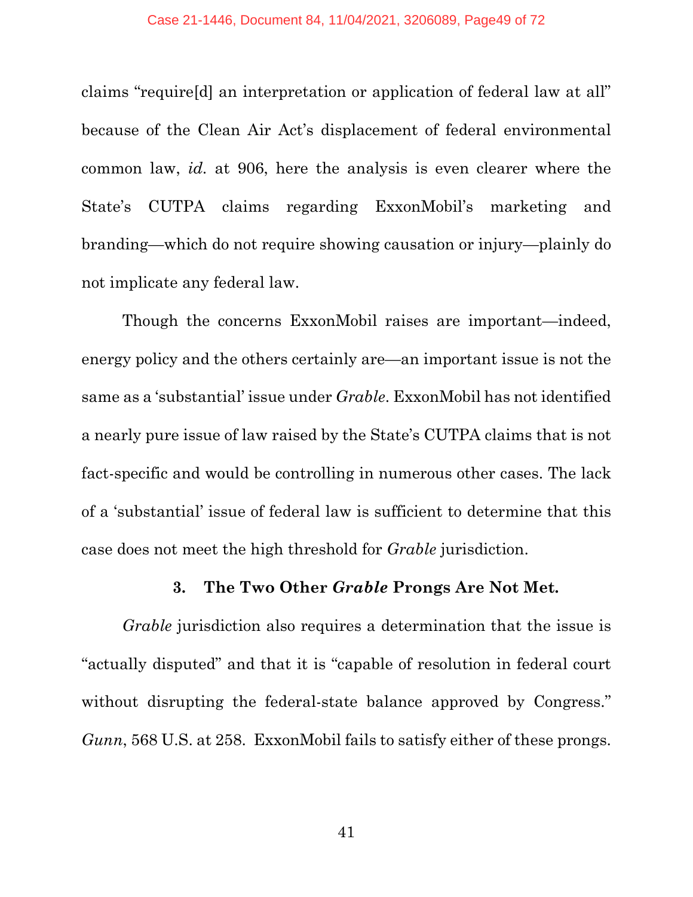claims "require[d] an interpretation or application of federal law at all" because of the Clean Air Act's displacement of federal environmental common law, *id.* at 906, here the analysis is even clearer where the State's CUTPA claims regarding ExxonMobil's marketing and branding—which do not require showing causation or injury—plainly do not implicate any federal law.

Though the concerns ExxonMobil raises are important—indeed, energy policy and the others certainly are—an important issue is not the same as a 'substantial' issue under *Grable*. ExxonMobil has not identified a nearly pure issue of law raised by the State's CUTPA claims that is not fact-specific and would be controlling in numerous other cases. The lack of a 'substantial' issue of federal law is sufficient to determine that this case does not meet the high threshold for *Grable* jurisdiction.

### 3. The Two Other *Grable* Prongs Are Not Met.

*Grable* jurisdiction also requires a determination that the issue is "actually disputed" and that it is "capable of resolution in federal court without disrupting the federal-state balance approved by Congress." *Gunn*, 568 U.S. at 258. ExxonMobil fails to satisfy either of these prongs.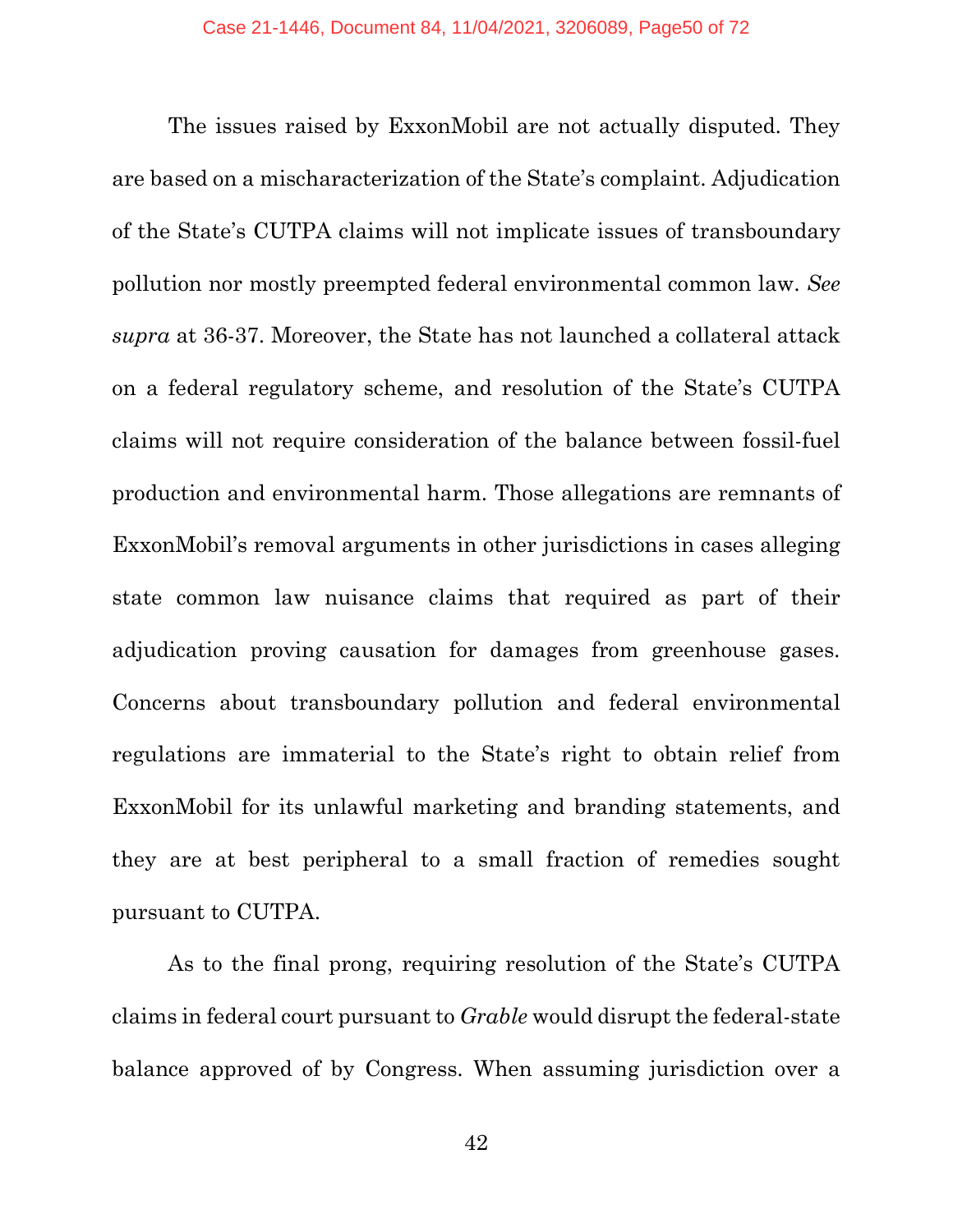The issues raised by ExxonMobil are not actually disputed. They are based on a mischaracterization of the State's complaint. Adjudication of the State's CUTPA claims will not implicate issues of transboundary pollution nor mostly preempted federal environmental common law. *See supra* at 36-37. Moreover, the State has not launched a collateral attack on a federal regulatory scheme, and resolution of the State's CUTPA claims will not require consideration of the balance between fossil-fuel production and environmental harm. Those allegations are remnants of ExxonMobil's removal arguments in other jurisdictions in cases alleging state common law nuisance claims that required as part of their adjudication proving causation for damages from greenhouse gases. Concerns about transboundary pollution and federal environmental regulations are immaterial to the State's right to obtain relief from ExxonMobil for its unlawful marketing and branding statements, and they are at best peripheral to a small fraction of remedies sought pursuant to CUTPA.

As to the final prong, requiring resolution of the State's CUTPA claims in federal court pursuant to *Grable* would disrupt the federal-state balance approved of by Congress. When assuming jurisdiction over a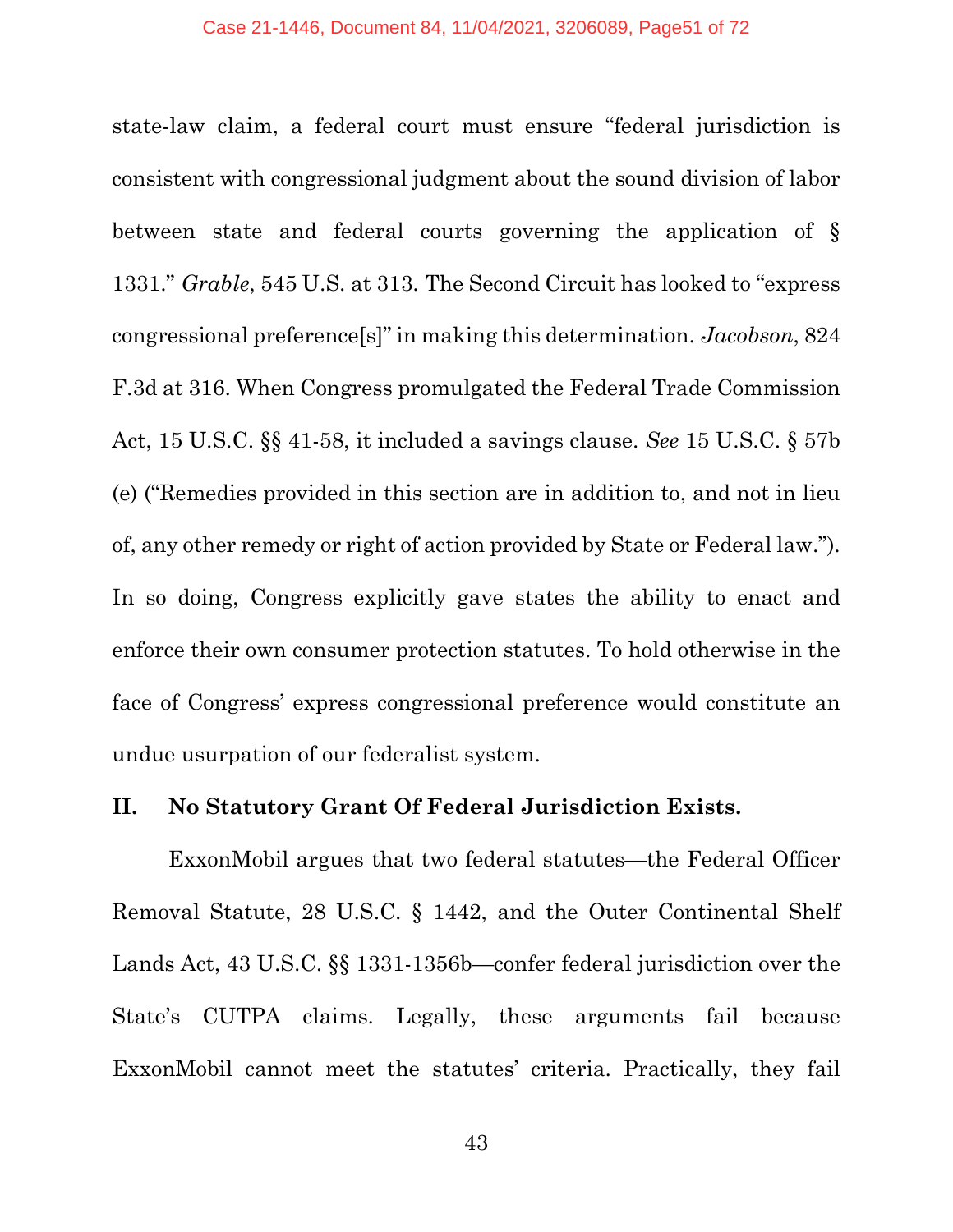state-law claim, a federal court must ensure "federal jurisdiction is consistent with congressional judgment about the sound division of labor between state and federal courts governing the application of § 1331." *Grable*, 545 U.S. at 313. The Second Circuit has looked to "express congressional preference[s]" in making this determination. *Jacobson*, 824 F.3d at 316. When Congress promulgated the Federal Trade Commission Act, 15 U.S.C. §§ 41-58, it included a savings clause. *See* 15 U.S.C. § 57b (e) ("Remedies provided in this section are in addition to, and not in lieu of, any other remedy or right of action provided by State or Federal law."). In so doing, Congress explicitly gave states the ability to enact and enforce their own consumer protection statutes. To hold otherwise in the face of Congress' express congressional preference would constitute an undue usurpation of our federalist system.

## II. No Statutory Grant Of Federal Jurisdiction Exists.

ExxonMobil argues that two federal statutes—the Federal Officer Removal Statute, 28 U.S.C. § 1442, and the Outer Continental Shelf Lands Act, 43 U.S.C. §§ 1331-1356b—confer federal jurisdiction over the State's CUTPA claims. Legally, these arguments fail because ExxonMobil cannot meet the statutes' criteria. Practically, they fail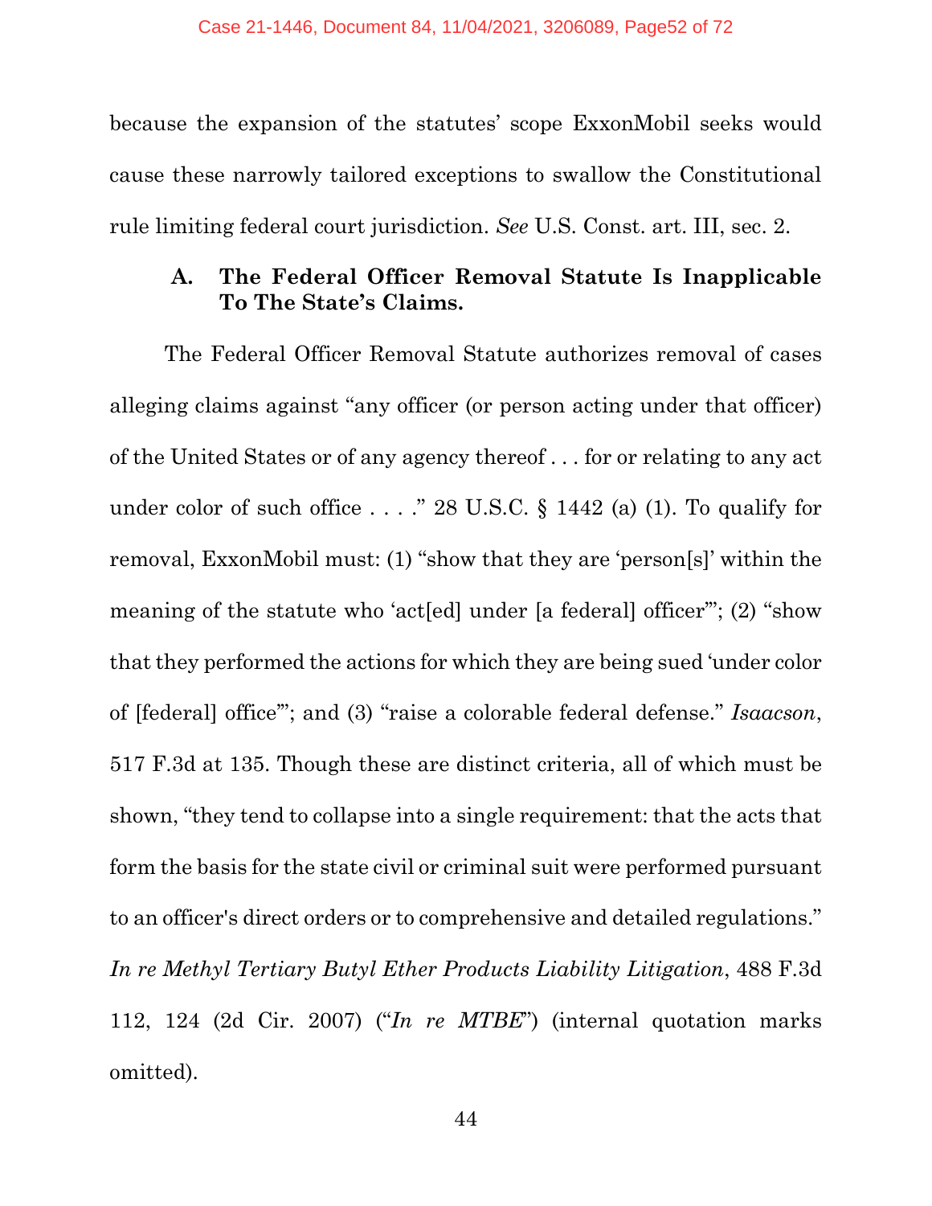because the expansion of the statutes' scope ExxonMobil seeks would cause these narrowly tailored exceptions to swallow the Constitutional rule limiting federal court jurisdiction. *See* U.S. Const. art. III, sec. 2.

### A. The Federal Officer Removal Statute Is Inapplicable To The State's Claims.

The Federal Officer Removal Statute authorizes removal of cases alleging claims against "any officer (or person acting under that officer) of the United States or of any agency thereof . . . for or relating to any act under color of such office . . . ." 28 U.S.C. § 1442 (a) (1). To qualify for removal, ExxonMobil must: (1) "show that they are 'person[s]' within the meaning of the statute who 'act[ed] under [a federal] officer'"; (2) "show that they performed the actions for which they are being sued 'under color of [federal] office'"; and (3) "raise a colorable federal defense." *Isaacson*, 517 F.3d at 135. Though these are distinct criteria, all of which must be shown, "they tend to collapse into a single requirement: that the acts that form the basis for the state civil or criminal suit were performed pursuant to an officer's direct orders or to comprehensive and detailed regulations." *In re Methyl Tertiary Butyl Ether Products Liability Litigation*, 488 F.3d 112, 124 (2d Cir. 2007) ("*In re MTBE*") (internal quotation marks omitted).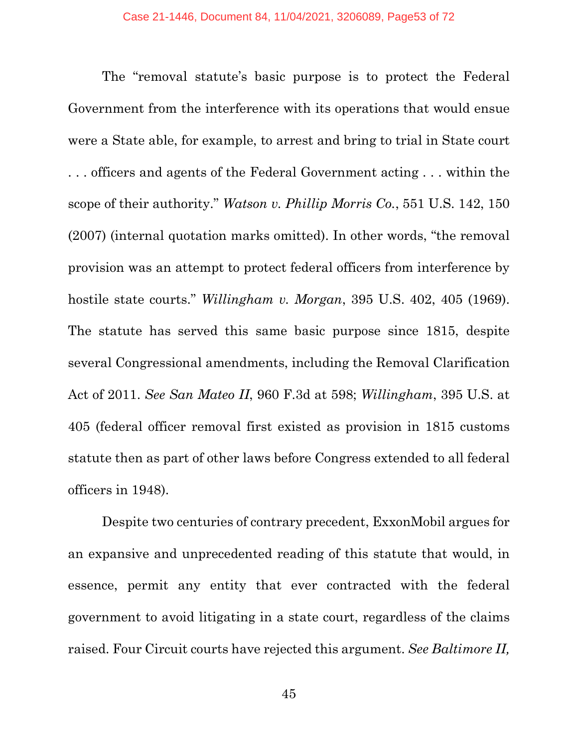The "removal statute's basic purpose is to protect the Federal Government from the interference with its operations that would ensue were a State able, for example, to arrest and bring to trial in State court . . . officers and agents of the Federal Government acting . . . within the scope of their authority." *Watson v. Phillip Morris Co.*, 551 U.S. 142, 150 (2007) (internal quotation marks omitted). In other words, "the removal provision was an attempt to protect federal officers from interference by hostile state courts." *Willingham v. Morgan*, 395 U.S. 402, 405 (1969). The statute has served this same basic purpose since 1815, despite several Congressional amendments, including the Removal Clarification Act of 2011. *See San Mateo II*, 960 F.3d at 598; *Willingham*, 395 U.S. at 405 (federal officer removal first existed as provision in 1815 customs statute then as part of other laws before Congress extended to all federal officers in 1948).

Despite two centuries of contrary precedent, ExxonMobil argues for an expansive and unprecedented reading of this statute that would, in essence, permit any entity that ever contracted with the federal government to avoid litigating in a state court, regardless of the claims raised. Four Circuit courts have rejected this argument. *See Baltimore II,*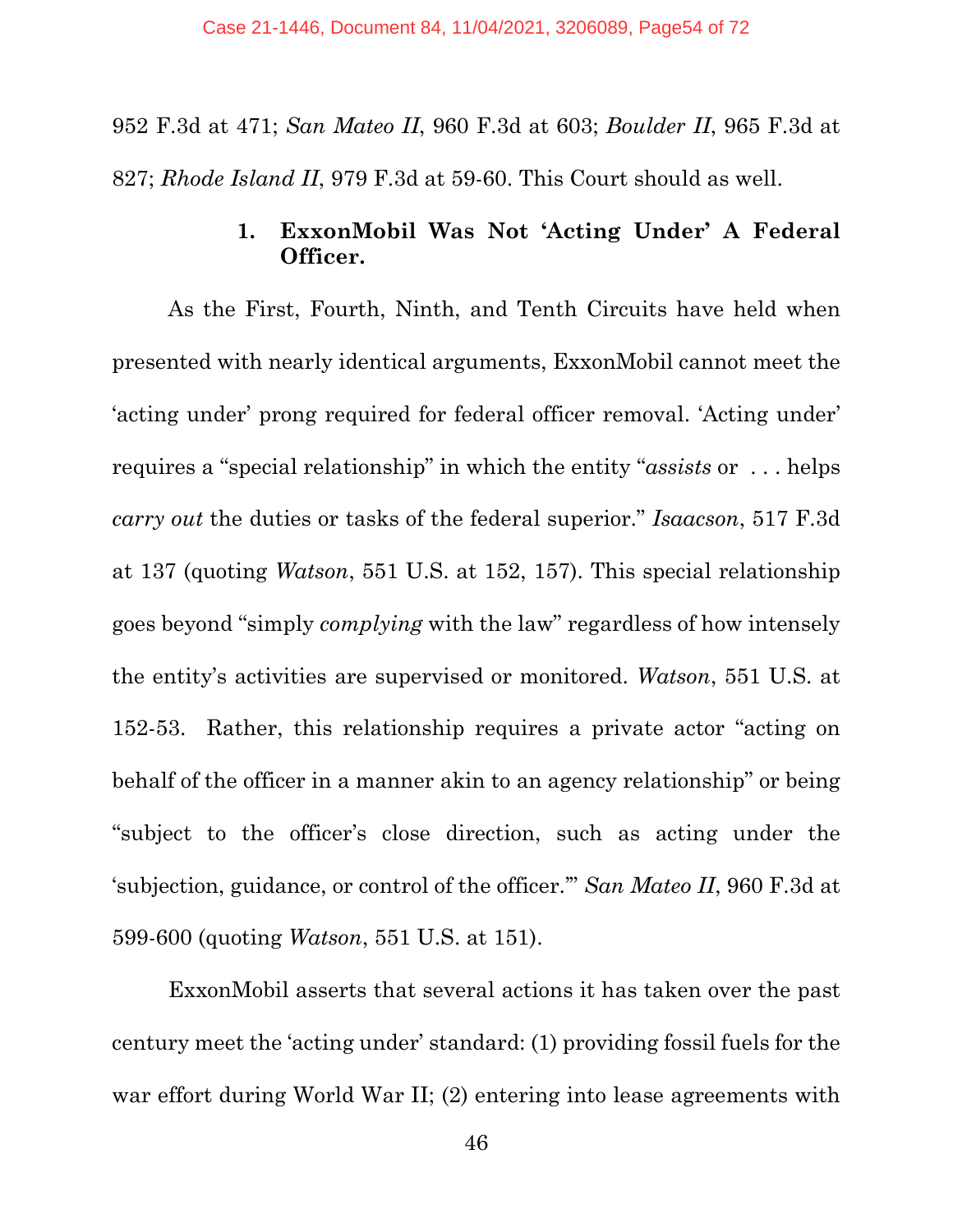952 F.3d at 471; *San Mateo II*, 960 F.3d at 603; *Boulder II*, 965 F.3d at 827; *Rhode Island II*, 979 F.3d at 59-60. This Court should as well.

### 1. ExxonMobil Was Not 'Acting Under' A Federal Officer.

As the First, Fourth, Ninth, and Tenth Circuits have held when presented with nearly identical arguments, ExxonMobil cannot meet the 'acting under' prong required for federal officer removal. 'Acting under' requires a "special relationship" in which the entity "*assists* or . . . helps *carry out* the duties or tasks of the federal superior." *Isaacson*, 517 F.3d at 137 (quoting *Watson*, 551 U.S. at 152, 157). This special relationship goes beyond "simply *complying* with the law" regardless of how intensely the entity's activities are supervised or monitored. *Watson*, 551 U.S. at 152-53. Rather, this relationship requires a private actor "acting on behalf of the officer in a manner akin to an agency relationship" or being "subject to the officer's close direction, such as acting under the 'subjection, guidance, or control of the officer.'" *San Mateo II*, 960 F.3d at 599-600 (quoting *Watson*, 551 U.S. at 151).

ExxonMobil asserts that several actions it has taken over the past century meet the 'acting under' standard: (1) providing fossil fuels for the war effort during World War II; (2) entering into lease agreements with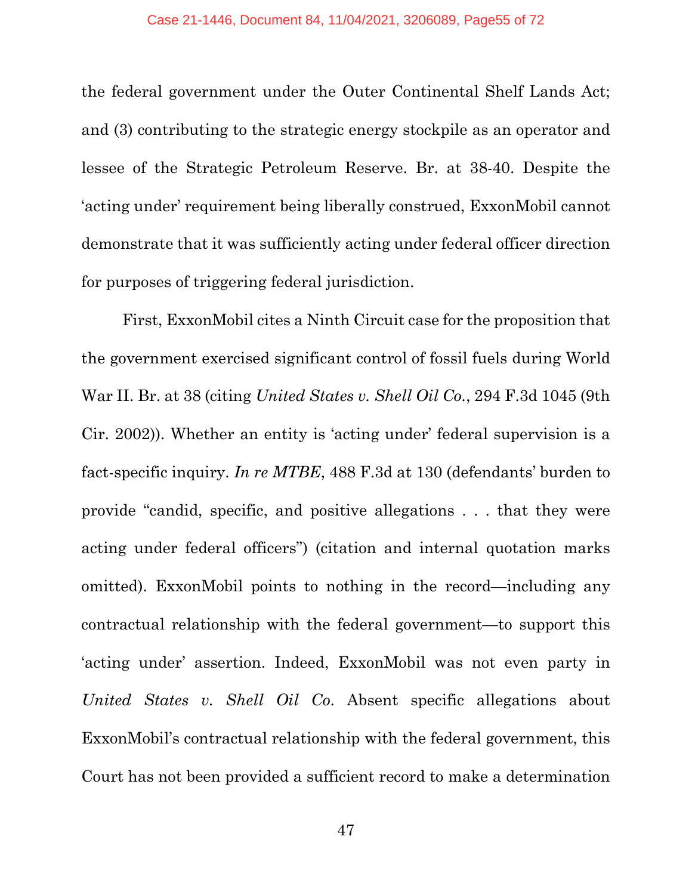the federal government under the Outer Continental Shelf Lands Act; and (3) contributing to the strategic energy stockpile as an operator and lessee of the Strategic Petroleum Reserve. Br. at 38-40. Despite the 'acting under' requirement being liberally construed, ExxonMobil cannot demonstrate that it was sufficiently acting under federal officer direction for purposes of triggering federal jurisdiction.

First, ExxonMobil cites a Ninth Circuit case for the proposition that the government exercised significant control of fossil fuels during World War II. Br. at 38 (citing *United States v. Shell Oil Co.*, 294 F.3d 1045 (9th Cir. 2002)). Whether an entity is 'acting under' federal supervision is a fact-specific inquiry. *In re MTBE*, 488 F.3d at 130 (defendants' burden to provide "candid, specific, and positive allegations . . . that they were acting under federal officers") (citation and internal quotation marks omitted). ExxonMobil points to nothing in the record—including any contractual relationship with the federal government—to support this 'acting under' assertion. Indeed, ExxonMobil was not even party in *United States v. Shell Oil Co.* Absent specific allegations about ExxonMobil's contractual relationship with the federal government, this Court has not been provided a sufficient record to make a determination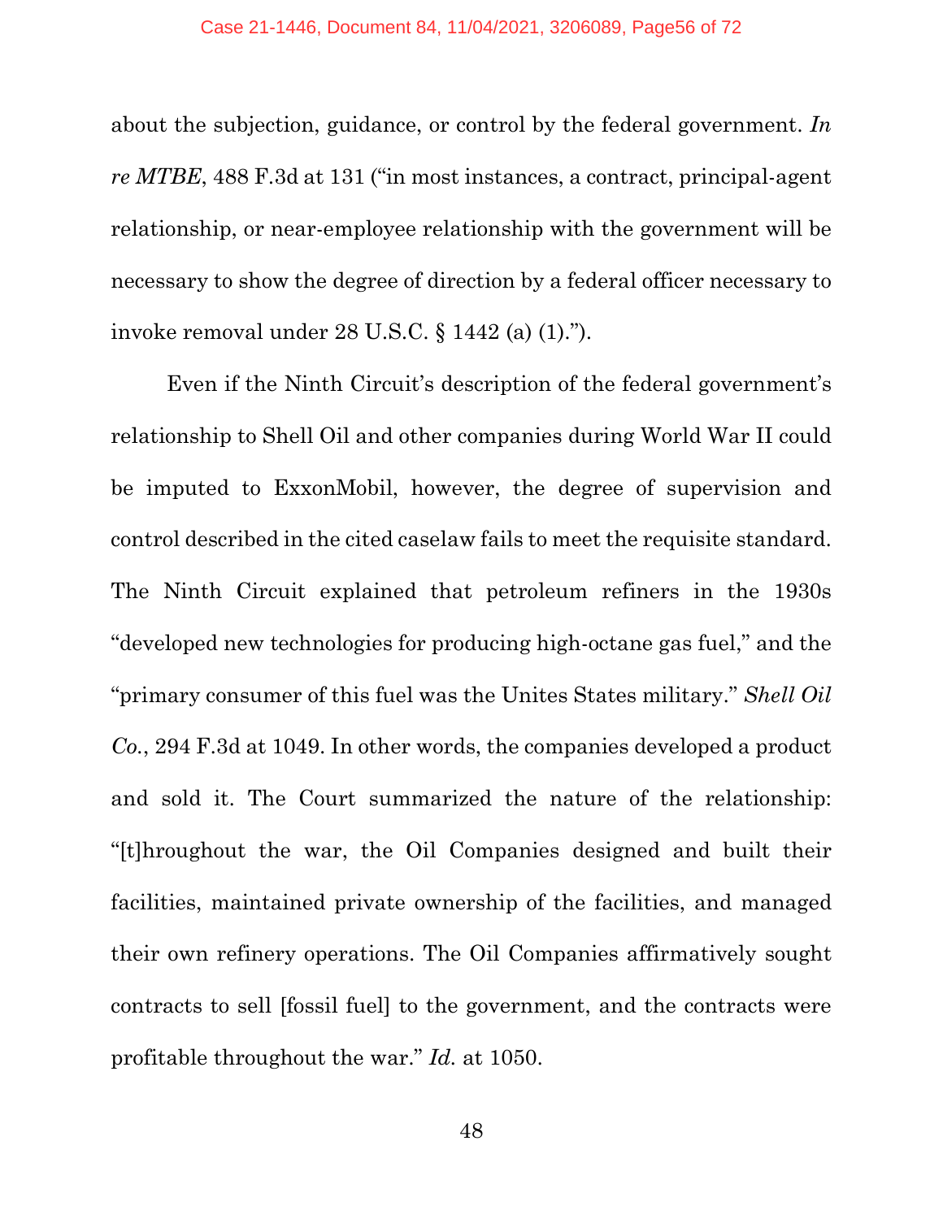about the subjection, guidance, or control by the federal government. *In re MTBE*, 488 F.3d at 131 ("in most instances, a contract, principal-agent relationship, or near-employee relationship with the government will be necessary to show the degree of direction by a federal officer necessary to invoke removal under 28 U.S.C. § 1442 (a) (1).").

Even if the Ninth Circuit's description of the federal government's relationship to Shell Oil and other companies during World War II could be imputed to ExxonMobil, however, the degree of supervision and control described in the cited caselaw fails to meet the requisite standard. The Ninth Circuit explained that petroleum refiners in the 1930s "developed new technologies for producing high-octane gas fuel," and the "primary consumer of this fuel was the Unites States military." *Shell Oil Co.*, 294 F.3d at 1049. In other words, the companies developed a product and sold it. The Court summarized the nature of the relationship: "[t]hroughout the war, the Oil Companies designed and built their facilities, maintained private ownership of the facilities, and managed their own refinery operations. The Oil Companies affirmatively sought contracts to sell [fossil fuel] to the government, and the contracts were profitable throughout the war." *Id.* at 1050.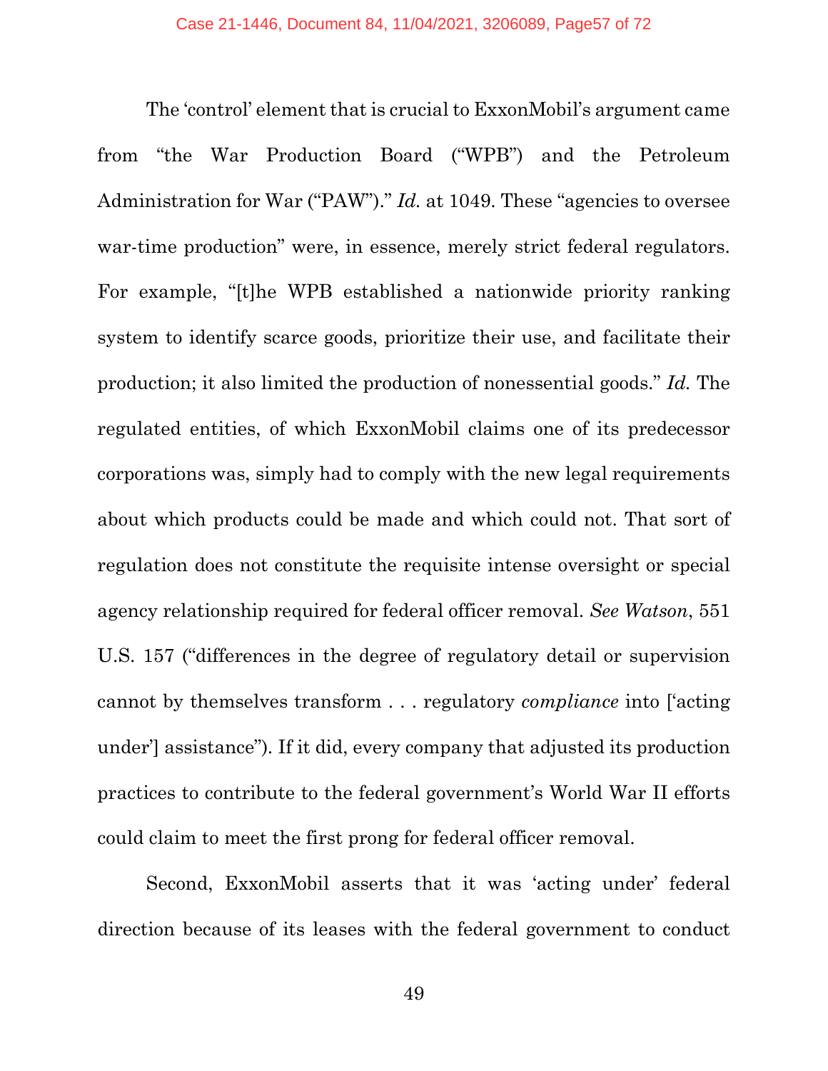The 'control' element that is crucial to ExxonMobil's argument came from "the War Production Board ("WPB") and the Petroleum Administration for War ("PAW")." *Id.* at 1049. These "agencies to oversee war-time production" were, in essence, merely strict federal regulators. For example, "[t]he WPB established a nationwide priority ranking system to identify scarce goods, prioritize their use, and facilitate their production; it also limited the production of nonessential goods." *Id.* The regulated entities, of which ExxonMobil claims one of its predecessor corporations was, simply had to comply with the new legal requirements about which products could be made and which could not. That sort of regulation does not constitute the requisite intense oversight or special agency relationship required for federal officer removal. *See Watson*, 551 U.S. 157 ("differences in the degree of regulatory detail or supervision cannot by themselves transform . . . regulatory *compliance* into ['acting under'] assistance"). If it did, every company that adjusted its production practices to contribute to the federal government's World War II efforts could claim to meet the first prong for federal officer removal.

Second, ExxonMobil asserts that it was 'acting under' federal direction because of its leases with the federal government to conduct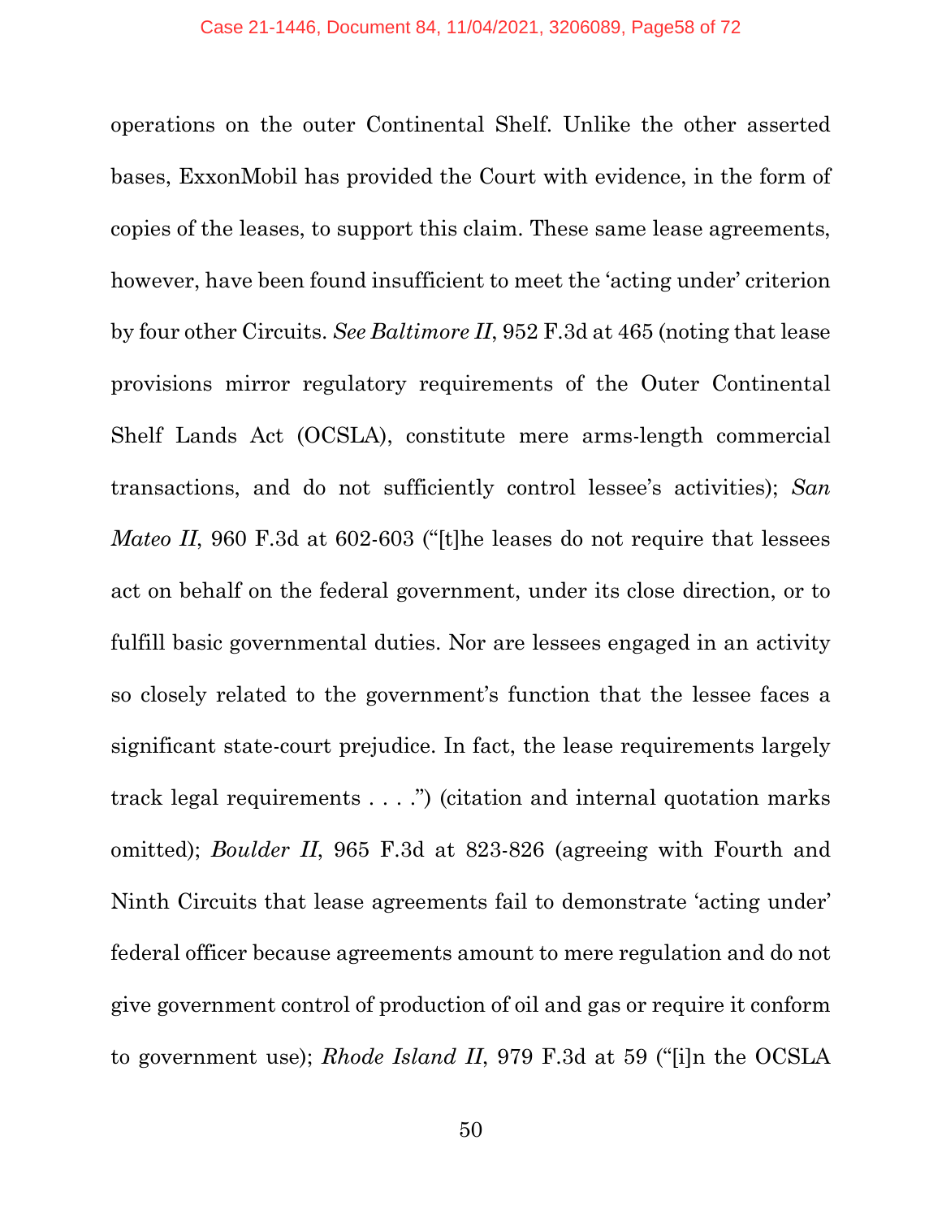operations on the outer Continental Shelf. Unlike the other asserted bases, ExxonMobil has provided the Court with evidence, in the form of copies of the leases, to support this claim. These same lease agreements, however, have been found insufficient to meet the 'acting under' criterion by four other Circuits. *See Baltimore II*, 952 F.3d at 465 (noting that lease provisions mirror regulatory requirements of the Outer Continental Shelf Lands Act (OCSLA), constitute mere arms-length commercial transactions, and do not sufficiently control lessee's activities); *San Mateo II*, 960 F.3d at 602-603 ("[t]he leases do not require that lessees act on behalf on the federal government, under its close direction, or to fulfill basic governmental duties. Nor are lessees engaged in an activity so closely related to the government's function that the lessee faces a significant state-court prejudice. In fact, the lease requirements largely track legal requirements . . . .") (citation and internal quotation marks omitted); *Boulder II*, 965 F.3d at 823-826 (agreeing with Fourth and Ninth Circuits that lease agreements fail to demonstrate 'acting under' federal officer because agreements amount to mere regulation and do not give government control of production of oil and gas or require it conform to government use); *Rhode Island II*, 979 F.3d at 59 ("[i]n the OCSLA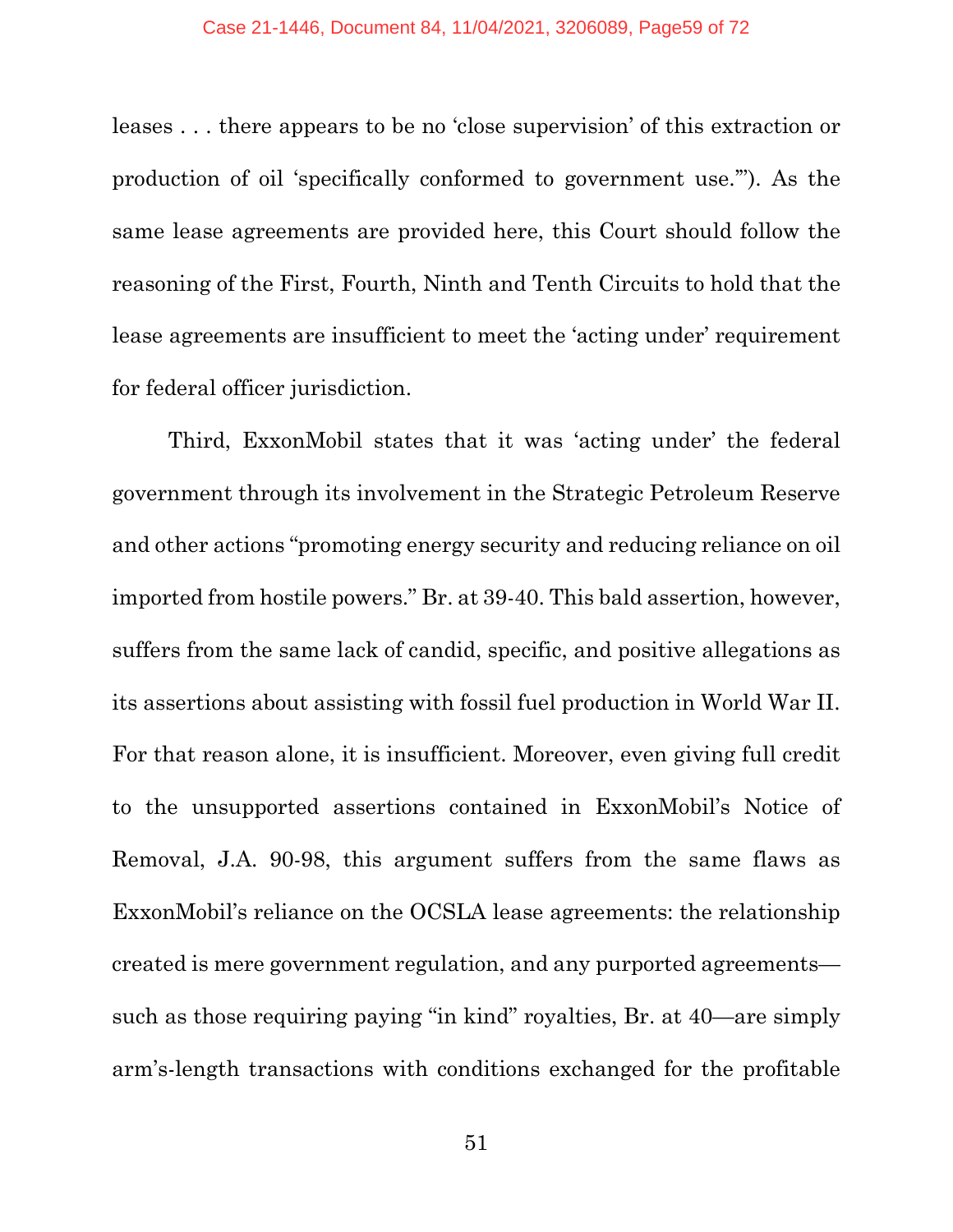leases . . . there appears to be no 'close supervision' of this extraction or production of oil 'specifically conformed to government use.'"). As the same lease agreements are provided here, this Court should follow the reasoning of the First, Fourth, Ninth and Tenth Circuits to hold that the lease agreements are insufficient to meet the 'acting under' requirement for federal officer jurisdiction.

Third, ExxonMobil states that it was 'acting under' the federal government through its involvement in the Strategic Petroleum Reserve and other actions "promoting energy security and reducing reliance on oil imported from hostile powers." Br. at 39-40. This bald assertion, however, suffers from the same lack of candid, specific, and positive allegations as its assertions about assisting with fossil fuel production in World War II. For that reason alone, it is insufficient. Moreover, even giving full credit to the unsupported assertions contained in ExxonMobil's Notice of Removal, J.A. 90-98, this argument suffers from the same flaws as ExxonMobil's reliance on the OCSLA lease agreements: the relationship created is mere government regulation, and any purported agreements—such as those requiring paying "in kind" royalties, Br. at 40—are simply arm's-length transactions with conditions exchanged for the profitable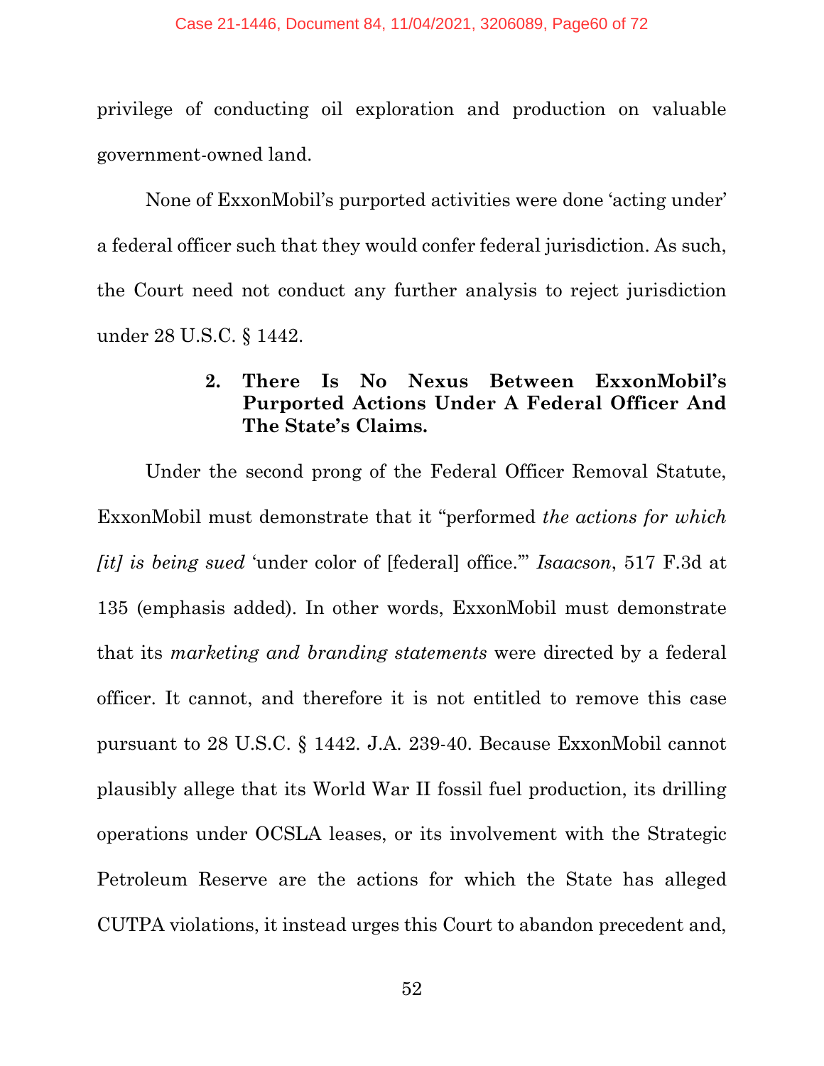privilege of conducting oil exploration and production on valuable government-owned land.

None of ExxonMobil's purported activities were done 'acting under' a federal officer such that they would confer federal jurisdiction. As such, the Court need not conduct any further analysis to reject jurisdiction under 28 U.S.C. § 1442.

### 2. There Is No Nexus Between ExxonMobil's Purported Actions Under A Federal Officer And The State's Claims.

Under the second prong of the Federal Officer Removal Statute, ExxonMobil must demonstrate that it "performed *the actions for which [it] is being sued* 'under color of [federal] office.'" *Isaacson*, 517 F.3d at 135 (emphasis added). In other words, ExxonMobil must demonstrate that its *marketing and branding statements* were directed by a federal officer. It cannot, and therefore it is not entitled to remove this case pursuant to 28 U.S.C. § 1442. J.A. 239-40. Because ExxonMobil cannot plausibly allege that its World War II fossil fuel production, its drilling operations under OCSLA leases, or its involvement with the Strategic Petroleum Reserve are the actions for which the State has alleged CUTPA violations, it instead urges this Court to abandon precedent and,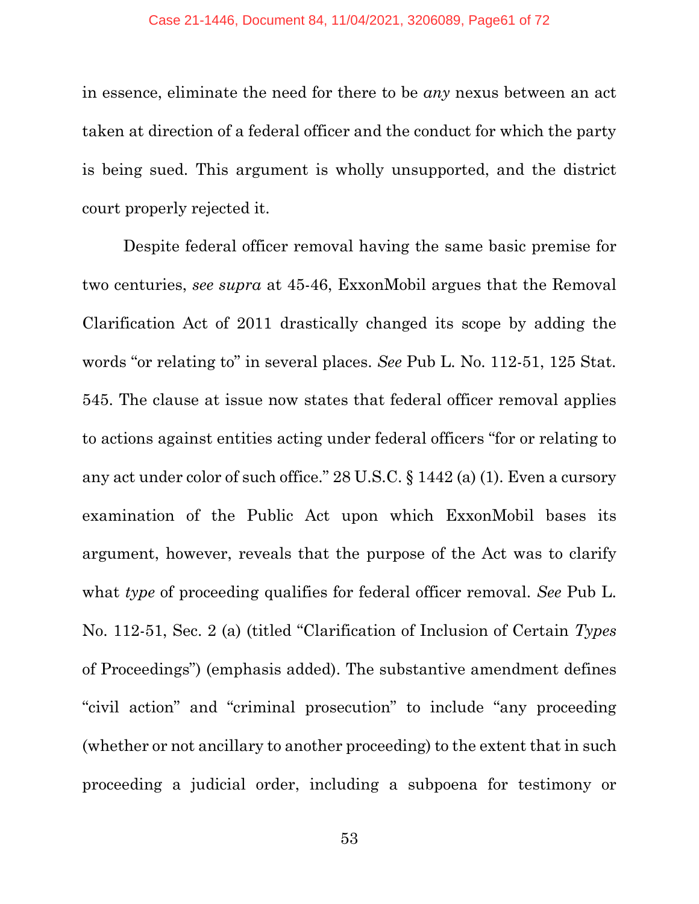in essence, eliminate the need for there to be *any* nexus between an act taken at direction of a federal officer and the conduct for which the party is being sued. This argument is wholly unsupported, and the district court properly rejected it.

Despite federal officer removal having the same basic premise for two centuries, *see supra* at 45-46, ExxonMobil argues that the Removal Clarification Act of 2011 drastically changed its scope by adding the words "or relating to" in several places. *See* Pub L. No. 112-51, 125 Stat. 545. The clause at issue now states that federal officer removal applies to actions against entities acting under federal officers "for or relating to any act under color of such office." 28 U.S.C. § 1442 (a) (1). Even a cursory examination of the Public Act upon which ExxonMobil bases its argument, however, reveals that the purpose of the Act was to clarify what *type* of proceeding qualifies for federal officer removal. *See* Pub L. No. 112-51, Sec. 2 (a) (titled "Clarification of Inclusion of Certain *Types* of Proceedings") (emphasis added). The substantive amendment defines "civil action" and "criminal prosecution" to include "any proceeding (whether or not ancillary to another proceeding) to the extent that in such proceeding a judicial order, including a subpoena for testimony or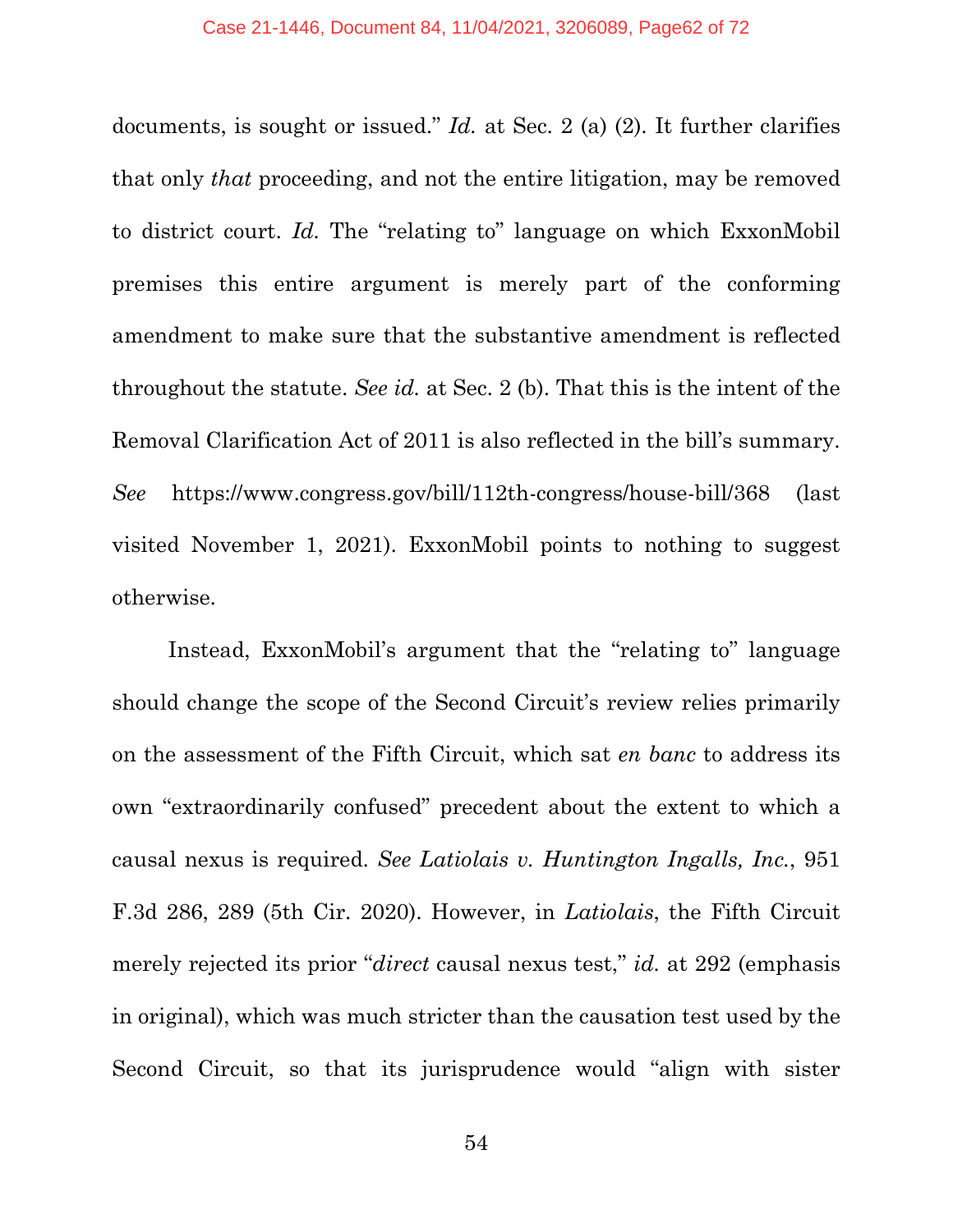documents, is sought or issued." *Id.* at Sec. 2 (a) (2). It further clarifies that only *that* proceeding, and not the entire litigation, may be removed to district court. *Id.* The "relating to" language on which ExxonMobil premises this entire argument is merely part of the conforming amendment to make sure that the substantive amendment is reflected throughout the statute. *See id.* at Sec. 2 (b). That this is the intent of the Removal Clarification Act of 2011 is also reflected in the bill's summary. *See* https://www.congress.gov/bill/112th-congress/house-bill/368 (last visited November 1, 2021). ExxonMobil points to nothing to suggest otherwise.

Instead, ExxonMobil's argument that the "relating to" language should change the scope of the Second Circuit's review relies primarily on the assessment of the Fifth Circuit, which sat *en banc* to address its own "extraordinarily confused" precedent about the extent to which a causal nexus is required. *See Latiolais v. Huntington Ingalls, Inc.*, 951 F.3d 286, 289 (5th Cir. 2020). However, in *Latiolais*, the Fifth Circuit merely rejected its prior "*direct* causal nexus test," *id.* at 292 (emphasis in original), which was much stricter than the causation test used by the Second Circuit, so that its jurisprudence would "align with sister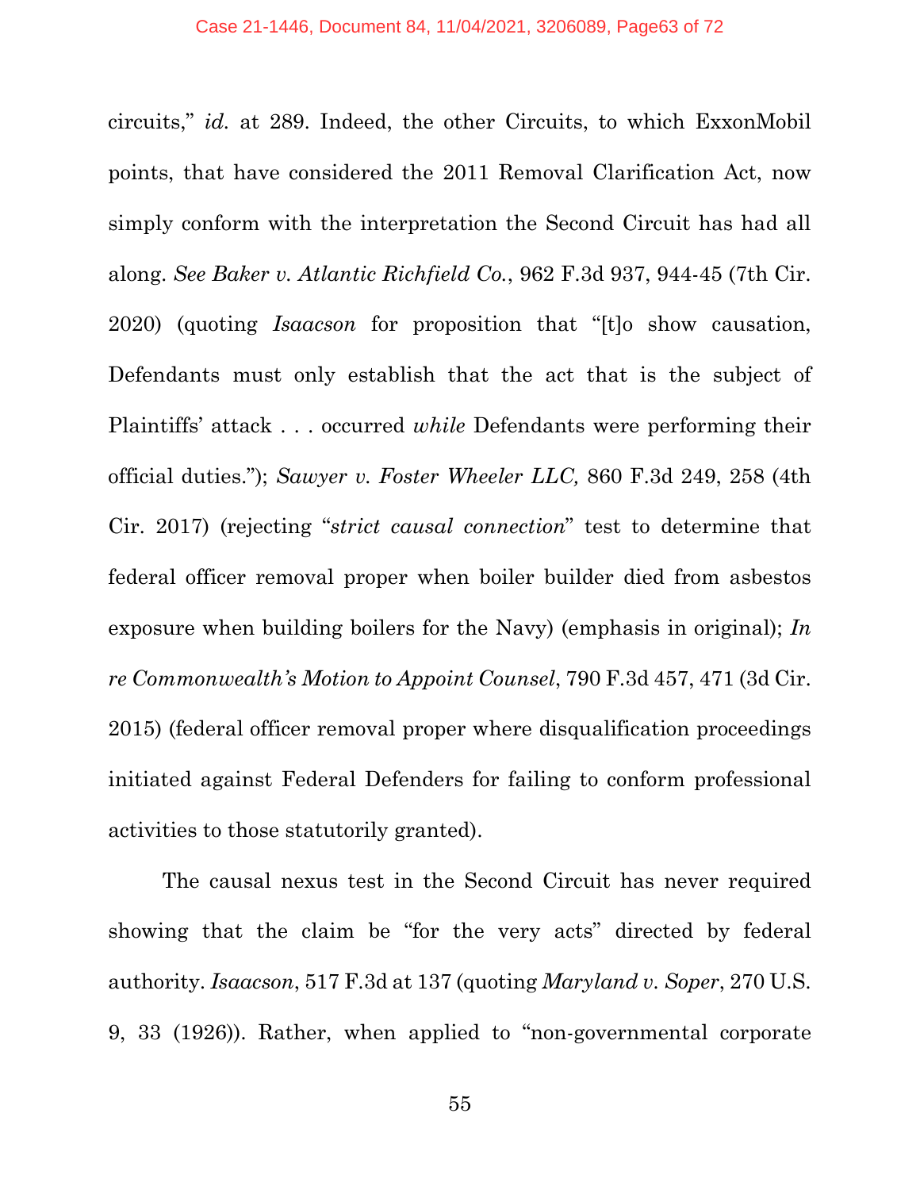circuits," *id.* at 289. Indeed, the other Circuits, to which ExxonMobil points, that have considered the 2011 Removal Clarification Act, now simply conform with the interpretation the Second Circuit has had all along. *See Baker v. Atlantic Richfield Co.*, 962 F.3d 937, 944-45 (7th Cir. 2020) (quoting *Isaacson* for proposition that "[t]o show causation, Defendants must only establish that the act that is the subject of Plaintiffs' attack . . . occurred *while* Defendants were performing their official duties."); *Sawyer v. Foster Wheeler LLC,* 860 F.3d 249, 258 (4th Cir. 2017) (rejecting "*strict causal connection*" test to determine that federal officer removal proper when boiler builder died from asbestos exposure when building boilers for the Navy) (emphasis in original); *In re Commonwealth's Motion to Appoint Counsel*, 790 F.3d 457, 471 (3d Cir. 2015) (federal officer removal proper where disqualification proceedings initiated against Federal Defenders for failing to conform professional activities to those statutorily granted).

The causal nexus test in the Second Circuit has never required showing that the claim be "for the very acts" directed by federal authority. *Isaacson*, 517 F.3d at 137 (quoting *Maryland v. Soper*, 270 U.S. 9, 33 (1926)). Rather, when applied to "non-governmental corporate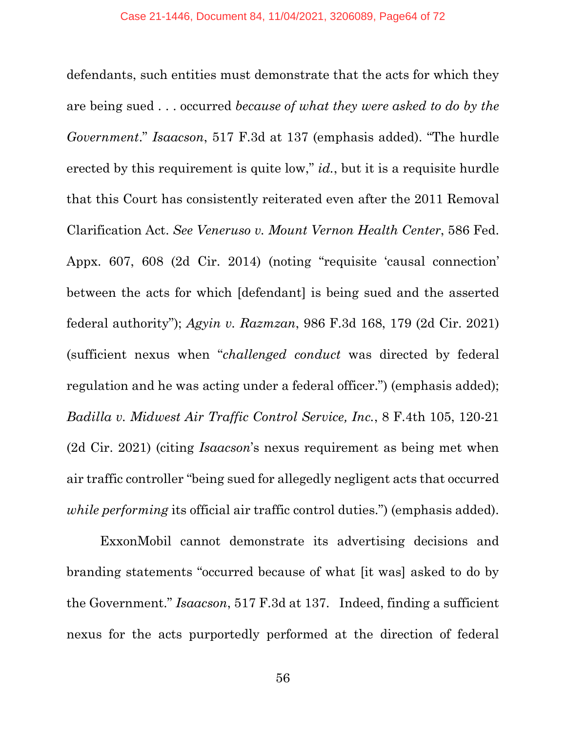defendants, such entities must demonstrate that the acts for which they are being sued . . . occurred *because of what they were asked to do by the Government*." *Isaacson*, 517 F.3d at 137 (emphasis added). "The hurdle erected by this requirement is quite low," *id.*, but it is a requisite hurdle that this Court has consistently reiterated even after the 2011 Removal Clarification Act. *See Veneruso v. Mount Vernon Health Center*, 586 Fed. Appx. 607, 608 (2d Cir. 2014) (noting "requisite 'causal connection' between the acts for which [defendant] is being sued and the asserted federal authority"); *Agyin v. Razmzan*, 986 F.3d 168, 179 (2d Cir. 2021) (sufficient nexus when "*challenged conduct* was directed by federal regulation and he was acting under a federal officer.") (emphasis added); *Badilla v. Midwest Air Traffic Control Service, Inc.*, 8 F.4th 105, 120-21 (2d Cir. 2021) (citing *Isaacson*'s nexus requirement as being met when air traffic controller "being sued for allegedly negligent acts that occurred *while performing* its official air traffic control duties.") (emphasis added).

ExxonMobil cannot demonstrate its advertising decisions and branding statements "occurred because of what [it was] asked to do by the Government." *Isaacson*, 517 F.3d at 137. Indeed, finding a sufficient nexus for the acts purportedly performed at the direction of federal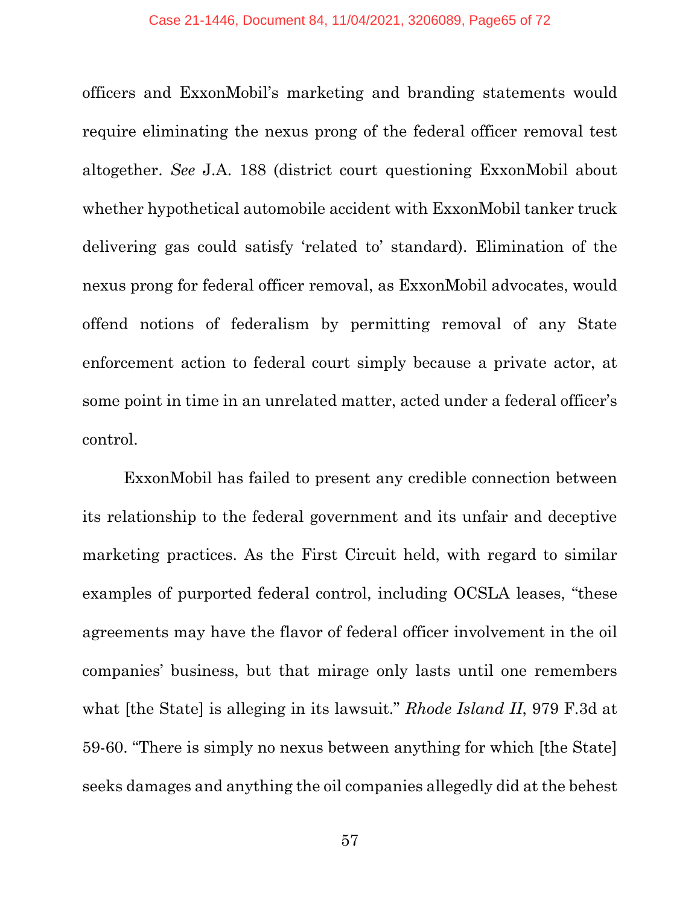officers and ExxonMobil's marketing and branding statements would require eliminating the nexus prong of the federal officer removal test altogether. *See* J.A. 188 (district court questioning ExxonMobil about whether hypothetical automobile accident with ExxonMobil tanker truck delivering gas could satisfy 'related to' standard). Elimination of the nexus prong for federal officer removal, as ExxonMobil advocates, would offend notions of federalism by permitting removal of any State enforcement action to federal court simply because a private actor, at some point in time in an unrelated matter, acted under a federal officer's control.

ExxonMobil has failed to present any credible connection between its relationship to the federal government and its unfair and deceptive marketing practices. As the First Circuit held, with regard to similar examples of purported federal control, including OCSLA leases, "these agreements may have the flavor of federal officer involvement in the oil companies' business, but that mirage only lasts until one remembers what [the State] is alleging in its lawsuit." *Rhode Island II*, 979 F.3d at 59-60. "There is simply no nexus between anything for which [the State] seeks damages and anything the oil companies allegedly did at the behest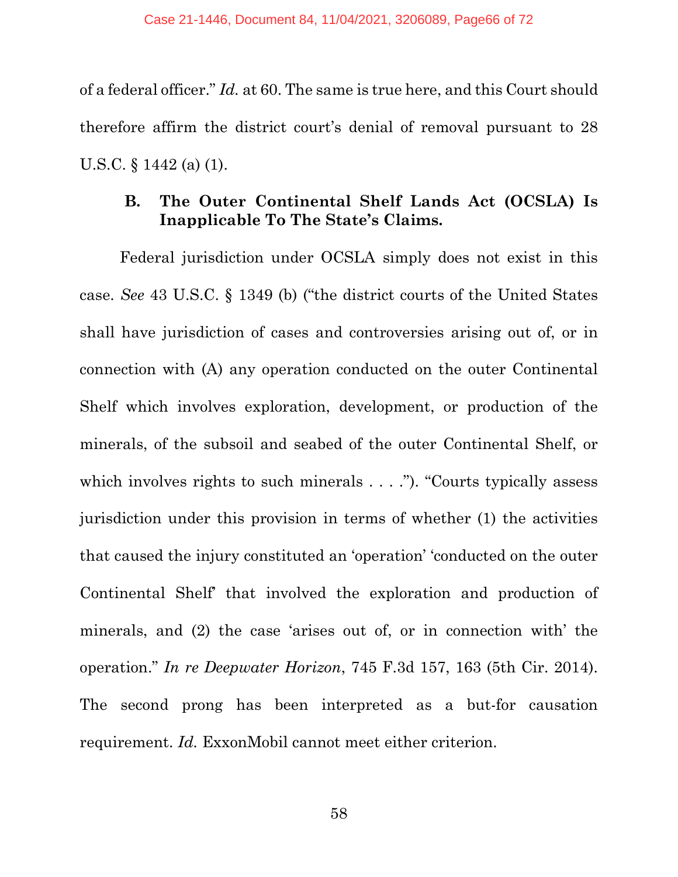of a federal officer." *Id.* at 60. The same is true here, and this Court should therefore affirm the district court's denial of removal pursuant to 28 U.S.C. § 1442 (a) (1).

### B. The Outer Continental Shelf Lands Act (OCSLA) Is Inapplicable To The State's Claims.

Federal jurisdiction under OCSLA simply does not exist in this case. *See* 43 U.S.C. § 1349 (b) ("the district courts of the United States shall have jurisdiction of cases and controversies arising out of, or in connection with (A) any operation conducted on the outer Continental Shelf which involves exploration, development, or production of the minerals, of the subsoil and seabed of the outer Continental Shelf, or which involves rights to such minerals . . . ."). "Courts typically assess jurisdiction under this provision in terms of whether (1) the activities that caused the injury constituted an 'operation' 'conducted on the outer Continental Shelf' that involved the exploration and production of minerals, and (2) the case 'arises out of, or in connection with' the operation." *In re Deepwater Horizon*, 745 F.3d 157, 163 (5th Cir. 2014). The second prong has been interpreted as a but-for causation requirement. *Id.* ExxonMobil cannot meet either criterion.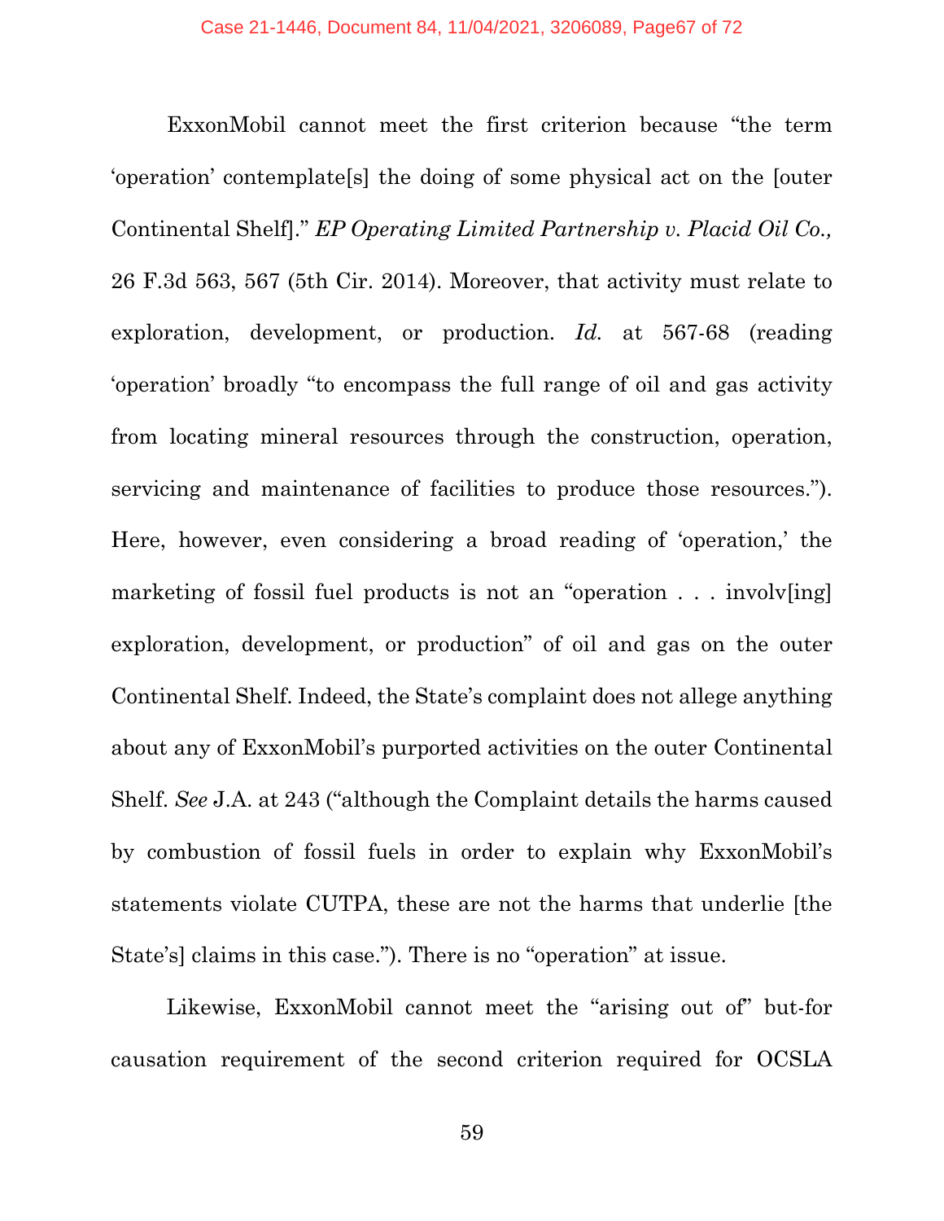ExxonMobil cannot meet the first criterion because "the term 'operation' contemplate[s] the doing of some physical act on the [outer Continental Shelf]." *EP Operating Limited Partnership v. Placid Oil Co.,* 26 F.3d 563, 567 (5th Cir. 2014). Moreover, that activity must relate to exploration, development, or production. *Id.* at 567-68 (reading 'operation' broadly "to encompass the full range of oil and gas activity from locating mineral resources through the construction, operation, servicing and maintenance of facilities to produce those resources."). Here, however, even considering a broad reading of 'operation,' the marketing of fossil fuel products is not an "operation . . . involv[ing] exploration, development, or production" of oil and gas on the outer Continental Shelf. Indeed, the State's complaint does not allege anything about any of ExxonMobil's purported activities on the outer Continental Shelf. *See* J.A. at 243 ("although the Complaint details the harms caused by combustion of fossil fuels in order to explain why ExxonMobil's statements violate CUTPA, these are not the harms that underlie [the State's] claims in this case."). There is no "operation" at issue.

Likewise, ExxonMobil cannot meet the "arising out of" but-for causation requirement of the second criterion required for OCSLA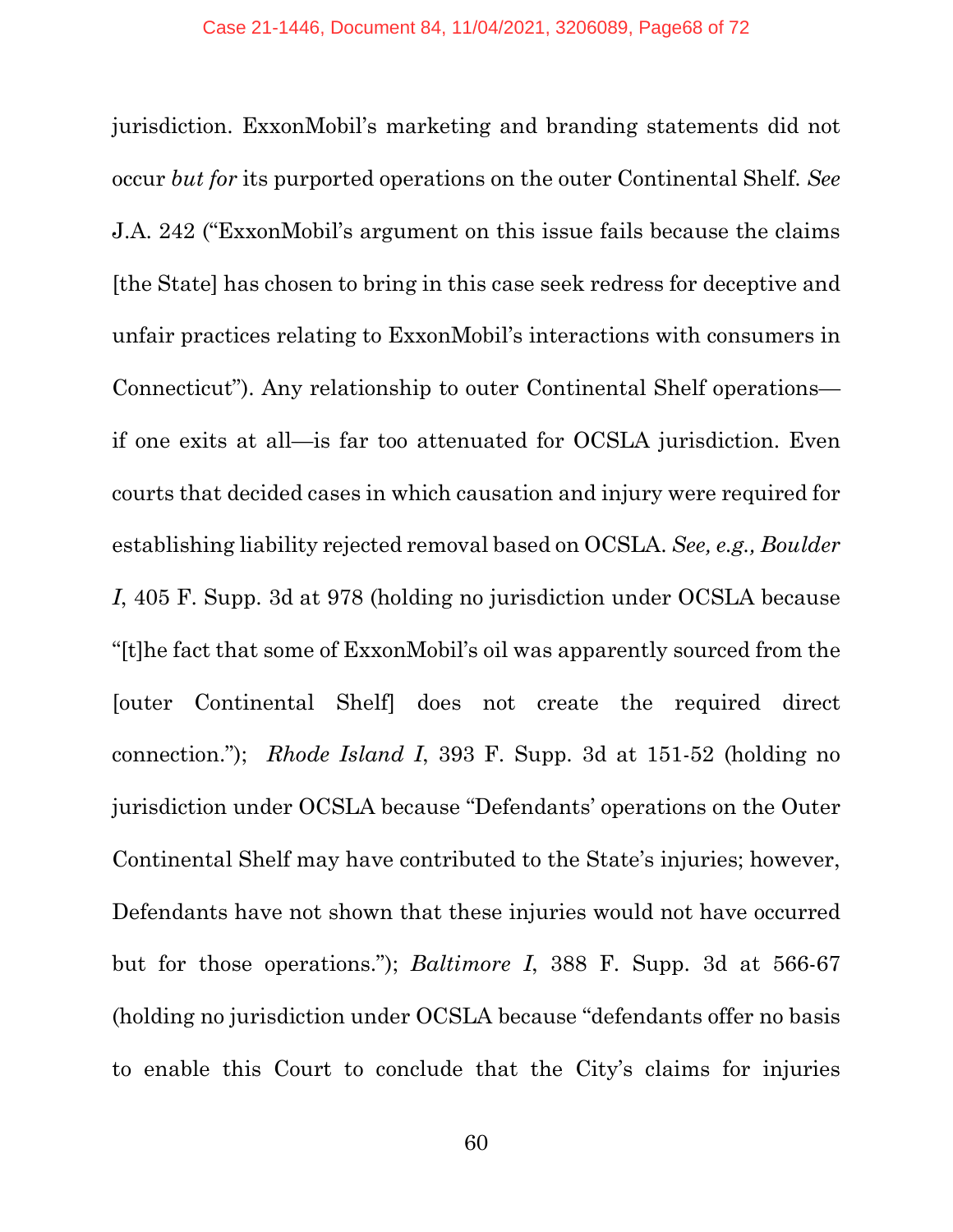jurisdiction. ExxonMobil's marketing and branding statements did not occur *but for* its purported operations on the outer Continental Shelf. *See* J.A. 242 ("ExxonMobil's argument on this issue fails because the claims [the State] has chosen to bring in this case seek redress for deceptive and unfair practices relating to ExxonMobil's interactions with consumers in Connecticut"). Any relationship to outer Continental Shelf operations—if one exits at all—is far too attenuated for OCSLA jurisdiction. Even courts that decided cases in which causation and injury were required for establishing liability rejected removal based on OCSLA. *See, e.g., Boulder I*, 405 F. Supp. 3d at 978 (holding no jurisdiction under OCSLA because "[t]he fact that some of ExxonMobil's oil was apparently sourced from the [outer Continental Shelf] does not create the required direct connection."); *Rhode Island I*, 393 F. Supp. 3d at 151-52 (holding no jurisdiction under OCSLA because "Defendants' operations on the Outer Continental Shelf may have contributed to the State's injuries; however, Defendants have not shown that these injuries would not have occurred but for those operations."); *Baltimore I*, 388 F. Supp. 3d at 566-67 (holding no jurisdiction under OCSLA because "defendants offer no basis to enable this Court to conclude that the City's claims for injuries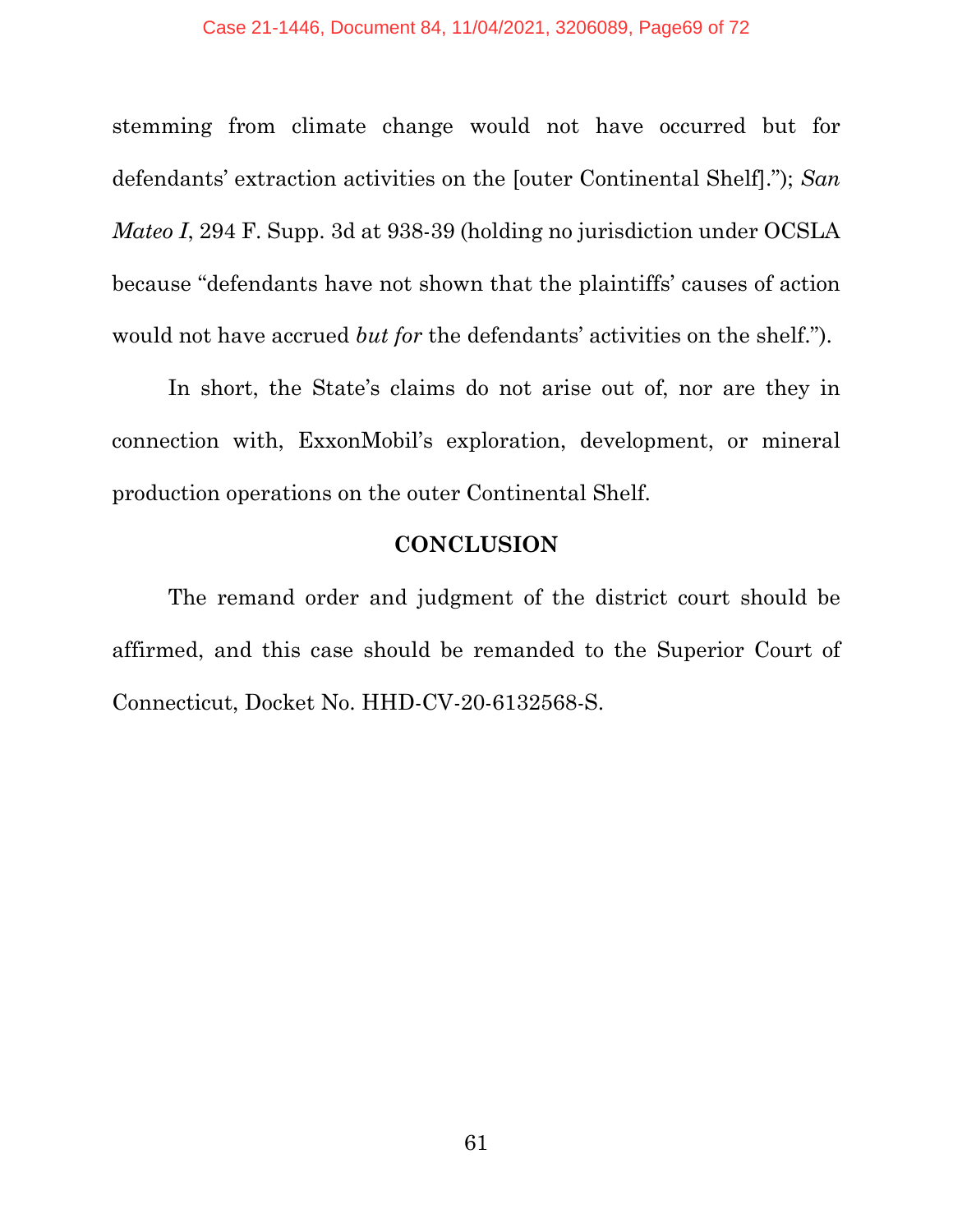stemming from climate change would not have occurred but for defendants' extraction activities on the [outer Continental Shelf]."); *San Mateo I*, 294 F. Supp. 3d at 938-39 (holding no jurisdiction under OCSLA because "defendants have not shown that the plaintiffs' causes of action would not have accrued *but for* the defendants' activities on the shelf.").

In short, the State's claims do not arise out of, nor are they in connection with, ExxonMobil's exploration, development, or mineral production operations on the outer Continental Shelf.

## CONCLUSION

The remand order and judgment of the district court should be affirmed, and this case should be remanded to the Superior Court of Connecticut, Docket No. HHD-CV-20-6132568-S.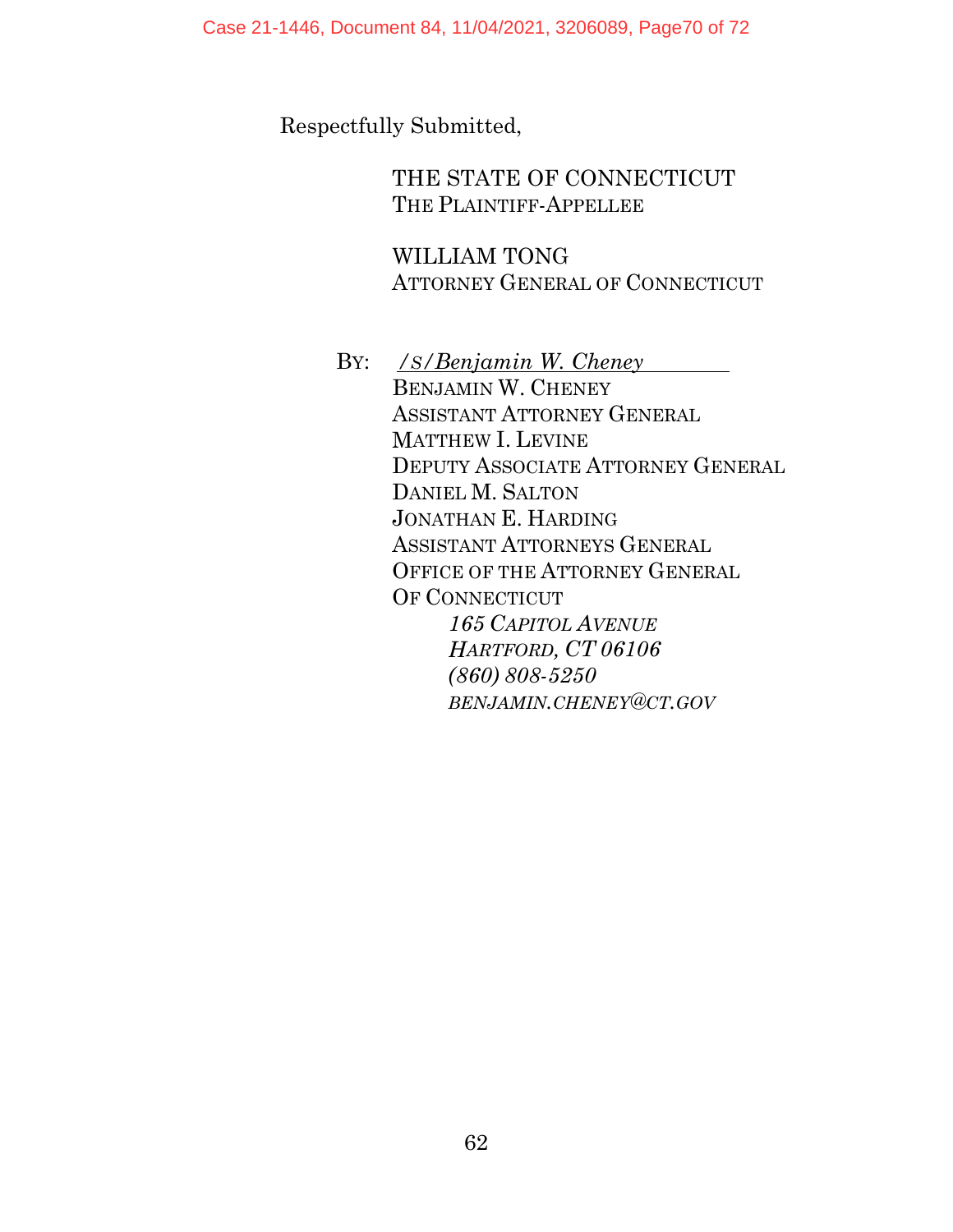Respectfully Submitted,

THE STATE OF CONNECTICUT
THE PLAINTIFF-APPELLEE

WILLIAM TONG
ATTORNEY GENERAL OF CONNECTICUT

BY: */S/Benjamin W. Cheney*
BENJAMIN W. CHENEY
ASSISTANT ATTORNEY GENERAL
MATTHEW I. LEVINE
DEPUTY ASSOCIATE ATTORNEY GENERAL
DANIEL M. SALTON
JONATHAN E. HARDING
ASSISTANT ATTORNEYS GENERAL
OFFICE OF THE ATTORNEY GENERAL
OF CONNECTICUT
*165 CAPITOL AVENUE*
*HARTFORD, CT 06106*
*(860) 808-5250*
*BENJAMIN.CHENEY@CT.GOV*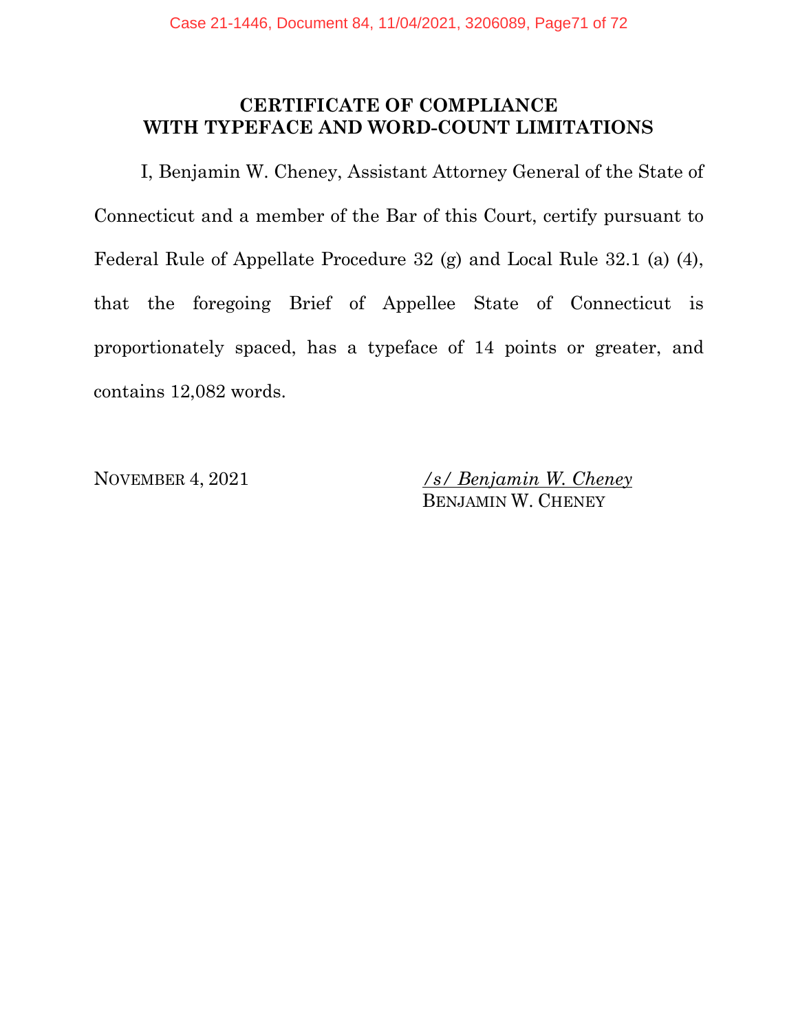## CERTIFICATE OF COMPLIANCE WITH TYPEFACE AND WORD-COUNT LIMITATIONS

I, Benjamin W. Cheney, Assistant Attorney General of the State of Connecticut and a member of the Bar of this Court, certify pursuant to Federal Rule of Appellate Procedure 32 (g) and Local Rule 32.1 (a) (4), that the foregoing Brief of Appellee State of Connecticut is proportionately spaced, has a typeface of 14 points or greater, and contains 12,082 words.

NOVEMBER 4, 2021

*/s/ Benjamin W. Cheney*
BENJAMIN W. CHENEY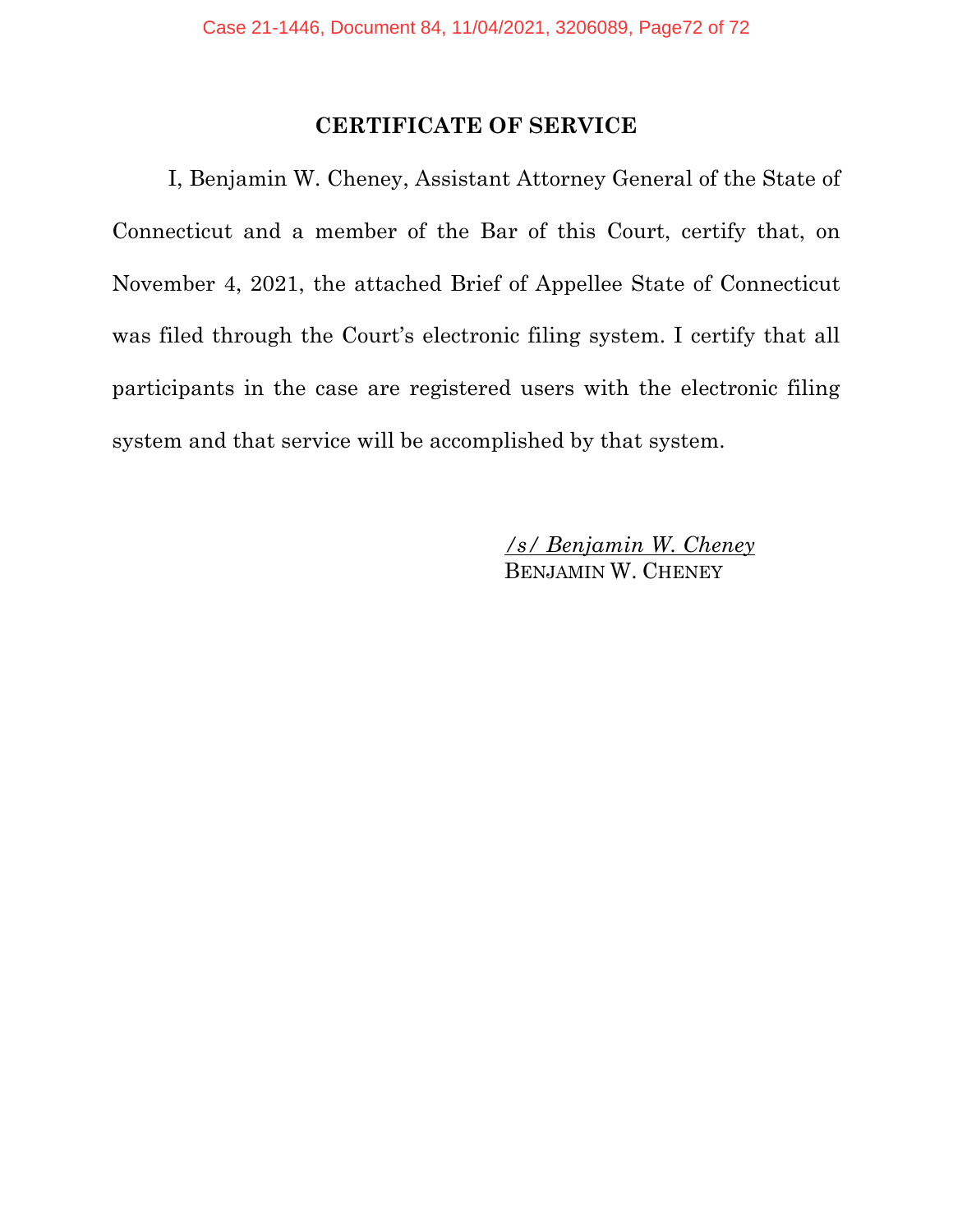## CERTIFICATE OF SERVICE

I, Benjamin W. Cheney, Assistant Attorney General of the State of Connecticut and a member of the Bar of this Court, certify that, on November 4, 2021, the attached Brief of Appellee State of Connecticut was filed through the Court's electronic filing system. I certify that all participants in the case are registered users with the electronic filing system and that service will be accomplished by that system.

*/s/ Benjamin W. Cheney*
BENJAMIN W. CHENEY